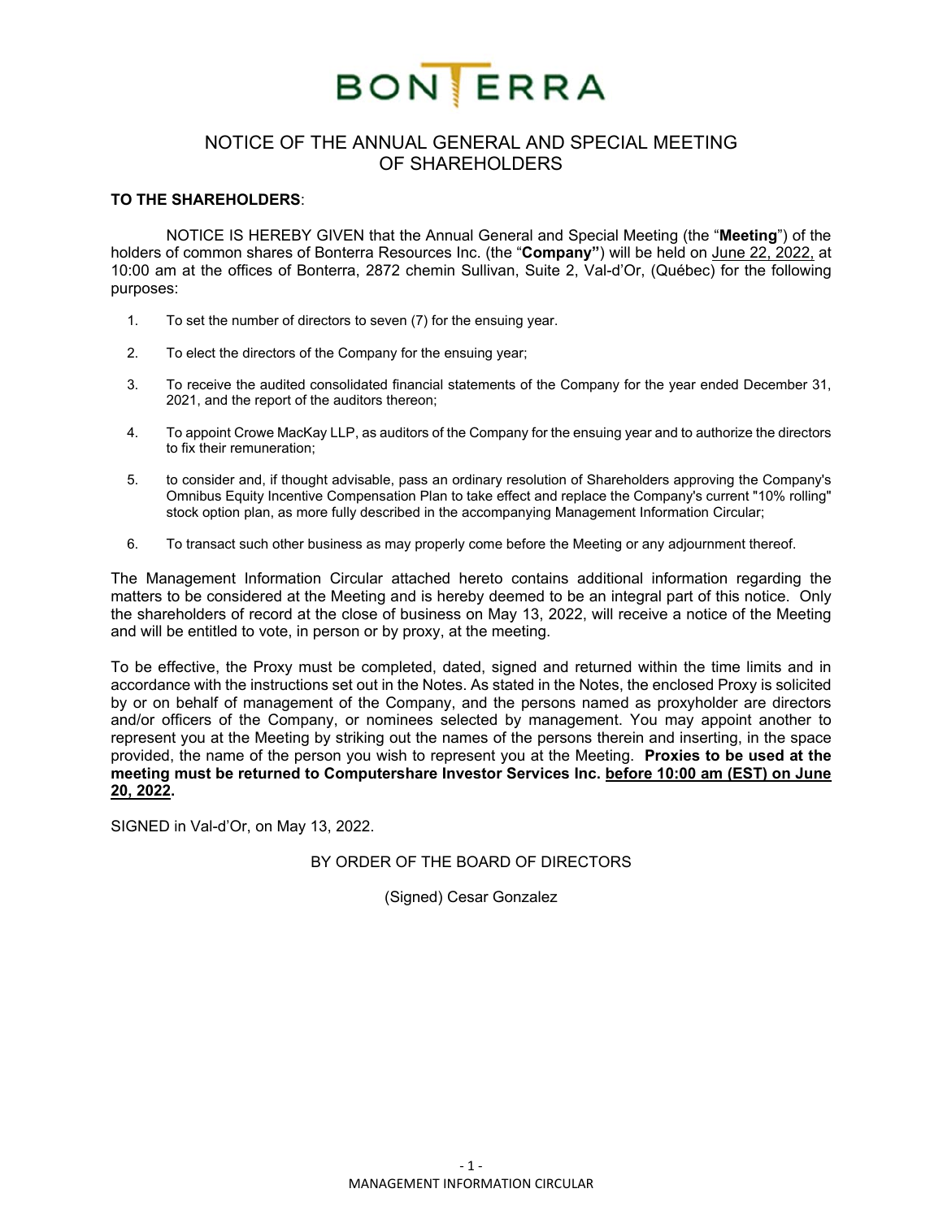# BONTERRA

## NOTICE OF THE ANNUAL GENERAL AND SPECIAL MEETING OF SHAREHOLDERS

**TO THE SHAREHOLDERS**:

NOTICE IS HEREBY GIVEN that the Annual General and Special Meeting (the "**Meeting**") of the holders of common shares of Bonterra Resources Inc. (the "**Company"**) will be held on June 22, 2022, at 10:00 am at the offices of Bonterra, 2872 chemin Sullivan, Suite 2, Val-d'Or, (Québec) for the following purposes:

1. To set the number of directors to seven (7) for the ensuing year.
2. To elect the directors of the Company for the ensuing year;
3. To receive the audited consolidated financial statements of the Company for the year ended December 31, 2021, and the report of the auditors thereon;
4. To appoint Crowe MacKay LLP, as auditors of the Company for the ensuing year and to authorize the directors to fix their remuneration;
5. to consider and, if thought advisable, pass an ordinary resolution of Shareholders approving the Company's Omnibus Equity Incentive Compensation Plan to take effect and replace the Company's current "10% rolling" stock option plan, as more fully described in the accompanying Management Information Circular;
6. To transact such other business as may properly come before the Meeting or any adjournment thereof.

The Management Information Circular attached hereto contains additional information regarding the matters to be considered at the Meeting and is hereby deemed to be an integral part of this notice. Only the shareholders of record at the close of business on May 13, 2022, will receive a notice of the Meeting and will be entitled to vote, in person or by proxy, at the meeting.

To be effective, the Proxy must be completed, dated, signed and returned within the time limits and in accordance with the instructions set out in the Notes. As stated in the Notes, the enclosed Proxy is solicited by or on behalf of management of the Company, and the persons named as proxyholder are directors and/or officers of the Company, or nominees selected by management. You may appoint another to represent you at the Meeting by striking out the names of the persons therein and inserting, in the space provided, the name of the person you wish to represent you at the Meeting. **Proxies to be used at the meeting must be returned to Computershare Investor Services Inc. before 10:00 am (EST) on June 20, 2022.**

SIGNED in Val-d'Or, on May 13, 2022.

BY ORDER OF THE BOARD OF DIRECTORS

(Signed) Cesar Gonzalez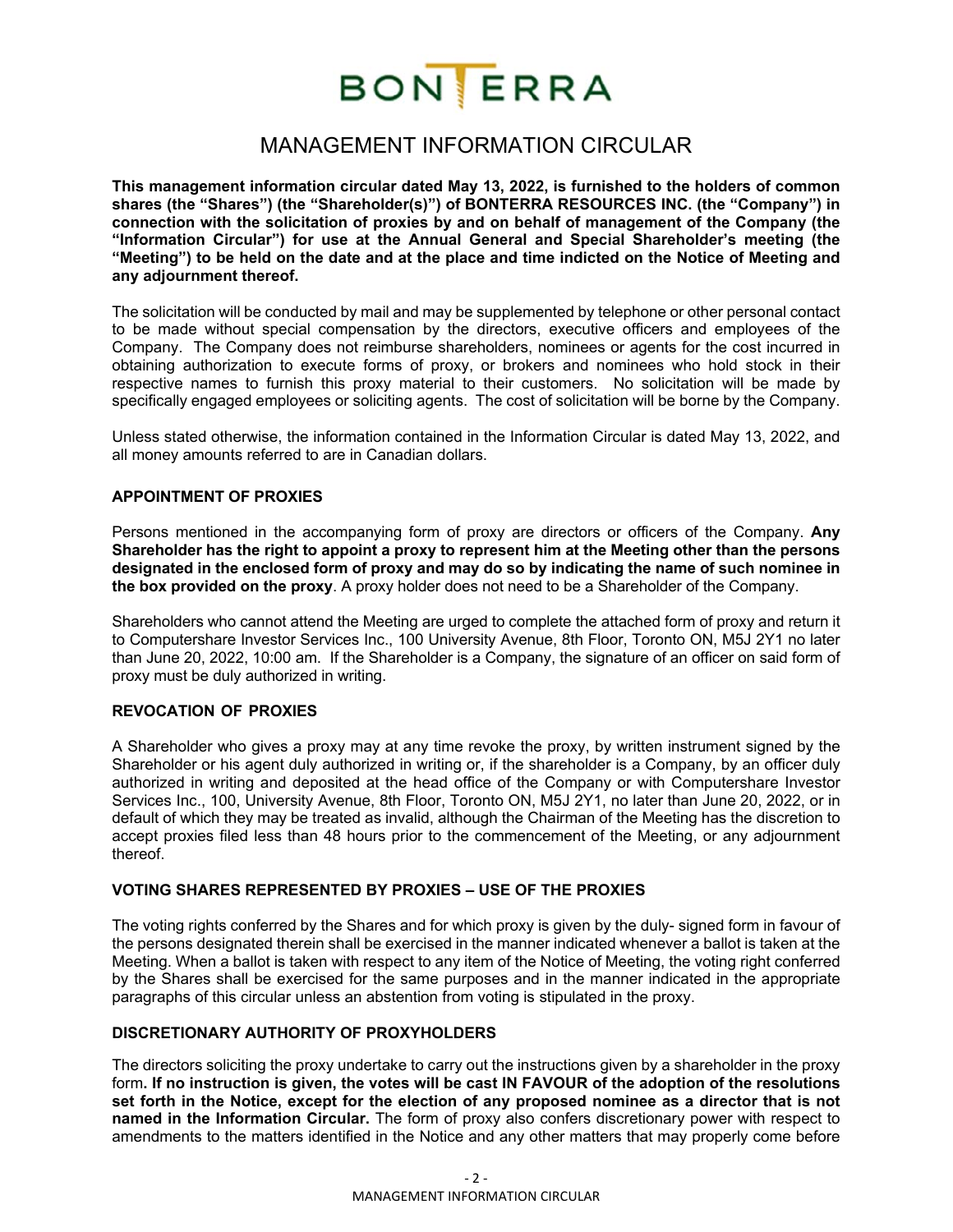BONTERRA

# MANAGEMENT INFORMATION CIRCULAR

**This management information circular dated May 13, 2022, is furnished to the holders of common shares (the "Shares") (the "Shareholder(s)") of BONTERRA RESOURCES INC. (the "Company") in connection with the solicitation of proxies by and on behalf of management of the Company (the "Information Circular") for use at the Annual General and Special Shareholder's meeting (the "Meeting") to be held on the date and at the place and time indicted on the Notice of Meeting and any adjournment thereof.**

The solicitation will be conducted by mail and may be supplemented by telephone or other personal contact to be made without special compensation by the directors, executive officers and employees of the Company. The Company does not reimburse shareholders, nominees or agents for the cost incurred in obtaining authorization to execute forms of proxy, or brokers and nominees who hold stock in their respective names to furnish this proxy material to their customers. No solicitation will be made by specifically engaged employees or soliciting agents. The cost of solicitation will be borne by the Company.

Unless stated otherwise, the information contained in the Information Circular is dated May 13, 2022, and all money amounts referred to are in Canadian dollars.

## APPOINTMENT OF PROXIES

Persons mentioned in the accompanying form of proxy are directors or officers of the Company. **Any Shareholder has the right to appoint a proxy to represent him at the Meeting other than the persons designated in the enclosed form of proxy and may do so by indicating the name of such nominee in the box provided on the proxy**. A proxy holder does not need to be a Shareholder of the Company.

Shareholders who cannot attend the Meeting are urged to complete the attached form of proxy and return it to Computershare Investor Services Inc., 100 University Avenue, 8th Floor, Toronto ON, M5J 2Y1 no later than June 20, 2022, 10:00 am. If the Shareholder is a Company, the signature of an officer on said form of proxy must be duly authorized in writing.

## REVOCATION OF PROXIES

A Shareholder who gives a proxy may at any time revoke the proxy, by written instrument signed by the Shareholder or his agent duly authorized in writing or, if the shareholder is a Company, by an officer duly authorized in writing and deposited at the head office of the Company or with Computershare Investor Services Inc., 100, University Avenue, 8th Floor, Toronto ON, M5J 2Y1, no later than June 20, 2022, or in default of which they may be treated as invalid, although the Chairman of the Meeting has the discretion to accept proxies filed less than 48 hours prior to the commencement of the Meeting, or any adjournment thereof.

## VOTING SHARES REPRESENTED BY PROXIES – USE OF THE PROXIES

The voting rights conferred by the Shares and for which proxy is given by the duly- signed form in favour of the persons designated therein shall be exercised in the manner indicated whenever a ballot is taken at the Meeting. When a ballot is taken with respect to any item of the Notice of Meeting, the voting right conferred by the Shares shall be exercised for the same purposes and in the manner indicated in the appropriate paragraphs of this circular unless an abstention from voting is stipulated in the proxy.

## DISCRETIONARY AUTHORITY OF PROXYHOLDERS

The directors soliciting the proxy undertake to carry out the instructions given by a shareholder in the proxy form**. If no instruction is given, the votes will be cast IN FAVOUR of the adoption of the resolutions set forth in the Notice, except for the election of any proposed nominee as a director that is not named in the Information Circular.** The form of proxy also confers discretionary power with respect to amendments to the matters identified in the Notice and any other matters that may properly come before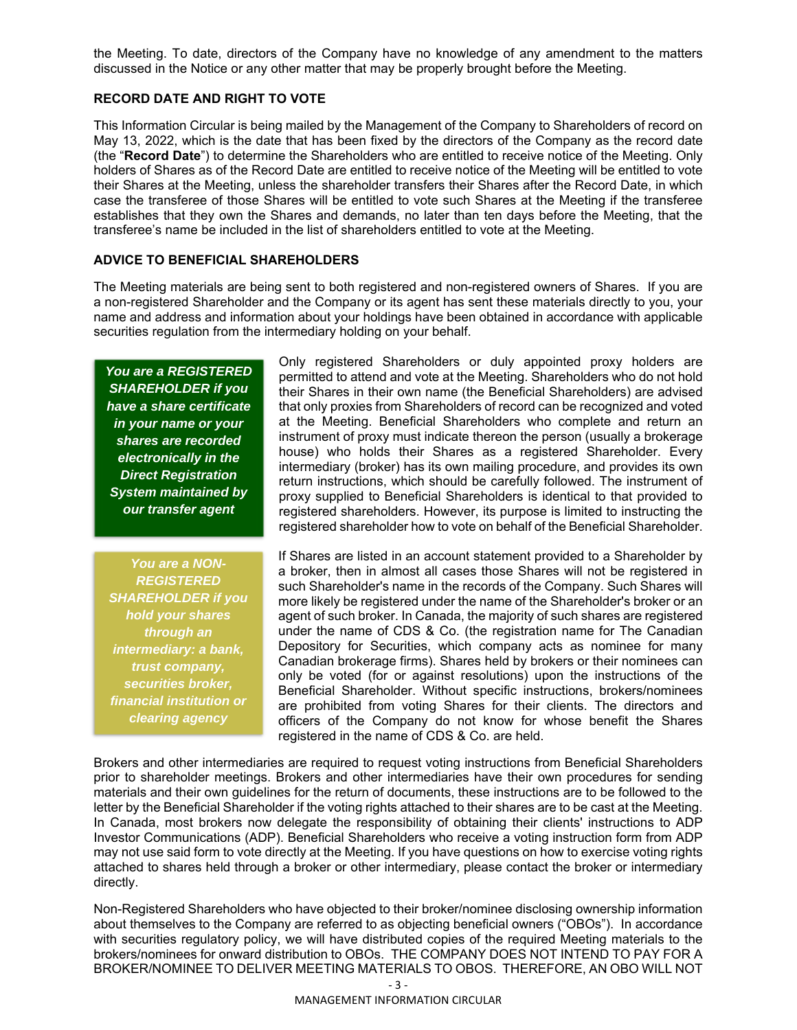the Meeting. To date, directors of the Company have no knowledge of any amendment to the matters discussed in the Notice or any other matter that may be properly brought before the Meeting.

## RECORD DATE AND RIGHT TO VOTE

This Information Circular is being mailed by the Management of the Company to Shareholders of record on May 13, 2022, which is the date that has been fixed by the directors of the Company as the record date (the "**Record Date**") to determine the Shareholders who are entitled to receive notice of the Meeting. Only holders of Shares as of the Record Date are entitled to receive notice of the Meeting will be entitled to vote their Shares at the Meeting, unless the shareholder transfers their Shares after the Record Date, in which case the transferee of those Shares will be entitled to vote such Shares at the Meeting if the transferee establishes that they own the Shares and demands, no later than ten days before the Meeting, that the transferee's name be included in the list of shareholders entitled to vote at the Meeting.

## ADVICE TO BENEFICIAL SHAREHOLDERS

The Meeting materials are being sent to both registered and non-registered owners of Shares. If you are a non-registered Shareholder and the Company or its agent has sent these materials directly to you, your name and address and information about your holdings have been obtained in accordance with applicable securities regulation from the intermediary holding on your behalf.

***You are a REGISTERED SHAREHOLDER if you have a share certificate in your name or your shares are recorded electronically in the Direct Registration System maintained by our transfer agent***

Only registered Shareholders or duly appointed proxy holders are permitted to attend and vote at the Meeting. Shareholders who do not hold their Shares in their own name (the Beneficial Shareholders) are advised that only proxies from Shareholders of record can be recognized and voted at the Meeting. Beneficial Shareholders who complete and return an instrument of proxy must indicate thereon the person (usually a brokerage house) who holds their Shares as a registered Shareholder. Every intermediary (broker) has its own mailing procedure, and provides its own return instructions, which should be carefully followed. The instrument of proxy supplied to Beneficial Shareholders is identical to that provided to registered shareholders. However, its purpose is limited to instructing the registered shareholder how to vote on behalf of the Beneficial Shareholder.

***You are a NON-REGISTERED SHAREHOLDER if you hold your shares through an intermediary: a bank, trust company, securities broker, financial institution or clearing agency***

If Shares are listed in an account statement provided to a Shareholder by a broker, then in almost all cases those Shares will not be registered in such Shareholder's name in the records of the Company. Such Shares will more likely be registered under the name of the Shareholder's broker or an agent of such broker. In Canada, the majority of such shares are registered under the name of CDS & Co. (the registration name for The Canadian Depository for Securities, which company acts as nominee for many Canadian brokerage firms). Shares held by brokers or their nominees can only be voted (for or against resolutions) upon the instructions of the Beneficial Shareholder. Without specific instructions, brokers/nominees are prohibited from voting Shares for their clients. The directors and officers of the Company do not know for whose benefit the Shares registered in the name of CDS & Co. are held.

Brokers and other intermediaries are required to request voting instructions from Beneficial Shareholders prior to shareholder meetings. Brokers and other intermediaries have their own procedures for sending materials and their own guidelines for the return of documents, these instructions are to be followed to the letter by the Beneficial Shareholder if the voting rights attached to their shares are to be cast at the Meeting. In Canada, most brokers now delegate the responsibility of obtaining their clients' instructions to ADP Investor Communications (ADP). Beneficial Shareholders who receive a voting instruction form from ADP may not use said form to vote directly at the Meeting. If you have questions on how to exercise voting rights attached to shares held through a broker or other intermediary, please contact the broker or intermediary directly.

Non-Registered Shareholders who have objected to their broker/nominee disclosing ownership information about themselves to the Company are referred to as objecting beneficial owners ("OBOs"). In accordance with securities regulatory policy, we will have distributed copies of the required Meeting materials to the brokers/nominees for onward distribution to OBOs. THE COMPANY DOES NOT INTEND TO PAY FOR A BROKER/NOMINEE TO DELIVER MEETING MATERIALS TO OBOS. THEREFORE, AN OBO WILL NOT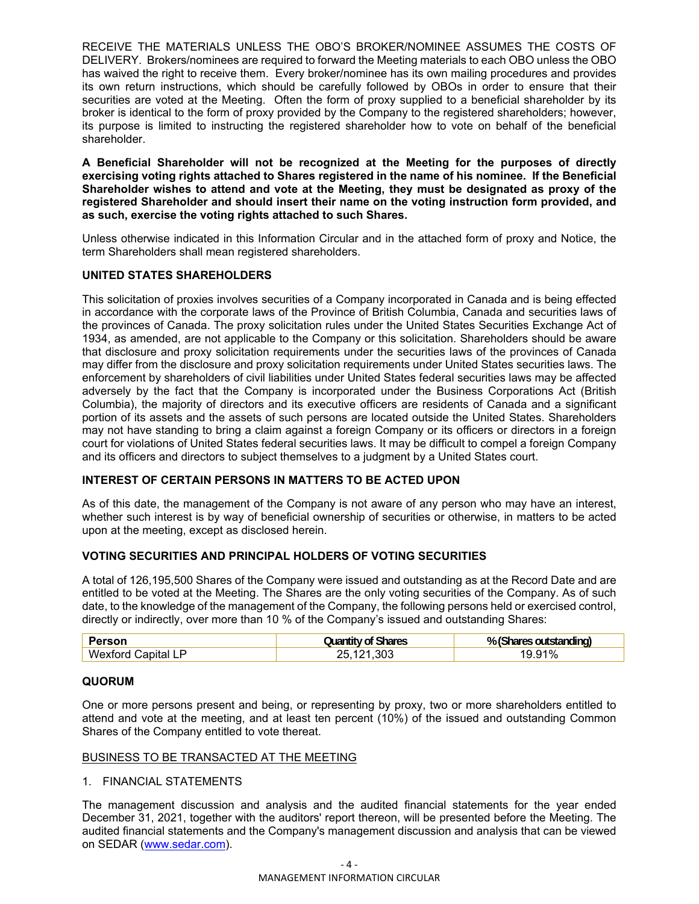RECEIVE THE MATERIALS UNLESS THE OBO'S BROKER/NOMINEE ASSUMES THE COSTS OF DELIVERY. Brokers/nominees are required to forward the Meeting materials to each OBO unless the OBO has waived the right to receive them. Every broker/nominee has its own mailing procedures and provides its own return instructions, which should be carefully followed by OBOs in order to ensure that their securities are voted at the Meeting. Often the form of proxy supplied to a beneficial shareholder by its broker is identical to the form of proxy provided by the Company to the registered shareholders; however, its purpose is limited to instructing the registered shareholder how to vote on behalf of the beneficial shareholder.

**A Beneficial Shareholder will not be recognized at the Meeting for the purposes of directly exercising voting rights attached to Shares registered in the name of his nominee. If the Beneficial Shareholder wishes to attend and vote at the Meeting, they must be designated as proxy of the registered Shareholder and should insert their name on the voting instruction form provided, and as such, exercise the voting rights attached to such Shares.**

Unless otherwise indicated in this Information Circular and in the attached form of proxy and Notice, the term Shareholders shall mean registered shareholders.

**UNITED STATES SHAREHOLDERS**

This solicitation of proxies involves securities of a Company incorporated in Canada and is being effected in accordance with the corporate laws of the Province of British Columbia, Canada and securities laws of the provinces of Canada. The proxy solicitation rules under the United States Securities Exchange Act of 1934, as amended, are not applicable to the Company or this solicitation. Shareholders should be aware that disclosure and proxy solicitation requirements under the securities laws of the provinces of Canada may differ from the disclosure and proxy solicitation requirements under United States securities laws. The enforcement by shareholders of civil liabilities under United States federal securities laws may be affected adversely by the fact that the Company is incorporated under the Business Corporations Act (British Columbia), the majority of directors and its executive officers are residents of Canada and a significant portion of its assets and the assets of such persons are located outside the United States. Shareholders may not have standing to bring a claim against a foreign Company or its officers or directors in a foreign court for violations of United States federal securities laws. It may be difficult to compel a foreign Company and its officers and directors to subject themselves to a judgment by a United States court.

**INTEREST OF CERTAIN PERSONS IN MATTERS TO BE ACTED UPON**

As of this date, the management of the Company is not aware of any person who may have an interest, whether such interest is by way of beneficial ownership of securities or otherwise, in matters to be acted upon at the meeting, except as disclosed herein.

**VOTING SECURITIES AND PRINCIPAL HOLDERS OF VOTING SECURITIES**

A total of 126,195,500 Shares of the Company were issued and outstanding as at the Record Date and are entitled to be voted at the Meeting. The Shares are the only voting securities of the Company. As of such date, to the knowledge of the management of the Company, the following persons held or exercised control, directly or indirectly, over more than 10 % of the Company's issued and outstanding Shares:

| Person | Quantity of Shares | % (Shares outstanding) |
|---|---|---|
| Wexford Capital LP | 25,121,303 | 19.91% |

**QUORUM**

One or more persons present and being, or representing by proxy, two or more shareholders entitled to attend and vote at the meeting, and at least ten percent (10%) of the issued and outstanding Common Shares of the Company entitled to vote thereat.

BUSINESS TO BE TRANSACTED AT THE MEETING

1. FINANCIAL STATEMENTS

The management discussion and analysis and the audited financial statements for the year ended December 31, 2021, together with the auditors' report thereon, will be presented before the Meeting. The audited financial statements and the Company's management discussion and analysis that can be viewed on SEDAR (www.sedar.com).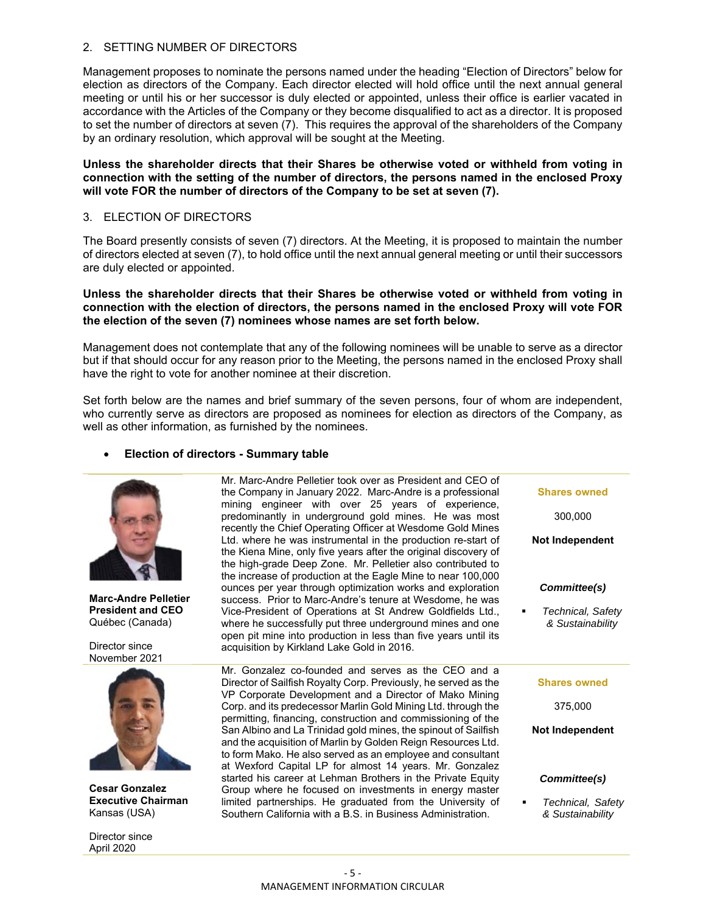2. SETTING NUMBER OF DIRECTORS

Management proposes to nominate the persons named under the heading "Election of Directors" below for election as directors of the Company. Each director elected will hold office until the next annual general meeting or until his or her successor is duly elected or appointed, unless their office is earlier vacated in accordance with the Articles of the Company or they become disqualified to act as a director. It is proposed to set the number of directors at seven (7). This requires the approval of the shareholders of the Company by an ordinary resolution, which approval will be sought at the Meeting.

**Unless the shareholder directs that their Shares be otherwise voted or withheld from voting in connection with the setting of the number of directors, the persons named in the enclosed Proxy will vote FOR the number of directors of the Company to be set at seven (7).**

3. ELECTION OF DIRECTORS

The Board presently consists of seven (7) directors. At the Meeting, it is proposed to maintain the number of directors elected at seven (7), to hold office until the next annual general meeting or until their successors are duly elected or appointed.

**Unless the shareholder directs that their Shares be otherwise voted or withheld from voting in connection with the election of directors, the persons named in the enclosed Proxy will vote FOR the election of the seven (7) nominees whose names are set forth below.**

Management does not contemplate that any of the following nominees will be unable to serve as a director but if that should occur for any reason prior to the Meeting, the persons named in the enclosed Proxy shall have the right to vote for another nominee at their discretion.

Set forth below are the names and brief summary of the seven persons, four of whom are independent, who currently serve as directors are proposed as nominees for election as directors of the Company, as well as other information, as furnished by the nominees.

- **Election of directors - Summary table**

| | | |
|---|---|---|
| **Marc-Andre Pelletier**<br>**President and CEO**<br>Québec (Canada)<br><br>Director since November 2021 | Mr. Marc-Andre Pelletier took over as President and CEO of the Company in January 2022. Marc-Andre is a professional mining engineer with over 25 years of experience, predominantly in underground gold mines. He was most recently the Chief Operating Officer at Wesdome Gold Mines Ltd. where he was instrumental in the production re-start of the Kiena Mine, only five years after the original discovery of the high-grade Deep Zone. Mr. Pelletier also contributed to the increase of production at the Eagle Mine to near 100,000 ounces per year through optimization works and exploration success. Prior to Marc-Andre's tenure at Wesdome, he was Vice-President of Operations at St Andrew Goldfields Ltd., where he successfully put three underground mines and one open pit mine into production in less than five years until its acquisition by Kirkland Lake Gold in 2016. | **Shares owned**<br>300,000<br>**Not Independent**<br><br>***Committee(s)***<br>▪ *Technical, Safety & Sustainability* |
| **Cesar Gonzalez**<br>**Executive Chairman**<br>Kansas (USA)<br><br>Director since April 2020 | Mr. Gonzalez co-founded and serves as the CEO and a Director of Sailfish Royalty Corp. Previously, he served as the VP Corporate Development and a Director of Mako Mining Corp. and its predecessor Marlin Gold Mining Ltd. through the permitting, financing, construction and commissioning of the San Albino and La Trinidad gold mines, the spinout of Sailfish and the acquisition of Marlin by Golden Reign Resources Ltd. to form Mako. He also served as an employee and consultant at Wexford Capital LP for almost 14 years. Mr. Gonzalez started his career at Lehman Brothers in the Private Equity Group where he focused on investments in energy master limited partnerships. He graduated from the University of Southern California with a B.S. in Business Administration. | **Shares owned**<br>375,000<br>**Not Independent**<br><br>***Committee(s)***<br>▪ *Technical, Safety & Sustainability* |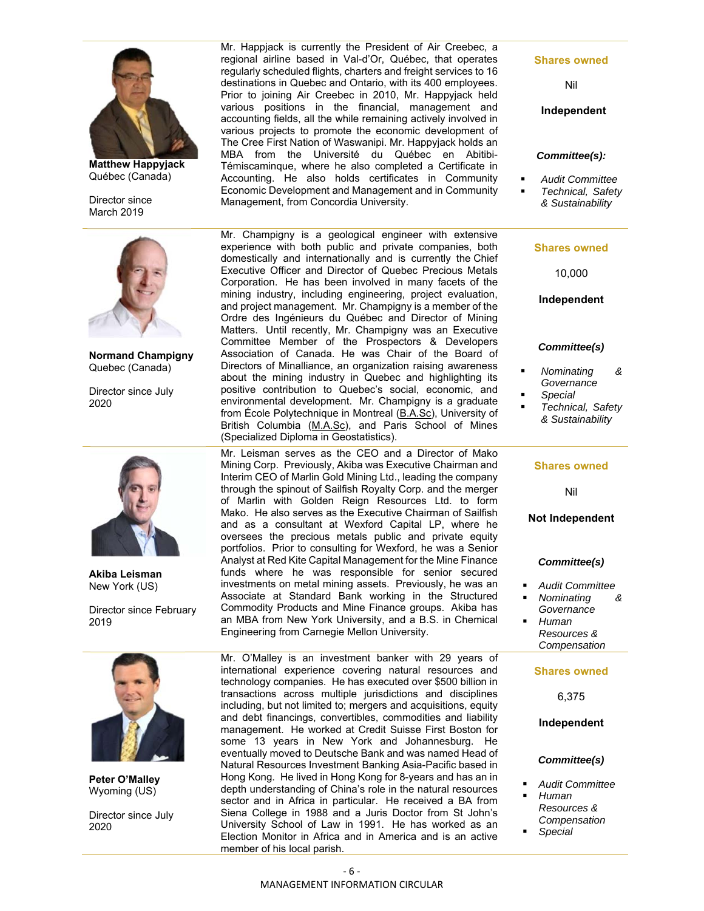| Director | Biography | Shares owned / Independence / Committee(s) |
|---|---|---|
| **Matthew Happyjack**<br>Québec (Canada)<br><br>Director since March 2019 | Mr. Happjack is currently the President of Air Creebec, a regional airline based in Val-d'Or, Québec, that operates regularly scheduled flights, charters and freight services to 16 destinations in Quebec and Ontario, with its 400 employees. Prior to joining Air Creebec in 2010, Mr. Happyjack held various positions in the financial, management and accounting fields, all the while remaining actively involved in various projects to promote the economic development of The Cree First Nation of Waswanipi. Mr. Happyjack holds an MBA from the Université du Québec en Abitibi-Témiscaminque, where he also completed a Certificate in Accounting. He also holds certificates in Community Economic Development and Management and in Community Management, from Concordia University. | **Shares owned**<br>Nil<br><br>**Independent**<br><br>***Committee(s):***<br>▪ *Audit Committee*<br>▪ *Technical, Safety & Sustainability* |
| **Normand Champigny**<br>Quebec (Canada)<br><br>Director since July 2020 | Mr. Champigny is a geological engineer with extensive experience with both public and private companies, both domestically and internationally and is currently the Chief Executive Officer and Director of Quebec Precious Metals Corporation. He has been involved in many facets of the mining industry, including engineering, project evaluation, and project management. Mr. Champigny is a member of the Ordre des Ingénieurs du Québec and Director of Mining Matters. Until recently, Mr. Champigny was an Executive Committee Member of the Prospectors & Developers Association of Canada. He was Chair of the Board of Directors of Minalliance, an organization raising awareness about the mining industry in Quebec and highlighting its positive contribution to Quebec's social, economic, and environmental development. Mr. Champigny is a graduate from École Polytechnique in Montreal (B.A.Sc), University of British Columbia (M.A.Sc), and Paris School of Mines (Specialized Diploma in Geostatistics). | **Shares owned**<br>10,000<br><br>**Independent**<br><br>***Committee(s)***<br>▪ *Nominating & Governance*<br>▪ *Special*<br>▪ *Technical, Safety & Sustainability* |
| **Akiba Leisman**<br>New York (US)<br><br>Director since February 2019 | Mr. Leisman serves as the CEO and a Director of Mako Mining Corp. Previously, Akiba was Executive Chairman and Interim CEO of Marlin Gold Mining Ltd., leading the company through the spinout of Sailfish Royalty Corp. and the merger of Marlin with Golden Reign Resources Ltd. to form Mako. He also serves as the Executive Chairman of Sailfish and as a consultant at Wexford Capital LP, where he oversees the precious metals public and private equity portfolios. Prior to consulting for Wexford, he was a Senior Analyst at Red Kite Capital Management for the Mine Finance funds where he was responsible for senior secured investments on metal mining assets. Previously, he was an Associate at Standard Bank working in the Structured Commodity Products and Mine Finance groups. Akiba has an MBA from New York University, and a B.S. in Chemical Engineering from Carnegie Mellon University. | **Shares owned**<br>Nil<br><br>**Not Independent**<br><br>***Committee(s)***<br>▪ *Audit Committee*<br>▪ *Nominating & Governance*<br>▪ *Human Resources & Compensation* |
| **Peter O'Malley**<br>Wyoming (US)<br><br>Director since July 2020 | Mr. O'Malley is an investment banker with 29 years of international experience covering natural resources and technology companies. He has executed over $500 billion in transactions across multiple jurisdictions and disciplines including, but not limited to; mergers and acquisitions, equity and debt financings, convertibles, commodities and liability management. He worked at Credit Suisse First Boston for some 13 years in New York and Johannesburg. He eventually moved to Deutsche Bank and was named Head of Natural Resources Investment Banking Asia-Pacific based in Hong Kong. He lived in Hong Kong for 8-years and has an in depth understanding of China's role in the natural resources sector and in Africa in particular. He received a BA from Siena College in 1988 and a Juris Doctor from St John's University School of Law in 1991. He has worked as an Election Monitor in Africa and in America and is an active member of his local parish. | **Shares owned**<br>6,375<br><br>**Independent**<br><br>***Committee(s)***<br>▪ *Audit Committee*<br>▪ *Human Resources & Compensation*<br>▪ *Special* |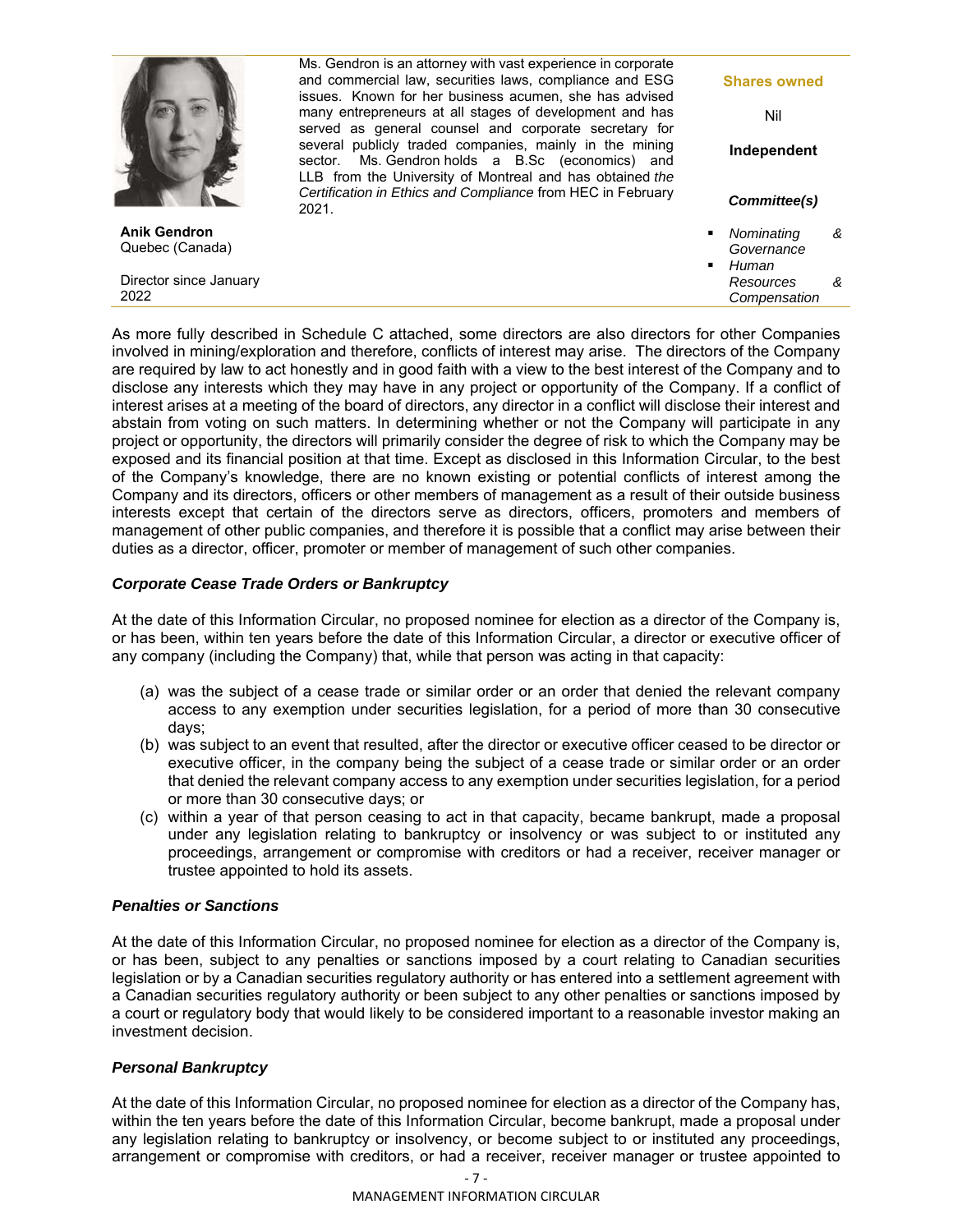| Anik Gendron<br>Quebec (Canada)<br><br>Director since January 2022 | Ms. Gendron is an attorney with vast experience in corporate and commercial law, securities laws, compliance and ESG issues. Known for her business acumen, she has advised many entrepreneurs at all stages of development and has served as general counsel and corporate secretary for several publicly traded companies, mainly in the mining sector. Ms. Gendron holds a B.Sc (economics) and LLB from the University of Montreal and has obtained *the Certification in Ethics and Compliance* from HEC in February 2021. | **Shares owned**<br><br>Nil<br><br>**Independent**<br><br>***Committee(s)***<br><br>▪ *Nominating & Governance*<br>▪ *Human Resources & Compensation* |
|---|---|---|

As more fully described in Schedule C attached, some directors are also directors for other Companies involved in mining/exploration and therefore, conflicts of interest may arise. The directors of the Company are required by law to act honestly and in good faith with a view to the best interest of the Company and to disclose any interests which they may have in any project or opportunity of the Company. If a conflict of interest arises at a meeting of the board of directors, any director in a conflict will disclose their interest and abstain from voting on such matters. In determining whether or not the Company will participate in any project or opportunity, the directors will primarily consider the degree of risk to which the Company may be exposed and its financial position at that time. Except as disclosed in this Information Circular, to the best of the Company's knowledge, there are no known existing or potential conflicts of interest among the Company and its directors, officers or other members of management as a result of their outside business interests except that certain of the directors serve as directors, officers, promoters and members of management of other public companies, and therefore it is possible that a conflict may arise between their duties as a director, officer, promoter or member of management of such other companies.

### *Corporate Cease Trade Orders or Bankruptcy*

At the date of this Information Circular, no proposed nominee for election as a director of the Company is, or has been, within ten years before the date of this Information Circular, a director or executive officer of any company (including the Company) that, while that person was acting in that capacity:

(a) was the subject of a cease trade or similar order or an order that denied the relevant company access to any exemption under securities legislation, for a period of more than 30 consecutive days;
(b) was subject to an event that resulted, after the director or executive officer ceased to be director or executive officer, in the company being the subject of a cease trade or similar order or an order that denied the relevant company access to any exemption under securities legislation, for a period or more than 30 consecutive days; or
(c) within a year of that person ceasing to act in that capacity, became bankrupt, made a proposal under any legislation relating to bankruptcy or insolvency or was subject to or instituted any proceedings, arrangement or compromise with creditors or had a receiver, receiver manager or trustee appointed to hold its assets.

### *Penalties or Sanctions*

At the date of this Information Circular, no proposed nominee for election as a director of the Company is, or has been, subject to any penalties or sanctions imposed by a court relating to Canadian securities legislation or by a Canadian securities regulatory authority or has entered into a settlement agreement with a Canadian securities regulatory authority or been subject to any other penalties or sanctions imposed by a court or regulatory body that would likely to be considered important to a reasonable investor making an investment decision.

### *Personal Bankruptcy*

At the date of this Information Circular, no proposed nominee for election as a director of the Company has, within the ten years before the date of this Information Circular, become bankrupt, made a proposal under any legislation relating to bankruptcy or insolvency, or become subject to or instituted any proceedings, arrangement or compromise with creditors, or had a receiver, receiver manager or trustee appointed to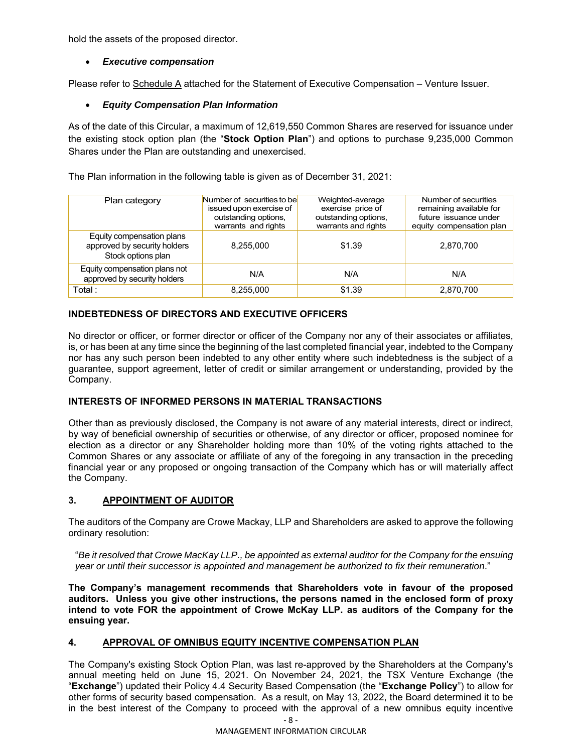hold the assets of the proposed director.

- ***Executive compensation***

Please refer to Schedule A attached for the Statement of Executive Compensation – Venture Issuer.

- ***Equity Compensation Plan Information***

As of the date of this Circular, a maximum of 12,619,550 Common Shares are reserved for issuance under the existing stock option plan (the "**Stock Option Plan**") and options to purchase 9,235,000 Common Shares under the Plan are outstanding and unexercised.

The Plan information in the following table is given as of December 31, 2021:

| Plan category | Number of securities to be issued upon exercise of outstanding options, warrants and rights | Weighted-average exercise price of outstanding options, warrants and rights | Number of securities remaining available for future issuance under equity compensation plan |
|---|---|---|---|
| Equity compensation plans approved by security holders Stock options plan | 8,255,000 | $1.39 | 2,870,700 |
| Equity compensation plans not approved by security holders | N/A | N/A | N/A |
| Total : | 8,255,000 | $1.39 | 2,870,700 |

## INDEBTEDNESS OF DIRECTORS AND EXECUTIVE OFFICERS

No director or officer, or former director or officer of the Company nor any of their associates or affiliates, is, or has been at any time since the beginning of the last completed financial year, indebted to the Company nor has any such person been indebted to any other entity where such indebtedness is the subject of a guarantee, support agreement, letter of credit or similar arrangement or understanding, provided by the Company.

## INTERESTS OF INFORMED PERSONS IN MATERIAL TRANSACTIONS

Other than as previously disclosed, the Company is not aware of any material interests, direct or indirect, by way of beneficial ownership of securities or otherwise, of any director or officer, proposed nominee for election as a director or any Shareholder holding more than 10% of the voting rights attached to the Common Shares or any associate or affiliate of any of the foregoing in any transaction in the preceding financial year or any proposed or ongoing transaction of the Company which has or will materially affect the Company.

## 3. APPOINTMENT OF AUDITOR

The auditors of the Company are Crowe Mackay, LLP and Shareholders are asked to approve the following ordinary resolution:

"*Be it resolved that Crowe MacKay LLP., be appointed as external auditor for the Company for the ensuing year or until their successor is appointed and management be authorized to fix their remuneration*."

**The Company's management recommends that Shareholders vote in favour of the proposed auditors. Unless you give other instructions, the persons named in the enclosed form of proxy intend to vote FOR the appointment of Crowe McKay LLP. as auditors of the Company for the ensuing year.**

## 4. APPROVAL OF OMNIBUS EQUITY INCENTIVE COMPENSATION PLAN

The Company's existing Stock Option Plan, was last re-approved by the Shareholders at the Company's annual meeting held on June 15, 2021. On November 24, 2021, the TSX Venture Exchange (the "**Exchange**") updated their Policy 4.4 Security Based Compensation (the "**Exchange Policy**") to allow for other forms of security based compensation. As a result, on May 13, 2022, the Board determined it to be in the best interest of the Company to proceed with the approval of a new omnibus equity incentive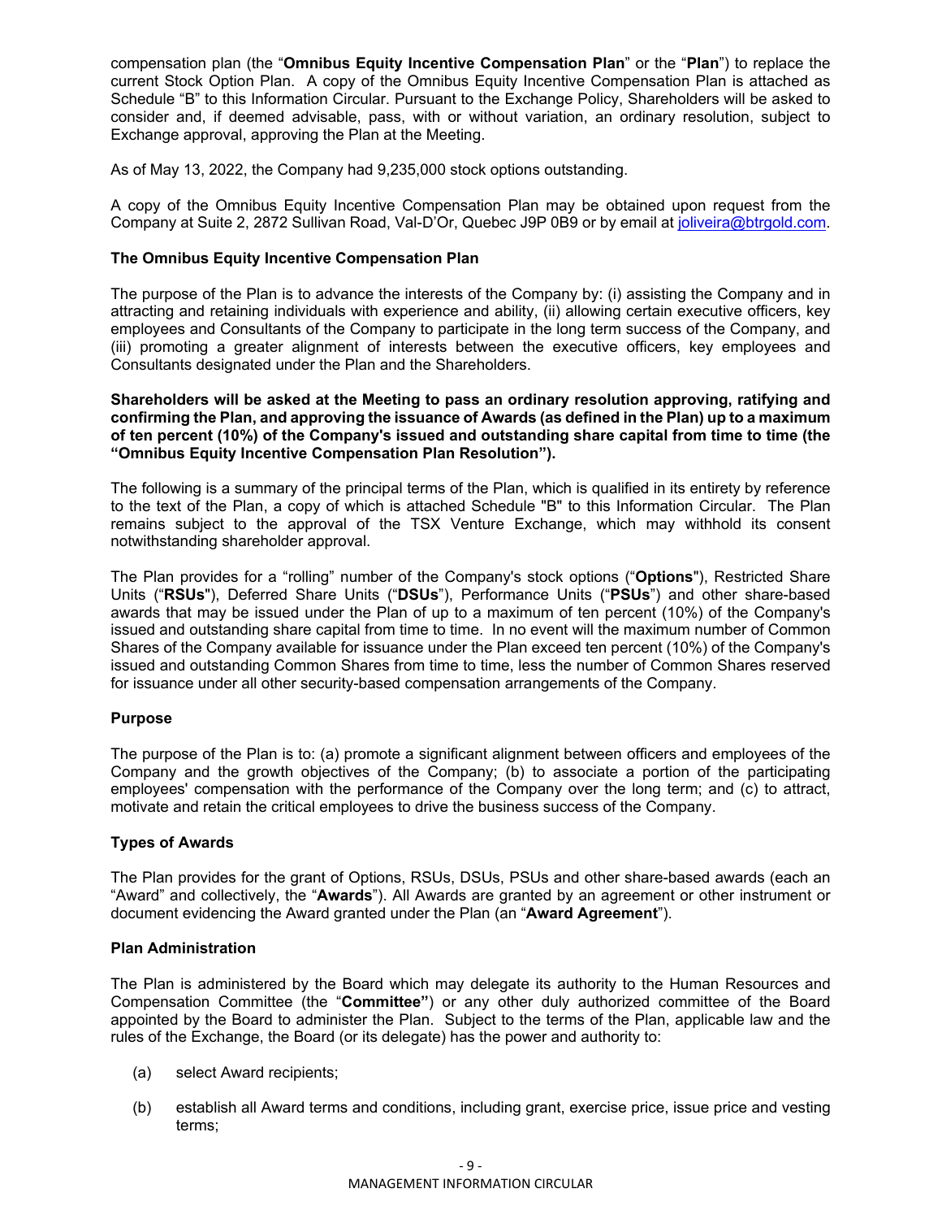compensation plan (the "**Omnibus Equity Incentive Compensation Plan**" or the "**Plan**") to replace the current Stock Option Plan. A copy of the Omnibus Equity Incentive Compensation Plan is attached as Schedule "B" to this Information Circular. Pursuant to the Exchange Policy, Shareholders will be asked to consider and, if deemed advisable, pass, with or without variation, an ordinary resolution, subject to Exchange approval, approving the Plan at the Meeting.

As of May 13, 2022, the Company had 9,235,000 stock options outstanding.

A copy of the Omnibus Equity Incentive Compensation Plan may be obtained upon request from the Company at Suite 2, 2872 Sullivan Road, Val-D'Or, Quebec J9P 0B9 or by email at joliveira@btrgold.com.

**The Omnibus Equity Incentive Compensation Plan**

The purpose of the Plan is to advance the interests of the Company by: (i) assisting the Company and in attracting and retaining individuals with experience and ability, (ii) allowing certain executive officers, key employees and Consultants of the Company to participate in the long term success of the Company, and (iii) promoting a greater alignment of interests between the executive officers, key employees and Consultants designated under the Plan and the Shareholders.

**Shareholders will be asked at the Meeting to pass an ordinary resolution approving, ratifying and confirming the Plan, and approving the issuance of Awards (as defined in the Plan) up to a maximum of ten percent (10%) of the Company's issued and outstanding share capital from time to time (the "Omnibus Equity Incentive Compensation Plan Resolution").**

The following is a summary of the principal terms of the Plan, which is qualified in its entirety by reference to the text of the Plan, a copy of which is attached Schedule "B" to this Information Circular. The Plan remains subject to the approval of the TSX Venture Exchange, which may withhold its consent notwithstanding shareholder approval.

The Plan provides for a "rolling" number of the Company's stock options ("**Options**"), Restricted Share Units ("**RSUs**"), Deferred Share Units ("**DSUs**"), Performance Units ("**PSUs**") and other share-based awards that may be issued under the Plan of up to a maximum of ten percent (10%) of the Company's issued and outstanding share capital from time to time. In no event will the maximum number of Common Shares of the Company available for issuance under the Plan exceed ten percent (10%) of the Company's issued and outstanding Common Shares from time to time, less the number of Common Shares reserved for issuance under all other security-based compensation arrangements of the Company.

**Purpose**

The purpose of the Plan is to: (a) promote a significant alignment between officers and employees of the Company and the growth objectives of the Company; (b) to associate a portion of the participating employees' compensation with the performance of the Company over the long term; and (c) to attract, motivate and retain the critical employees to drive the business success of the Company.

**Types of Awards**

The Plan provides for the grant of Options, RSUs, DSUs, PSUs and other share-based awards (each an "Award" and collectively, the "**Awards**"). All Awards are granted by an agreement or other instrument or document evidencing the Award granted under the Plan (an "**Award Agreement**").

**Plan Administration**

The Plan is administered by the Board which may delegate its authority to the Human Resources and Compensation Committee (the "**Committee"**) or any other duly authorized committee of the Board appointed by the Board to administer the Plan. Subject to the terms of the Plan, applicable law and the rules of the Exchange, the Board (or its delegate) has the power and authority to:

(a) select Award recipients;

(b) establish all Award terms and conditions, including grant, exercise price, issue price and vesting terms;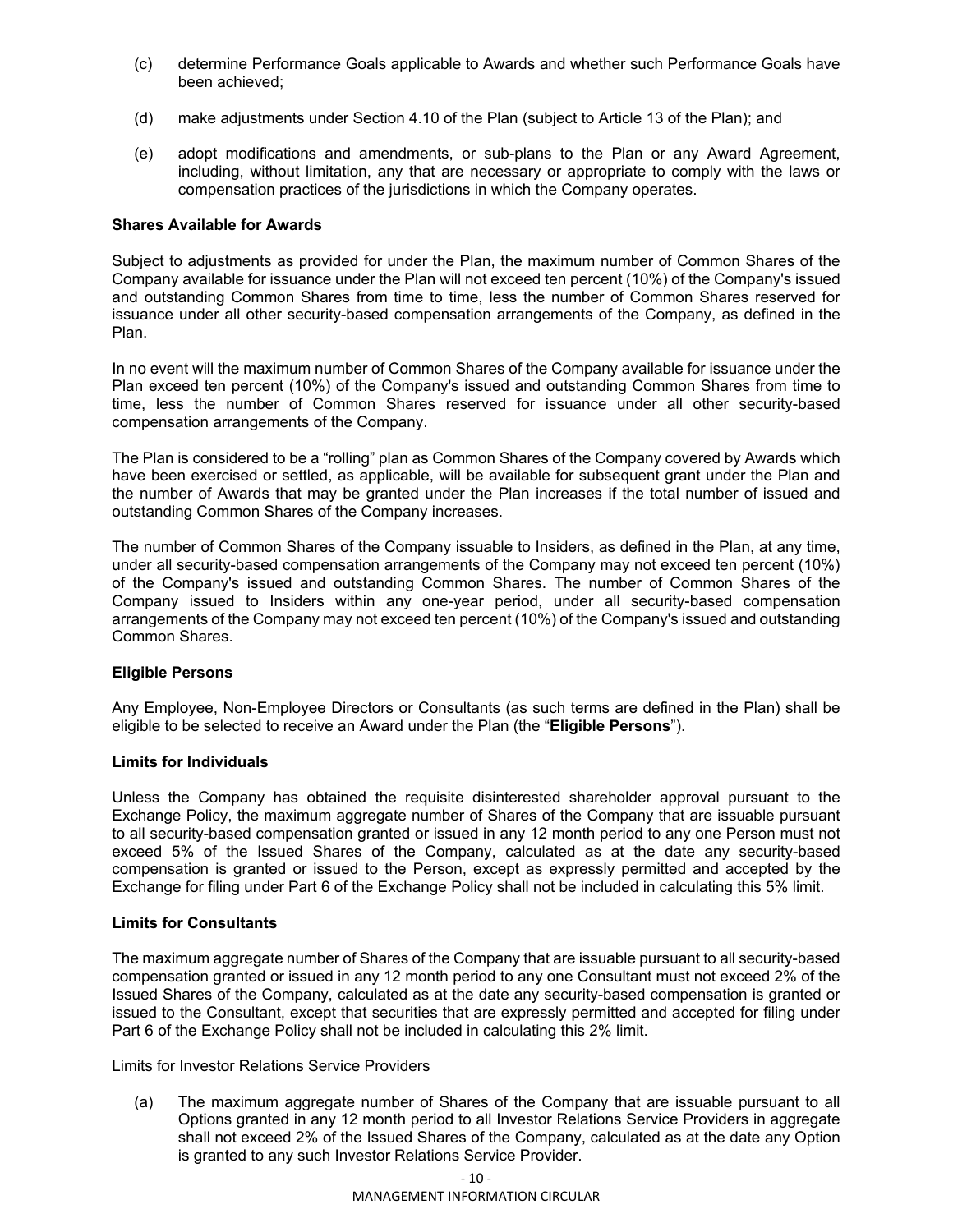(c) determine Performance Goals applicable to Awards and whether such Performance Goals have been achieved;

(d) make adjustments under Section 4.10 of the Plan (subject to Article 13 of the Plan); and

(e) adopt modifications and amendments, or sub-plans to the Plan or any Award Agreement, including, without limitation, any that are necessary or appropriate to comply with the laws or compensation practices of the jurisdictions in which the Company operates.

**Shares Available for Awards**

Subject to adjustments as provided for under the Plan, the maximum number of Common Shares of the Company available for issuance under the Plan will not exceed ten percent (10%) of the Company's issued and outstanding Common Shares from time to time, less the number of Common Shares reserved for issuance under all other security-based compensation arrangements of the Company, as defined in the Plan.

In no event will the maximum number of Common Shares of the Company available for issuance under the Plan exceed ten percent (10%) of the Company's issued and outstanding Common Shares from time to time, less the number of Common Shares reserved for issuance under all other security-based compensation arrangements of the Company.

The Plan is considered to be a "rolling" plan as Common Shares of the Company covered by Awards which have been exercised or settled, as applicable, will be available for subsequent grant under the Plan and the number of Awards that may be granted under the Plan increases if the total number of issued and outstanding Common Shares of the Company increases.

The number of Common Shares of the Company issuable to Insiders, as defined in the Plan, at any time, under all security-based compensation arrangements of the Company may not exceed ten percent (10%) of the Company's issued and outstanding Common Shares. The number of Common Shares of the Company issued to Insiders within any one-year period, under all security-based compensation arrangements of the Company may not exceed ten percent (10%) of the Company's issued and outstanding Common Shares.

**Eligible Persons**

Any Employee, Non-Employee Directors or Consultants (as such terms are defined in the Plan) shall be eligible to be selected to receive an Award under the Plan (the "**Eligible Persons**").

**Limits for Individuals**

Unless the Company has obtained the requisite disinterested shareholder approval pursuant to the Exchange Policy, the maximum aggregate number of Shares of the Company that are issuable pursuant to all security-based compensation granted or issued in any 12 month period to any one Person must not exceed 5% of the Issued Shares of the Company, calculated as at the date any security-based compensation is granted or issued to the Person, except as expressly permitted and accepted by the Exchange for filing under Part 6 of the Exchange Policy shall not be included in calculating this 5% limit.

**Limits for Consultants**

The maximum aggregate number of Shares of the Company that are issuable pursuant to all security-based compensation granted or issued in any 12 month period to any one Consultant must not exceed 2% of the Issued Shares of the Company, calculated as at the date any security-based compensation is granted or issued to the Consultant, except that securities that are expressly permitted and accepted for filing under Part 6 of the Exchange Policy shall not be included in calculating this 2% limit.

Limits for Investor Relations Service Providers

(a) The maximum aggregate number of Shares of the Company that are issuable pursuant to all Options granted in any 12 month period to all Investor Relations Service Providers in aggregate shall not exceed 2% of the Issued Shares of the Company, calculated as at the date any Option is granted to any such Investor Relations Service Provider.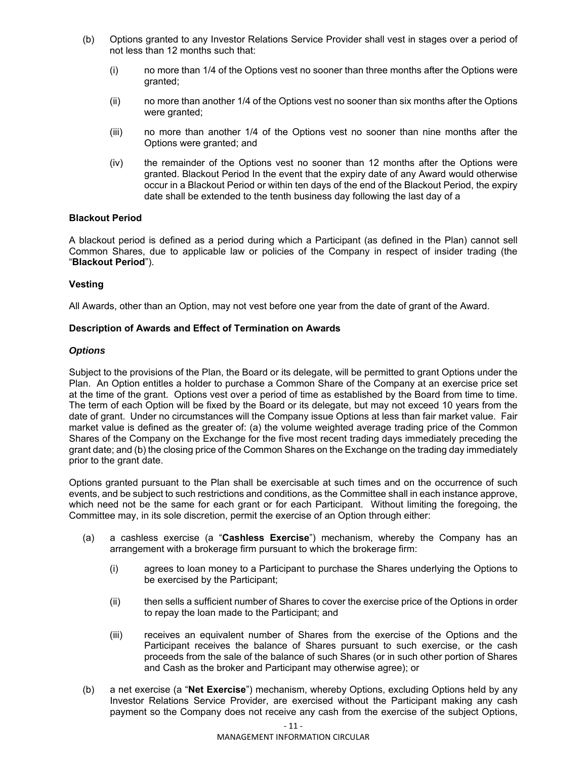(b) Options granted to any Investor Relations Service Provider shall vest in stages over a period of not less than 12 months such that:

  (i) no more than 1/4 of the Options vest no sooner than three months after the Options were granted;

  (ii) no more than another 1/4 of the Options vest no sooner than six months after the Options were granted;

  (iii) no more than another 1/4 of the Options vest no sooner than nine months after the Options were granted; and

  (iv) the remainder of the Options vest no sooner than 12 months after the Options were granted. Blackout Period In the event that the expiry date of any Award would otherwise occur in a Blackout Period or within ten days of the end of the Blackout Period, the expiry date shall be extended to the tenth business day following the last day of a

**Blackout Period**

A blackout period is defined as a period during which a Participant (as defined in the Plan) cannot sell Common Shares, due to applicable law or policies of the Company in respect of insider trading (the "**Blackout Period**").

**Vesting**

All Awards, other than an Option, may not vest before one year from the date of grant of the Award.

**Description of Awards and Effect of Termination on Awards**

***Options***

Subject to the provisions of the Plan, the Board or its delegate, will be permitted to grant Options under the Plan. An Option entitles a holder to purchase a Common Share of the Company at an exercise price set at the time of the grant. Options vest over a period of time as established by the Board from time to time. The term of each Option will be fixed by the Board or its delegate, but may not exceed 10 years from the date of grant. Under no circumstances will the Company issue Options at less than fair market value. Fair market value is defined as the greater of: (a) the volume weighted average trading price of the Common Shares of the Company on the Exchange for the five most recent trading days immediately preceding the grant date; and (b) the closing price of the Common Shares on the Exchange on the trading day immediately prior to the grant date.

Options granted pursuant to the Plan shall be exercisable at such times and on the occurrence of such events, and be subject to such restrictions and conditions, as the Committee shall in each instance approve, which need not be the same for each grant or for each Participant. Without limiting the foregoing, the Committee may, in its sole discretion, permit the exercise of an Option through either:

(a) a cashless exercise (a "**Cashless Exercise**") mechanism, whereby the Company has an arrangement with a brokerage firm pursuant to which the brokerage firm:

  (i) agrees to loan money to a Participant to purchase the Shares underlying the Options to be exercised by the Participant;

  (ii) then sells a sufficient number of Shares to cover the exercise price of the Options in order to repay the loan made to the Participant; and

  (iii) receives an equivalent number of Shares from the exercise of the Options and the Participant receives the balance of Shares pursuant to such exercise, or the cash proceeds from the sale of the balance of such Shares (or in such other portion of Shares and Cash as the broker and Participant may otherwise agree); or

(b) a net exercise (a "**Net Exercise**") mechanism, whereby Options, excluding Options held by any Investor Relations Service Provider, are exercised without the Participant making any cash payment so the Company does not receive any cash from the exercise of the subject Options,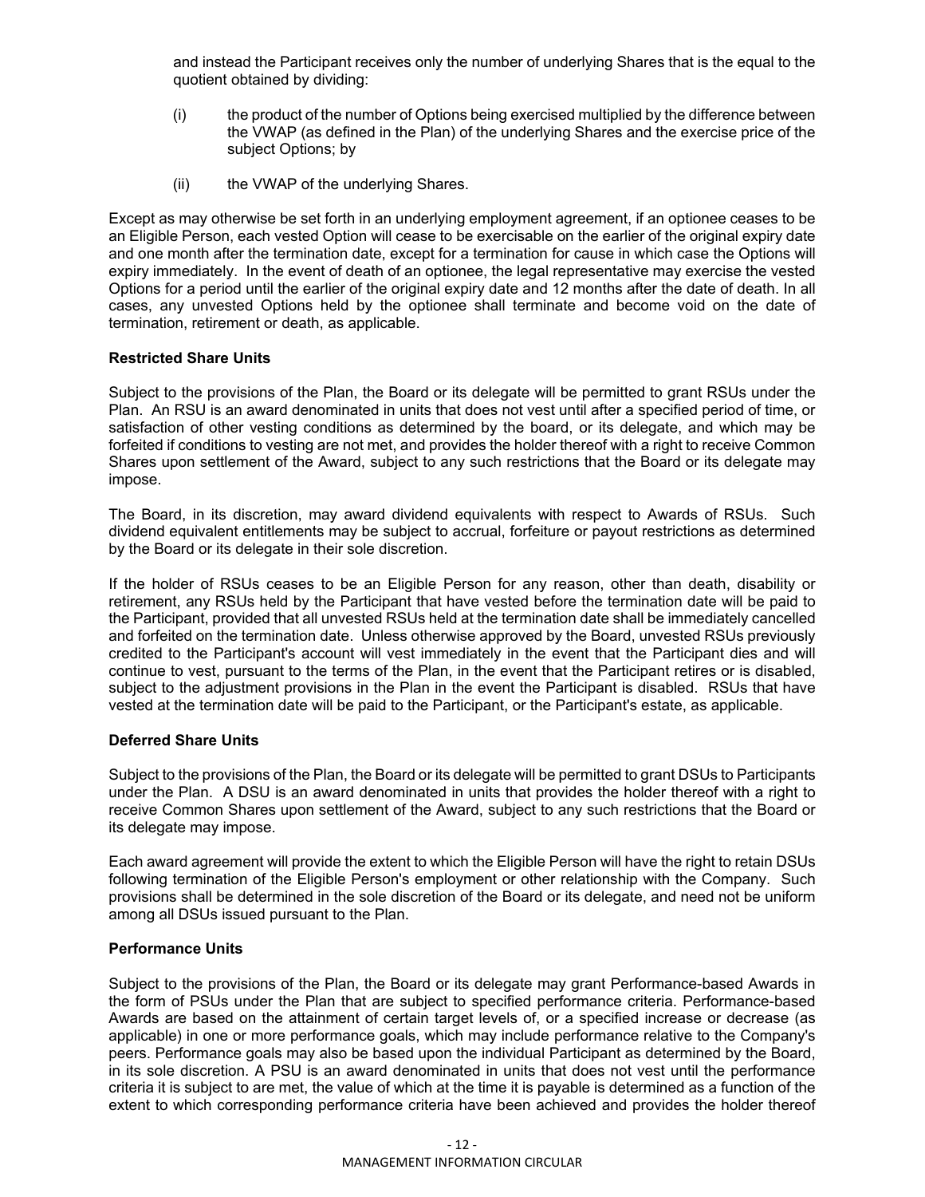and instead the Participant receives only the number of underlying Shares that is the equal to the quotient obtained by dividing:

(i) the product of the number of Options being exercised multiplied by the difference between the VWAP (as defined in the Plan) of the underlying Shares and the exercise price of the subject Options; by

(ii) the VWAP of the underlying Shares.

Except as may otherwise be set forth in an underlying employment agreement, if an optionee ceases to be an Eligible Person, each vested Option will cease to be exercisable on the earlier of the original expiry date and one month after the termination date, except for a termination for cause in which case the Options will expiry immediately. In the event of death of an optionee, the legal representative may exercise the vested Options for a period until the earlier of the original expiry date and 12 months after the date of death. In all cases, any unvested Options held by the optionee shall terminate and become void on the date of termination, retirement or death, as applicable.

**Restricted Share Units**

Subject to the provisions of the Plan, the Board or its delegate will be permitted to grant RSUs under the Plan. An RSU is an award denominated in units that does not vest until after a specified period of time, or satisfaction of other vesting conditions as determined by the board, or its delegate, and which may be forfeited if conditions to vesting are not met, and provides the holder thereof with a right to receive Common Shares upon settlement of the Award, subject to any such restrictions that the Board or its delegate may impose.

The Board, in its discretion, may award dividend equivalents with respect to Awards of RSUs. Such dividend equivalent entitlements may be subject to accrual, forfeiture or payout restrictions as determined by the Board or its delegate in their sole discretion.

If the holder of RSUs ceases to be an Eligible Person for any reason, other than death, disability or retirement, any RSUs held by the Participant that have vested before the termination date will be paid to the Participant, provided that all unvested RSUs held at the termination date shall be immediately cancelled and forfeited on the termination date. Unless otherwise approved by the Board, unvested RSUs previously credited to the Participant's account will vest immediately in the event that the Participant dies and will continue to vest, pursuant to the terms of the Plan, in the event that the Participant retires or is disabled, subject to the adjustment provisions in the Plan in the event the Participant is disabled. RSUs that have vested at the termination date will be paid to the Participant, or the Participant's estate, as applicable.

**Deferred Share Units**

Subject to the provisions of the Plan, the Board or its delegate will be permitted to grant DSUs to Participants under the Plan. A DSU is an award denominated in units that provides the holder thereof with a right to receive Common Shares upon settlement of the Award, subject to any such restrictions that the Board or its delegate may impose.

Each award agreement will provide the extent to which the Eligible Person will have the right to retain DSUs following termination of the Eligible Person's employment or other relationship with the Company. Such provisions shall be determined in the sole discretion of the Board or its delegate, and need not be uniform among all DSUs issued pursuant to the Plan.

**Performance Units**

Subject to the provisions of the Plan, the Board or its delegate may grant Performance-based Awards in the form of PSUs under the Plan that are subject to specified performance criteria. Performance-based Awards are based on the attainment of certain target levels of, or a specified increase or decrease (as applicable) in one or more performance goals, which may include performance relative to the Company's peers. Performance goals may also be based upon the individual Participant as determined by the Board, in its sole discretion. A PSU is an award denominated in units that does not vest until the performance criteria it is subject to are met, the value of which at the time it is payable is determined as a function of the extent to which corresponding performance criteria have been achieved and provides the holder thereof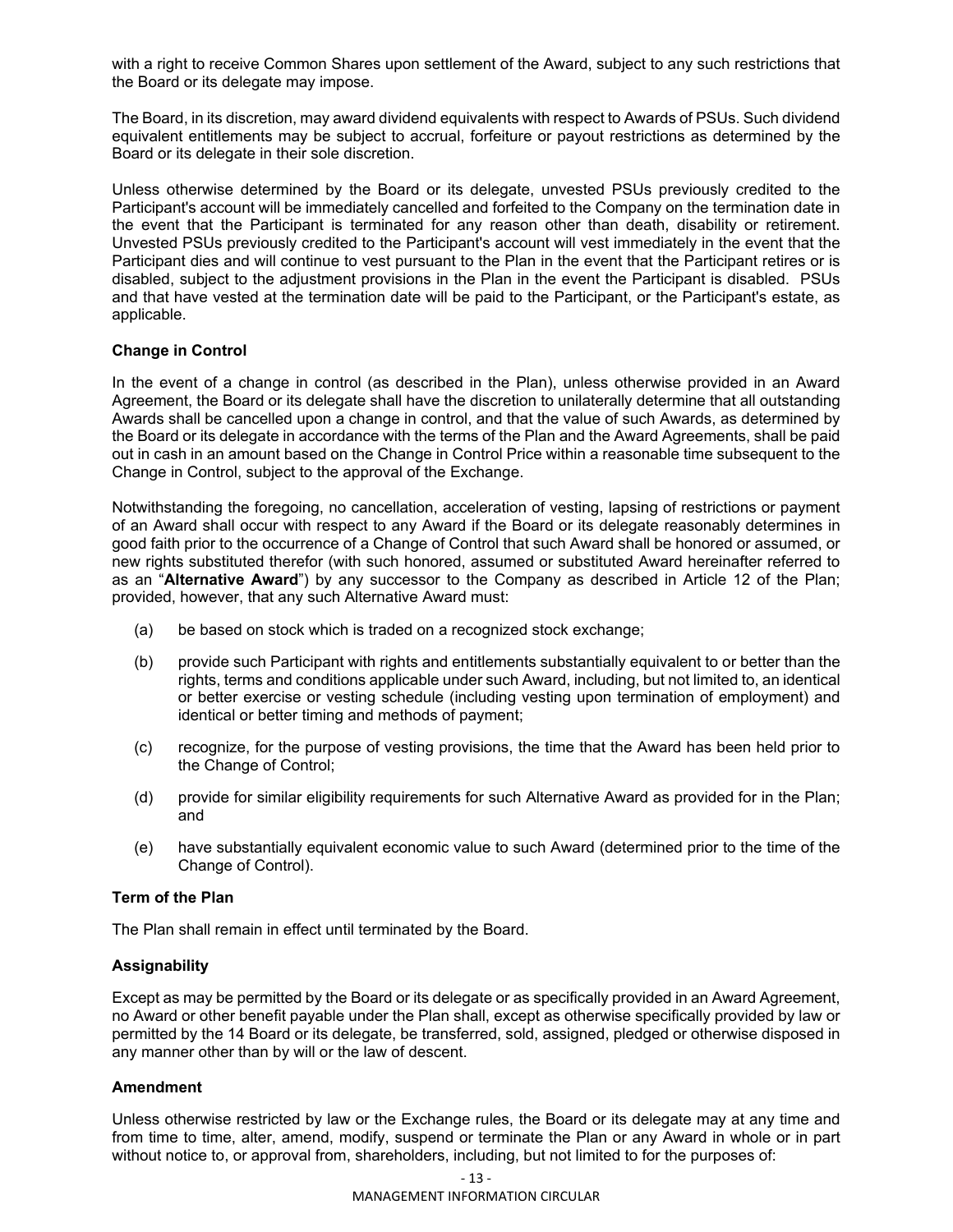with a right to receive Common Shares upon settlement of the Award, subject to any such restrictions that the Board or its delegate may impose.

The Board, in its discretion, may award dividend equivalents with respect to Awards of PSUs. Such dividend equivalent entitlements may be subject to accrual, forfeiture or payout restrictions as determined by the Board or its delegate in their sole discretion.

Unless otherwise determined by the Board or its delegate, unvested PSUs previously credited to the Participant's account will be immediately cancelled and forfeited to the Company on the termination date in the event that the Participant is terminated for any reason other than death, disability or retirement. Unvested PSUs previously credited to the Participant's account will vest immediately in the event that the Participant dies and will continue to vest pursuant to the Plan in the event that the Participant retires or is disabled, subject to the adjustment provisions in the Plan in the event the Participant is disabled. PSUs and that have vested at the termination date will be paid to the Participant, or the Participant's estate, as applicable.

**Change in Control**

In the event of a change in control (as described in the Plan), unless otherwise provided in an Award Agreement, the Board or its delegate shall have the discretion to unilaterally determine that all outstanding Awards shall be cancelled upon a change in control, and that the value of such Awards, as determined by the Board or its delegate in accordance with the terms of the Plan and the Award Agreements, shall be paid out in cash in an amount based on the Change in Control Price within a reasonable time subsequent to the Change in Control, subject to the approval of the Exchange.

Notwithstanding the foregoing, no cancellation, acceleration of vesting, lapsing of restrictions or payment of an Award shall occur with respect to any Award if the Board or its delegate reasonably determines in good faith prior to the occurrence of a Change of Control that such Award shall be honored or assumed, or new rights substituted therefor (with such honored, assumed or substituted Award hereinafter referred to as an "**Alternative Award**") by any successor to the Company as described in Article 12 of the Plan; provided, however, that any such Alternative Award must:

(a) be based on stock which is traded on a recognized stock exchange;

(b) provide such Participant with rights and entitlements substantially equivalent to or better than the rights, terms and conditions applicable under such Award, including, but not limited to, an identical or better exercise or vesting schedule (including vesting upon termination of employment) and identical or better timing and methods of payment;

(c) recognize, for the purpose of vesting provisions, the time that the Award has been held prior to the Change of Control;

(d) provide for similar eligibility requirements for such Alternative Award as provided for in the Plan; and

(e) have substantially equivalent economic value to such Award (determined prior to the time of the Change of Control).

**Term of the Plan**

The Plan shall remain in effect until terminated by the Board.

**Assignability**

Except as may be permitted by the Board or its delegate or as specifically provided in an Award Agreement, no Award or other benefit payable under the Plan shall, except as otherwise specifically provided by law or permitted by the 14 Board or its delegate, be transferred, sold, assigned, pledged or otherwise disposed in any manner other than by will or the law of descent.

**Amendment**

Unless otherwise restricted by law or the Exchange rules, the Board or its delegate may at any time and from time to time, alter, amend, modify, suspend or terminate the Plan or any Award in whole or in part without notice to, or approval from, shareholders, including, but not limited to for the purposes of: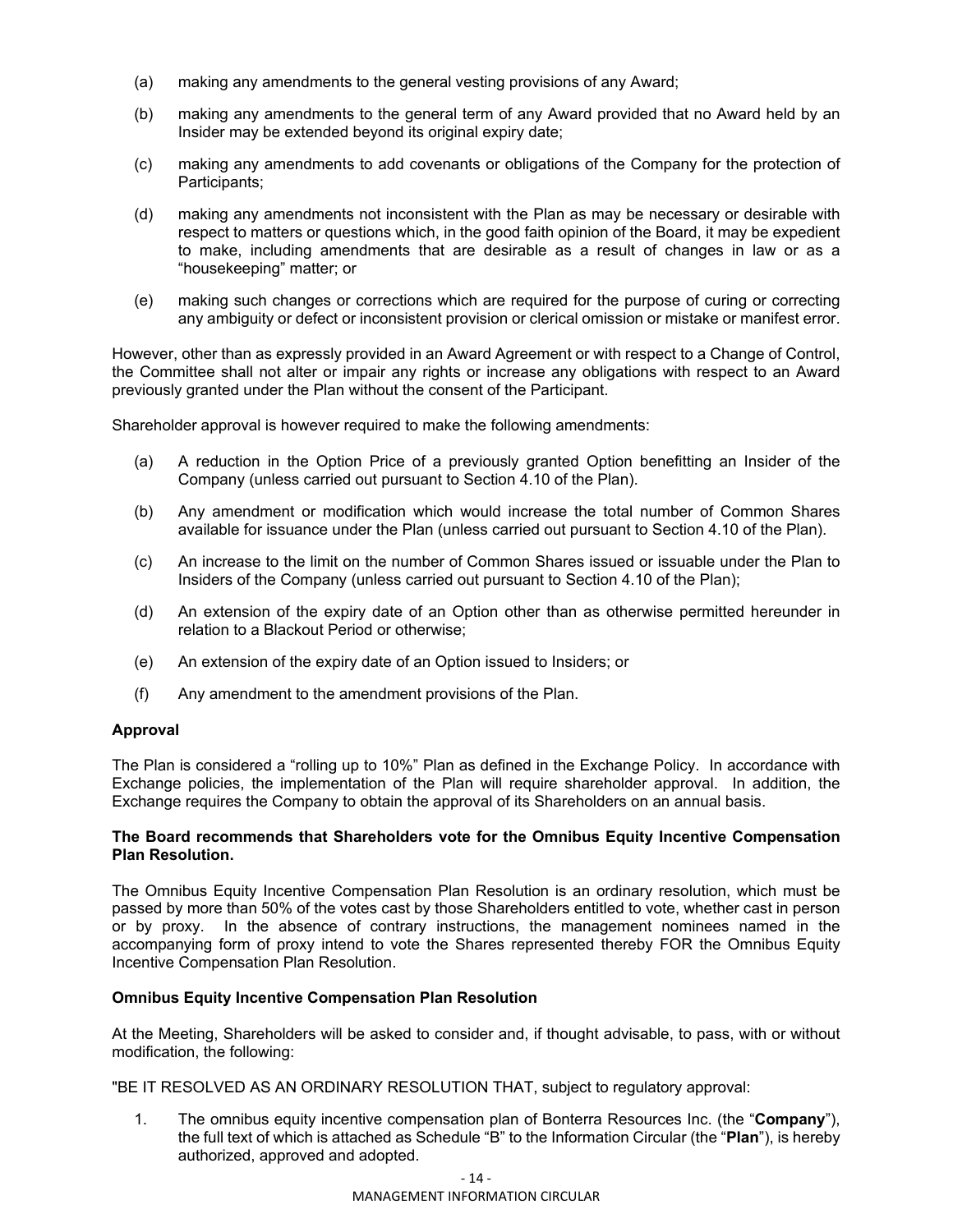(a) making any amendments to the general vesting provisions of any Award;

(b) making any amendments to the general term of any Award provided that no Award held by an Insider may be extended beyond its original expiry date;

(c) making any amendments to add covenants or obligations of the Company for the protection of Participants;

(d) making any amendments not inconsistent with the Plan as may be necessary or desirable with respect to matters or questions which, in the good faith opinion of the Board, it may be expedient to make, including amendments that are desirable as a result of changes in law or as a "housekeeping" matter; or

(e) making such changes or corrections which are required for the purpose of curing or correcting any ambiguity or defect or inconsistent provision or clerical omission or mistake or manifest error.

However, other than as expressly provided in an Award Agreement or with respect to a Change of Control, the Committee shall not alter or impair any rights or increase any obligations with respect to an Award previously granted under the Plan without the consent of the Participant.

Shareholder approval is however required to make the following amendments:

(a) A reduction in the Option Price of a previously granted Option benefitting an Insider of the Company (unless carried out pursuant to Section 4.10 of the Plan).

(b) Any amendment or modification which would increase the total number of Common Shares available for issuance under the Plan (unless carried out pursuant to Section 4.10 of the Plan).

(c) An increase to the limit on the number of Common Shares issued or issuable under the Plan to Insiders of the Company (unless carried out pursuant to Section 4.10 of the Plan);

(d) An extension of the expiry date of an Option other than as otherwise permitted hereunder in relation to a Blackout Period or otherwise;

(e) An extension of the expiry date of an Option issued to Insiders; or

(f) Any amendment to the amendment provisions of the Plan.

**Approval**

The Plan is considered a "rolling up to 10%" Plan as defined in the Exchange Policy. In accordance with Exchange policies, the implementation of the Plan will require shareholder approval. In addition, the Exchange requires the Company to obtain the approval of its Shareholders on an annual basis.

**The Board recommends that Shareholders vote for the Omnibus Equity Incentive Compensation Plan Resolution.**

The Omnibus Equity Incentive Compensation Plan Resolution is an ordinary resolution, which must be passed by more than 50% of the votes cast by those Shareholders entitled to vote, whether cast in person or by proxy. In the absence of contrary instructions, the management nominees named in the accompanying form of proxy intend to vote the Shares represented thereby FOR the Omnibus Equity Incentive Compensation Plan Resolution.

**Omnibus Equity Incentive Compensation Plan Resolution**

At the Meeting, Shareholders will be asked to consider and, if thought advisable, to pass, with or without modification, the following:

"BE IT RESOLVED AS AN ORDINARY RESOLUTION THAT, subject to regulatory approval:

1. The omnibus equity incentive compensation plan of Bonterra Resources Inc. (the "**Company**"), the full text of which is attached as Schedule "B" to the Information Circular (the "**Plan**"), is hereby authorized, approved and adopted.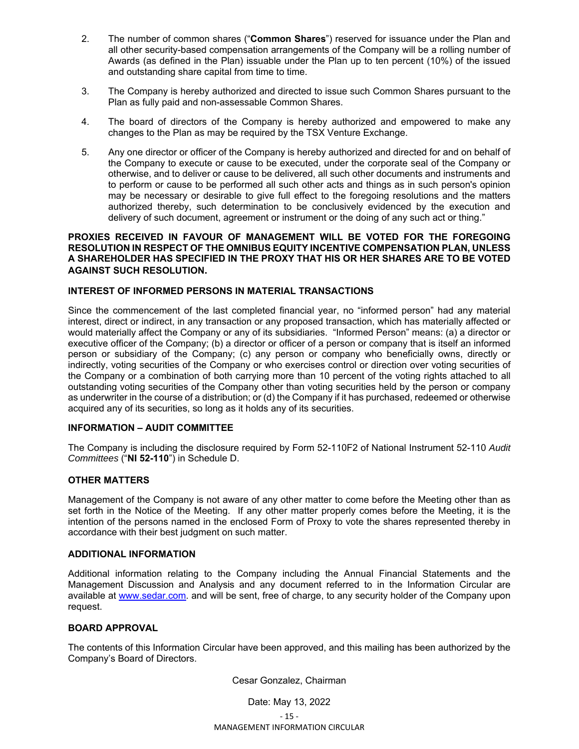2. The number of common shares ("**Common Shares**") reserved for issuance under the Plan and all other security-based compensation arrangements of the Company will be a rolling number of Awards (as defined in the Plan) issuable under the Plan up to ten percent (10%) of the issued and outstanding share capital from time to time.

3. The Company is hereby authorized and directed to issue such Common Shares pursuant to the Plan as fully paid and non-assessable Common Shares.

4. The board of directors of the Company is hereby authorized and empowered to make any changes to the Plan as may be required by the TSX Venture Exchange.

5. Any one director or officer of the Company is hereby authorized and directed for and on behalf of the Company to execute or cause to be executed, under the corporate seal of the Company or otherwise, and to deliver or cause to be delivered, all such other documents and instruments and to perform or cause to be performed all such other acts and things as in such person's opinion may be necessary or desirable to give full effect to the foregoing resolutions and the matters authorized thereby, such determination to be conclusively evidenced by the execution and delivery of such document, agreement or instrument or the doing of any such act or thing."

**PROXIES RECEIVED IN FAVOUR OF MANAGEMENT WILL BE VOTED FOR THE FOREGOING RESOLUTION IN RESPECT OF THE OMNIBUS EQUITY INCENTIVE COMPENSATION PLAN, UNLESS A SHAREHOLDER HAS SPECIFIED IN THE PROXY THAT HIS OR HER SHARES ARE TO BE VOTED AGAINST SUCH RESOLUTION.**

## INTEREST OF INFORMED PERSONS IN MATERIAL TRANSACTIONS

Since the commencement of the last completed financial year, no "informed person" had any material interest, direct or indirect, in any transaction or any proposed transaction, which has materially affected or would materially affect the Company or any of its subsidiaries. "Informed Person" means: (a) a director or executive officer of the Company; (b) a director or officer of a person or company that is itself an informed person or subsidiary of the Company; (c) any person or company who beneficially owns, directly or indirectly, voting securities of the Company or who exercises control or direction over voting securities of the Company or a combination of both carrying more than 10 percent of the voting rights attached to all outstanding voting securities of the Company other than voting securities held by the person or company as underwriter in the course of a distribution; or (d) the Company if it has purchased, redeemed or otherwise acquired any of its securities, so long as it holds any of its securities.

## INFORMATION – AUDIT COMMITTEE

The Company is including the disclosure required by Form 52-110F2 of National Instrument 52-110 *Audit Committees* ("**NI 52-110**") in Schedule D.

## OTHER MATTERS

Management of the Company is not aware of any other matter to come before the Meeting other than as set forth in the Notice of the Meeting. If any other matter properly comes before the Meeting, it is the intention of the persons named in the enclosed Form of Proxy to vote the shares represented thereby in accordance with their best judgment on such matter.

## ADDITIONAL INFORMATION

Additional information relating to the Company including the Annual Financial Statements and the Management Discussion and Analysis and any document referred to in the Information Circular are available at www.sedar.com. and will be sent, free of charge, to any security holder of the Company upon request.

## BOARD APPROVAL

The contents of this Information Circular have been approved, and this mailing has been authorized by the Company's Board of Directors.

Cesar Gonzalez, Chairman

Date: May 13, 2022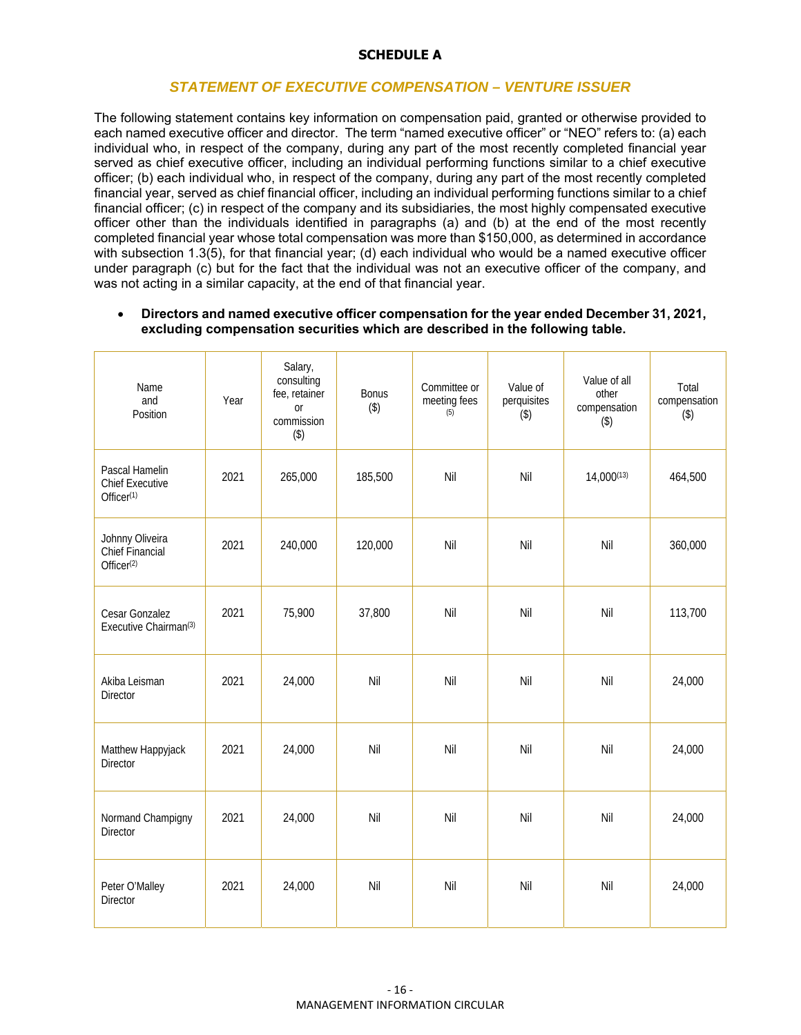**SCHEDULE A**

## *STATEMENT OF EXECUTIVE COMPENSATION – VENTURE ISSUER*

The following statement contains key information on compensation paid, granted or otherwise provided to each named executive officer and director. The term "named executive officer" or "NEO" refers to: (a) each individual who, in respect of the company, during any part of the most recently completed financial year served as chief executive officer, including an individual performing functions similar to a chief executive officer; (b) each individual who, in respect of the company, during any part of the most recently completed financial year, served as chief financial officer, including an individual performing functions similar to a chief financial officer; (c) in respect of the company and its subsidiaries, the most highly compensated executive officer other than the individuals identified in paragraphs (a) and (b) at the end of the most recently completed financial year whose total compensation was more than $150,000, as determined in accordance with subsection 1.3(5), for that financial year; (d) each individual who would be a named executive officer under paragraph (c) but for the fact that the individual was not an executive officer of the company, and was not acting in a similar capacity, at the end of that financial year.

- **Directors and named executive officer compensation for the year ended December 31, 2021, excluding compensation securities which are described in the following table.**

| Name and Position | Year | Salary, consulting fee, retainer or commission ($) | Bonus ($) | Committee or meeting fees [(5)] | Value of perquisites ($) | Value of all other compensation ($) | Total compensation ($) |
|---|---|---|---|---|---|---|---|
| Pascal Hamelin Chief Executive Officer[(1)] | 2021 | 265,000 | 185,500 | Nil | Nil | 14,000[(13)] | 464,500 |
| Johnny Oliveira Chief Financial Officer[(2)] | 2021 | 240,000 | 120,000 | Nil | Nil | Nil | 360,000 |
| Cesar Gonzalez Executive Chairman[(3)] | 2021 | 75,900 | 37,800 | Nil | Nil | Nil | 113,700 |
| Akiba Leisman Director | 2021 | 24,000 | Nil | Nil | Nil | Nil | 24,000 |
| Matthew Happyjack Director | 2021 | 24,000 | Nil | Nil | Nil | Nil | 24,000 |
| Normand Champigny Director | 2021 | 24,000 | Nil | Nil | Nil | Nil | 24,000 |
| Peter O'Malley Director | 2021 | 24,000 | Nil | Nil | Nil | Nil | 24,000 |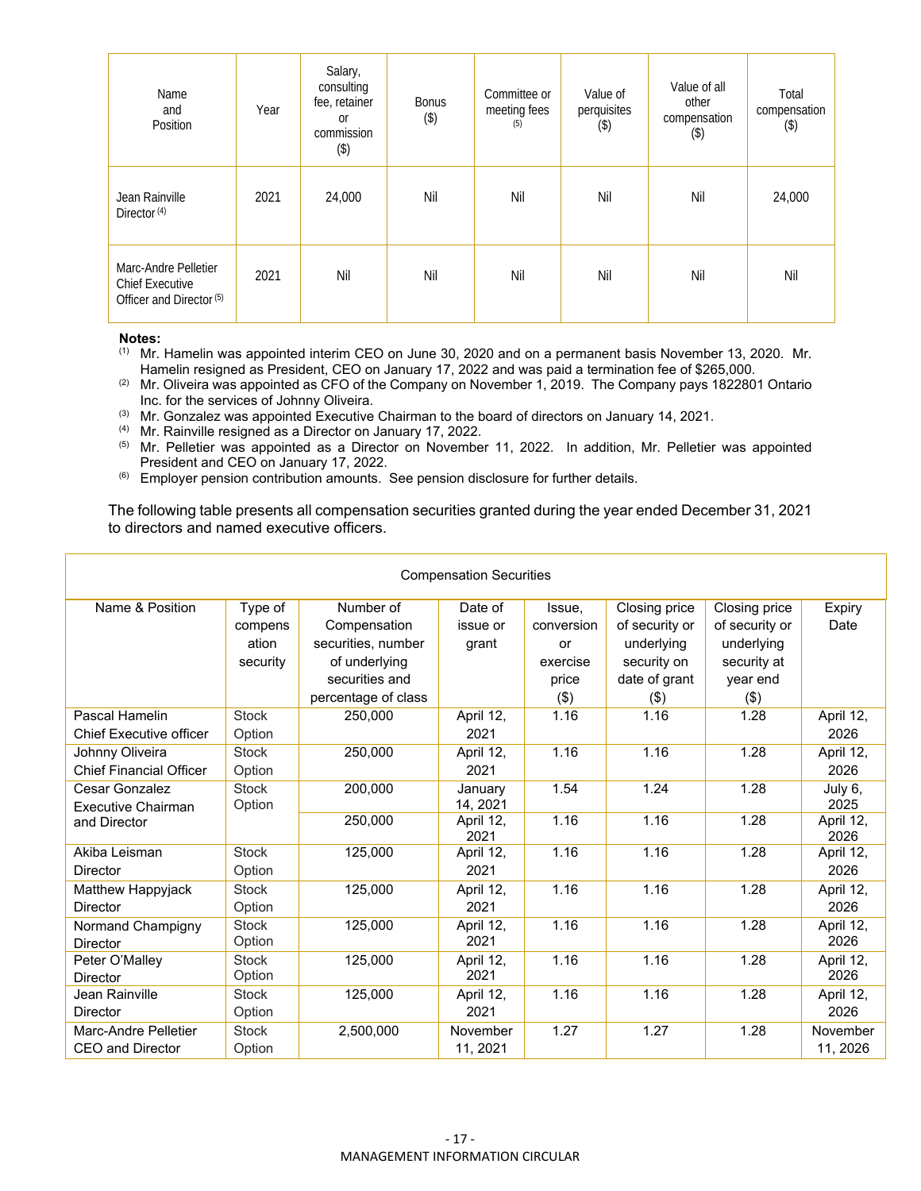| Name and Position | Year | Salary, consulting fee, retainer or commission ($) | Bonus ($) | Committee or meeting fees [5] | Value of perquisites ($) | Value of all other compensation ($) | Total compensation ($) |
|---|---|---|---|---|---|---|---|
| Jean Rainville Director [4] | 2021 | 24,000 | Nil | Nil | Nil | Nil | 24,000 |
| Marc-Andre Pelletier Chief Executive Officer and Director [5] | 2021 | Nil | Nil | Nil | Nil | Nil | Nil |

**Notes:**

(1) Mr. Hamelin was appointed interim CEO on June 30, 2020 and on a permanent basis November 13, 2020. Mr. Hamelin resigned as President, CEO on January 17, 2022 and was paid a termination fee of $265,000.

(2) Mr. Oliveira was appointed as CFO of the Company on November 1, 2019. The Company pays 1822801 Ontario Inc. for the services of Johnny Oliveira.

(3) Mr. Gonzalez was appointed Executive Chairman to the board of directors on January 14, 2021.

(4) Mr. Rainville resigned as a Director on January 17, 2022.

(5) Mr. Pelletier was appointed as a Director on November 11, 2022. In addition, Mr. Pelletier was appointed President and CEO on January 17, 2022.

(6) Employer pension contribution amounts. See pension disclosure for further details.

The following table presents all compensation securities granted during the year ended December 31, 2021 to directors and named executive officers.

| Compensation Securities | | | | | | | |
|---|---|---|---|---|---|---|---|
| Name & Position | Type of compensation security | Number of Compensation securities, number of underlying securities and percentage of class | Date of issue or grant | Issue, conversion or exercise price ($) | Closing price of security or underlying security on date of grant ($) | Closing price of security or underlying security at year end ($) | Expiry Date |
| Pascal Hamelin Chief Executive officer | Stock Option | 250,000 | April 12, 2021 | 1.16 | 1.16 | 1.28 | April 12, 2026 |
| Johnny Oliveira Chief Financial Officer | Stock Option | 250,000 | April 12, 2021 | 1.16 | 1.16 | 1.28 | April 12, 2026 |
| Cesar Gonzalez Executive Chairman and Director | Stock Option | 200,000 | January 14, 2021 | 1.54 | 1.24 | 1.28 | July 6, 2025 |
| | | 250,000 | April 12, 2021 | 1.16 | 1.16 | 1.28 | April 12, 2026 |
| Akiba Leisman Director | Stock Option | 125,000 | April 12, 2021 | 1.16 | 1.16 | 1.28 | April 12, 2026 |
| Matthew Happyjack Director | Stock Option | 125,000 | April 12, 2021 | 1.16 | 1.16 | 1.28 | April 12, 2026 |
| Normand Champigny Director | Stock Option | 125,000 | April 12, 2021 | 1.16 | 1.16 | 1.28 | April 12, 2026 |
| Peter O'Malley Director | Stock Option | 125,000 | April 12, 2021 | 1.16 | 1.16 | 1.28 | April 12, 2026 |
| Jean Rainville Director | Stock Option | 125,000 | April 12, 2021 | 1.16 | 1.16 | 1.28 | April 12, 2026 |
| Marc-Andre Pelletier CEO and Director | Stock Option | 2,500,000 | November 11, 2021 | 1.27 | 1.27 | 1.28 | November 11, 2026 |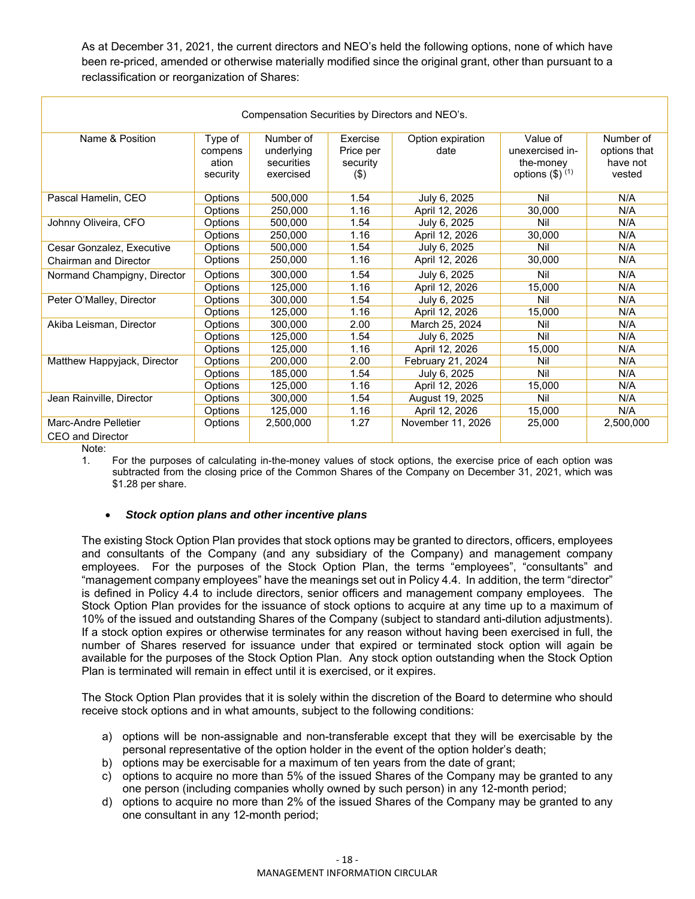As at December 31, 2021, the current directors and NEO's held the following options, none of which have been re-priced, amended or otherwise materially modified since the original grant, other than pursuant to a reclassification or reorganization of Shares:

| Compensation Securities by Directors and NEO's. | | | | | | |
|---|---|---|---|---|---|---|
| Name & Position | Type of compensation security | Number of underlying securities exercised | Exercise Price per security ($) | Option expiration date | Value of unexercised in-the-money options ($) (1) | Number of options that have not vested |
| Pascal Hamelin, CEO | Options | 500,000 | 1.54 | July 6, 2025 | Nil | N/A |
| | Options | 250,000 | 1.16 | April 12, 2026 | 30,000 | N/A |
| Johnny Oliveira, CFO | Options | 500,000 | 1.54 | July 6, 2025 | Nil | N/A |
| | Options | 250,000 | 1.16 | April 12, 2026 | 30,000 | N/A |
| Cesar Gonzalez, Executive Chairman and Director | Options | 500,000 | 1.54 | July 6, 2025 | Nil | N/A |
| | Options | 250,000 | 1.16 | April 12, 2026 | 30,000 | N/A |
| Normand Champigny, Director | Options | 300,000 | 1.54 | July 6, 2025 | Nil | N/A |
| | Options | 125,000 | 1.16 | April 12, 2026 | 15,000 | N/A |
| Peter O'Malley, Director | Options | 300,000 | 1.54 | July 6, 2025 | Nil | N/A |
| | Options | 125,000 | 1.16 | April 12, 2026 | 15,000 | N/A |
| Akiba Leisman, Director | Options | 300,000 | 2.00 | March 25, 2024 | Nil | N/A |
| | Options | 125,000 | 1.54 | July 6, 2025 | Nil | N/A |
| | Options | 125,000 | 1.16 | April 12, 2026 | 15,000 | N/A |
| Matthew Happyjack, Director | Options | 200,000 | 2.00 | February 21, 2024 | Nil | N/A |
| | Options | 185,000 | 1.54 | July 6, 2025 | Nil | N/A |
| | Options | 125,000 | 1.16 | April 12, 2026 | 15,000 | N/A |
| Jean Rainville, Director | Options | 300,000 | 1.54 | August 19, 2025 | Nil | N/A |
| | Options | 125,000 | 1.16 | April 12, 2026 | 15,000 | N/A |
| Marc-Andre Pelletier CEO and Director | Options | 2,500,000 | 1.27 | November 11, 2026 | 25,000 | 2,500,000 |

Note:

1. For the purposes of calculating in-the-money values of stock options, the exercise price of each option was subtracted from the closing price of the Common Shares of the Company on December 31, 2021, which was $1.28 per share.

- ***Stock option plans and other incentive plans***

The existing Stock Option Plan provides that stock options may be granted to directors, officers, employees and consultants of the Company (and any subsidiary of the Company) and management company employees. For the purposes of the Stock Option Plan, the terms "employees", "consultants" and "management company employees" have the meanings set out in Policy 4.4. In addition, the term "director" is defined in Policy 4.4 to include directors, senior officers and management company employees. The Stock Option Plan provides for the issuance of stock options to acquire at any time up to a maximum of 10% of the issued and outstanding Shares of the Company (subject to standard anti-dilution adjustments). If a stock option expires or otherwise terminates for any reason without having been exercised in full, the number of Shares reserved for issuance under that expired or terminated stock option will again be available for the purposes of the Stock Option Plan. Any stock option outstanding when the Stock Option Plan is terminated will remain in effect until it is exercised, or it expires.

The Stock Option Plan provides that it is solely within the discretion of the Board to determine who should receive stock options and in what amounts, subject to the following conditions:

a) options will be non-assignable and non-transferable except that they will be exercisable by the personal representative of the option holder in the event of the option holder's death;
b) options may be exercisable for a maximum of ten years from the date of grant;
c) options to acquire no more than 5% of the issued Shares of the Company may be granted to any one person (including companies wholly owned by such person) in any 12-month period;
d) options to acquire no more than 2% of the issued Shares of the Company may be granted to any one consultant in any 12-month period;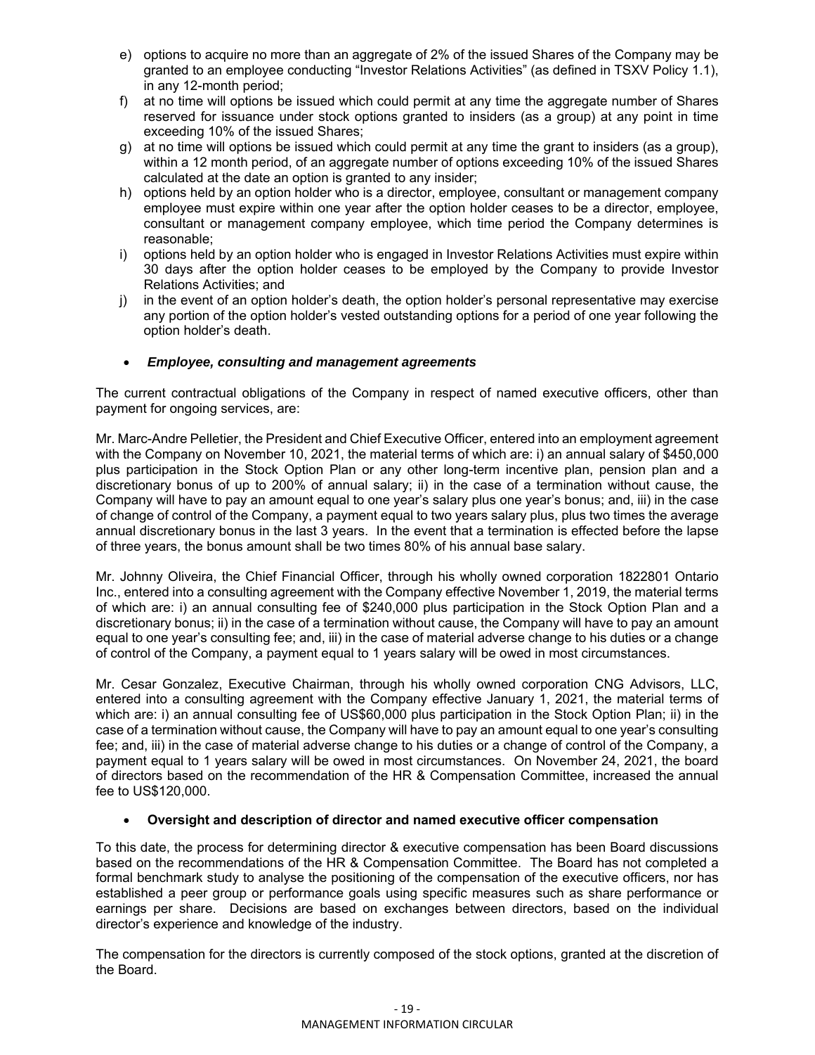e) options to acquire no more than an aggregate of 2% of the issued Shares of the Company may be granted to an employee conducting "Investor Relations Activities" (as defined in TSXV Policy 1.1), in any 12-month period;
f) at no time will options be issued which could permit at any time the aggregate number of Shares reserved for issuance under stock options granted to insiders (as a group) at any point in time exceeding 10% of the issued Shares;
g) at no time will options be issued which could permit at any time the grant to insiders (as a group), within a 12 month period, of an aggregate number of options exceeding 10% of the issued Shares calculated at the date an option is granted to any insider;
h) options held by an option holder who is a director, employee, consultant or management company employee must expire within one year after the option holder ceases to be a director, employee, consultant or management company employee, which time period the Company determines is reasonable;
i) options held by an option holder who is engaged in Investor Relations Activities must expire within 30 days after the option holder ceases to be employed by the Company to provide Investor Relations Activities; and
j) in the event of an option holder's death, the option holder's personal representative may exercise any portion of the option holder's vested outstanding options for a period of one year following the option holder's death.

- ***Employee, consulting and management agreements***

The current contractual obligations of the Company in respect of named executive officers, other than payment for ongoing services, are:

Mr. Marc-Andre Pelletier, the President and Chief Executive Officer, entered into an employment agreement with the Company on November 10, 2021, the material terms of which are: i) an annual salary of $450,000 plus participation in the Stock Option Plan or any other long-term incentive plan, pension plan and a discretionary bonus of up to 200% of annual salary; ii) in the case of a termination without cause, the Company will have to pay an amount equal to one year's salary plus one year's bonus; and, iii) in the case of change of control of the Company, a payment equal to two years salary plus, plus two times the average annual discretionary bonus in the last 3 years. In the event that a termination is effected before the lapse of three years, the bonus amount shall be two times 80% of his annual base salary.

Mr. Johnny Oliveira, the Chief Financial Officer, through his wholly owned corporation 1822801 Ontario Inc., entered into a consulting agreement with the Company effective November 1, 2019, the material terms of which are: i) an annual consulting fee of $240,000 plus participation in the Stock Option Plan and a discretionary bonus; ii) in the case of a termination without cause, the Company will have to pay an amount equal to one year's consulting fee; and, iii) in the case of material adverse change to his duties or a change of control of the Company, a payment equal to 1 years salary will be owed in most circumstances.

Mr. Cesar Gonzalez, Executive Chairman, through his wholly owned corporation CNG Advisors, LLC, entered into a consulting agreement with the Company effective January 1, 2021, the material terms of which are: i) an annual consulting fee of US$60,000 plus participation in the Stock Option Plan; ii) in the case of a termination without cause, the Company will have to pay an amount equal to one year's consulting fee; and, iii) in the case of material adverse change to his duties or a change of control of the Company, a payment equal to 1 years salary will be owed in most circumstances. On November 24, 2021, the board of directors based on the recommendation of the HR & Compensation Committee, increased the annual fee to US$120,000.

- **Oversight and description of director and named executive officer compensation**

To this date, the process for determining director & executive compensation has been Board discussions based on the recommendations of the HR & Compensation Committee. The Board has not completed a formal benchmark study to analyse the positioning of the compensation of the executive officers, nor has established a peer group or performance goals using specific measures such as share performance or earnings per share. Decisions are based on exchanges between directors, based on the individual director's experience and knowledge of the industry.

The compensation for the directors is currently composed of the stock options, granted at the discretion of the Board.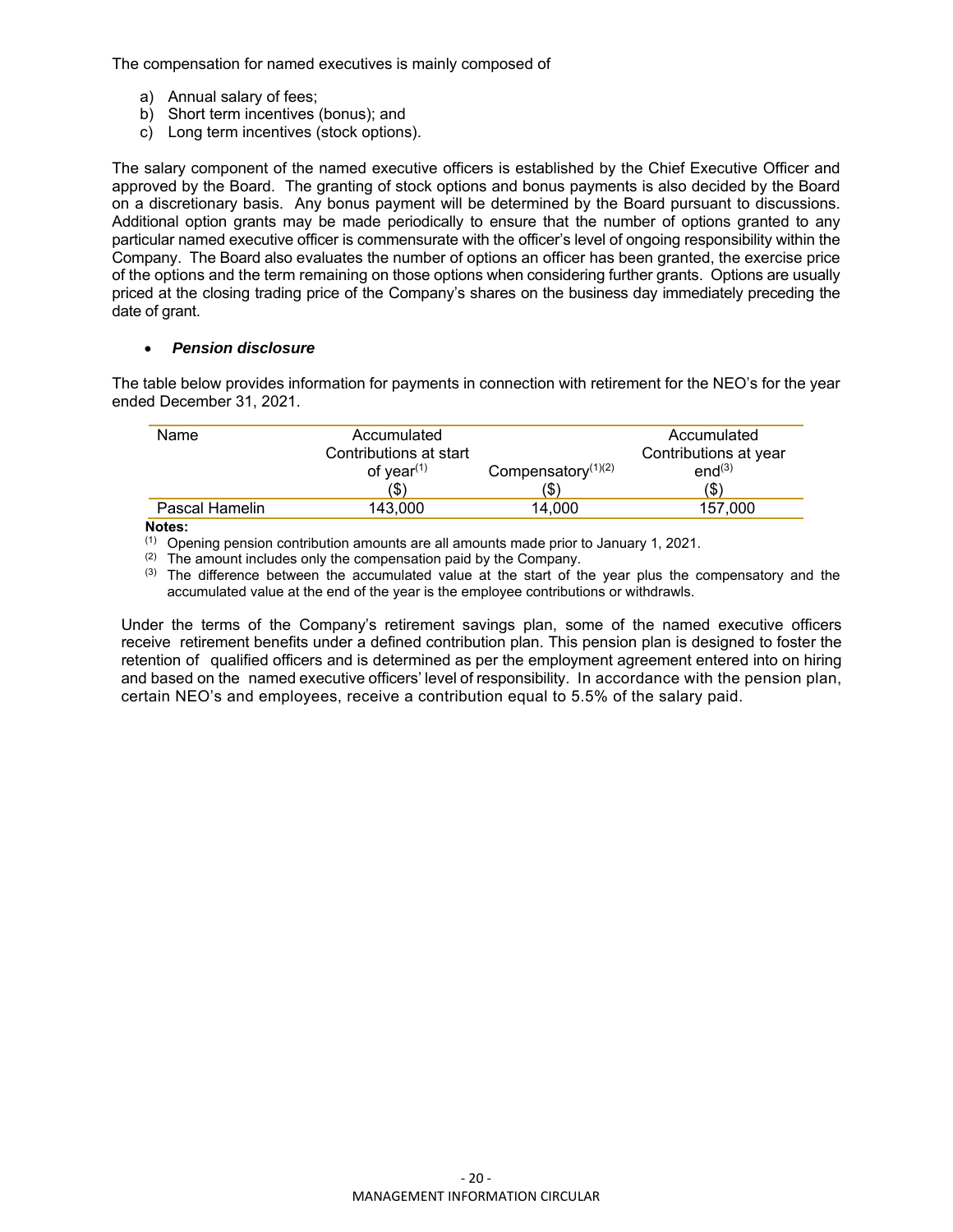The compensation for named executives is mainly composed of

a) Annual salary of fees;
b) Short term incentives (bonus); and
c) Long term incentives (stock options).

The salary component of the named executive officers is established by the Chief Executive Officer and approved by the Board. The granting of stock options and bonus payments is also decided by the Board on a discretionary basis. Any bonus payment will be determined by the Board pursuant to discussions. Additional option grants may be made periodically to ensure that the number of options granted to any particular named executive officer is commensurate with the officer's level of ongoing responsibility within the Company. The Board also evaluates the number of options an officer has been granted, the exercise price of the options and the term remaining on those options when considering further grants. Options are usually priced at the closing trading price of the Company's shares on the business day immediately preceding the date of grant.

- ***Pension disclosure***

The table below provides information for payments in connection with retirement for the NEO's for the year ended December 31, 2021.

| Name | Accumulated Contributions at start of year[(1)] ($) | Compensatory[(1)(2)] ($) | Accumulated Contributions at year end[(3)] ($) |
|---|---|---|---|
| Pascal Hamelin | 143,000 | 14,000 | 157,000 |

**Notes:**

(1) Opening pension contribution amounts are all amounts made prior to January 1, 2021.

(2) The amount includes only the compensation paid by the Company.

(3) The difference between the accumulated value at the start of the year plus the compensatory and the accumulated value at the end of the year is the employee contributions or withdrawls.

Under the terms of the Company's retirement savings plan, some of the named executive officers receive retirement benefits under a defined contribution plan. This pension plan is designed to foster the retention of qualified officers and is determined as per the employment agreement entered into on hiring and based on the named executive officers' level of responsibility. In accordance with the pension plan, certain NEO's and employees, receive a contribution equal to 5.5% of the salary paid.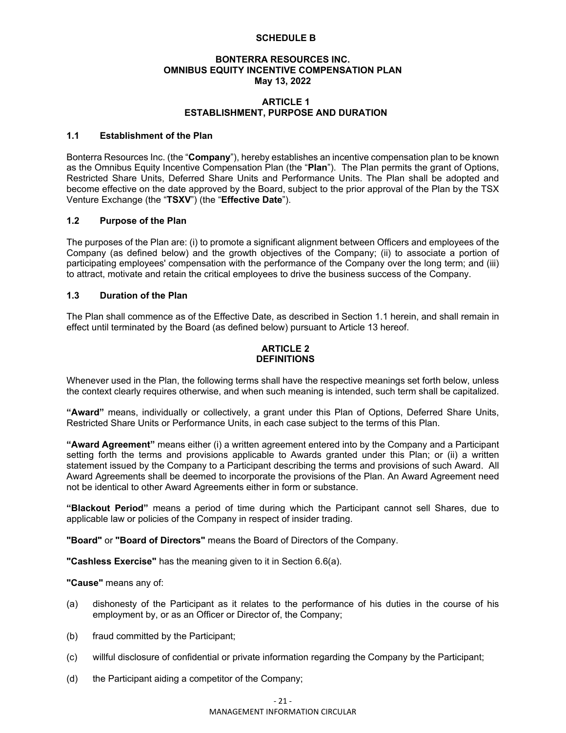# SCHEDULE B

## BONTERRA RESOURCES INC.
## OMNIBUS EQUITY INCENTIVE COMPENSATION PLAN
## May 13, 2022

## ARTICLE 1
## ESTABLISHMENT, PURPOSE AND DURATION

### 1.1 Establishment of the Plan

Bonterra Resources Inc. (the "**Company**"), hereby establishes an incentive compensation plan to be known as the Omnibus Equity Incentive Compensation Plan (the "**Plan**"). The Plan permits the grant of Options, Restricted Share Units, Deferred Share Units and Performance Units. The Plan shall be adopted and become effective on the date approved by the Board, subject to the prior approval of the Plan by the TSX Venture Exchange (the "**TSXV**") (the "**Effective Date**").

### 1.2 Purpose of the Plan

The purposes of the Plan are: (i) to promote a significant alignment between Officers and employees of the Company (as defined below) and the growth objectives of the Company; (ii) to associate a portion of participating employees' compensation with the performance of the Company over the long term; and (iii) to attract, motivate and retain the critical employees to drive the business success of the Company.

### 1.3 Duration of the Plan

The Plan shall commence as of the Effective Date, as described in Section 1.1 herein, and shall remain in effect until terminated by the Board (as defined below) pursuant to Article 13 hereof.

## ARTICLE 2
## DEFINITIONS

Whenever used in the Plan, the following terms shall have the respective meanings set forth below, unless the context clearly requires otherwise, and when such meaning is intended, such term shall be capitalized.

**"Award"** means, individually or collectively, a grant under this Plan of Options, Deferred Share Units, Restricted Share Units or Performance Units, in each case subject to the terms of this Plan.

**"Award Agreement"** means either (i) a written agreement entered into by the Company and a Participant setting forth the terms and provisions applicable to Awards granted under this Plan; or (ii) a written statement issued by the Company to a Participant describing the terms and provisions of such Award. All Award Agreements shall be deemed to incorporate the provisions of the Plan. An Award Agreement need not be identical to other Award Agreements either in form or substance.

**"Blackout Period"** means a period of time during which the Participant cannot sell Shares, due to applicable law or policies of the Company in respect of insider trading.

**"Board"** or **"Board of Directors"** means the Board of Directors of the Company.

**"Cashless Exercise"** has the meaning given to it in Section 6.6(a).

**"Cause"** means any of:

(a) dishonesty of the Participant as it relates to the performance of his duties in the course of his employment by, or as an Officer or Director of, the Company;

(b) fraud committed by the Participant;

(c) willful disclosure of confidential or private information regarding the Company by the Participant;

(d) the Participant aiding a competitor of the Company;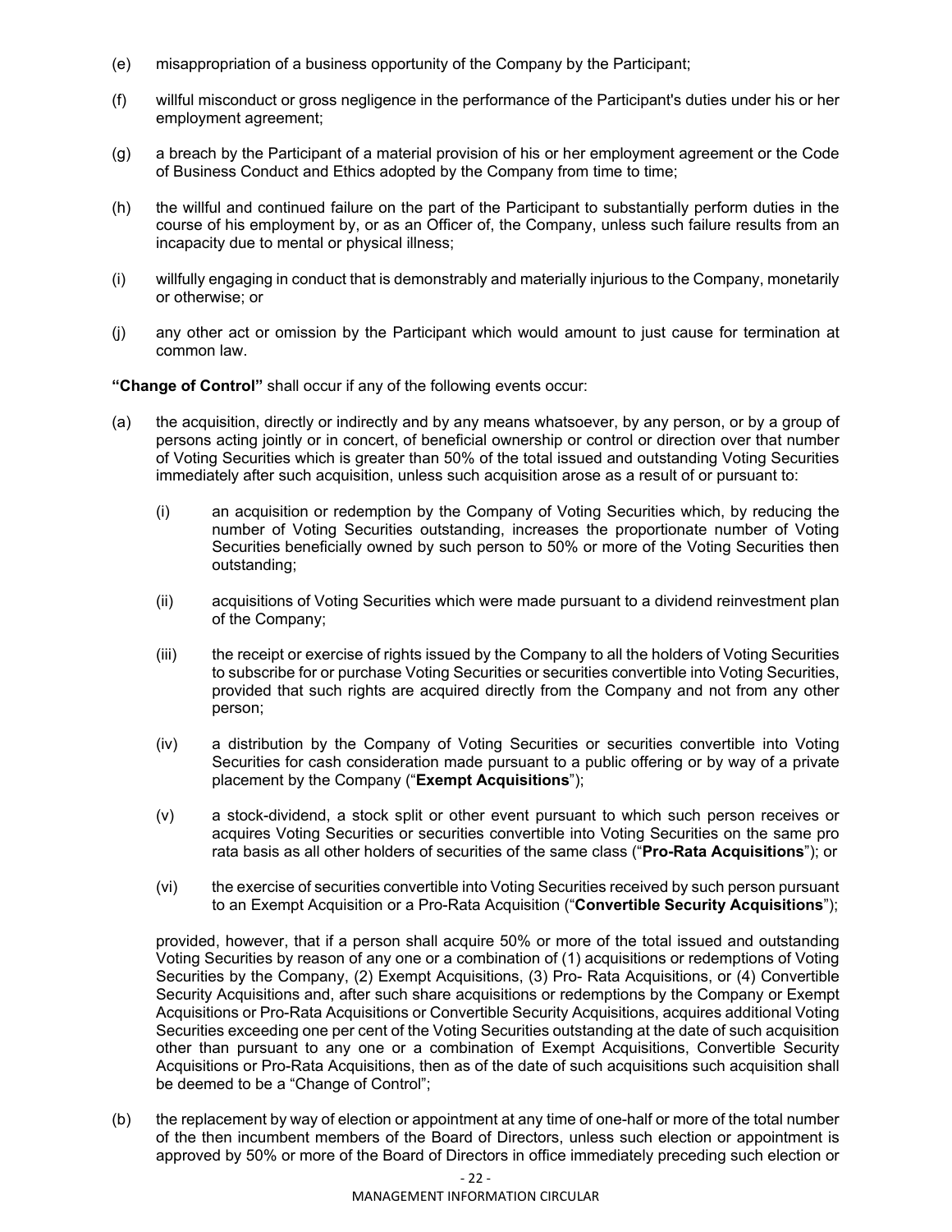(e) misappropriation of a business opportunity of the Company by the Participant;

(f) willful misconduct or gross negligence in the performance of the Participant's duties under his or her employment agreement;

(g) a breach by the Participant of a material provision of his or her employment agreement or the Code of Business Conduct and Ethics adopted by the Company from time to time;

(h) the willful and continued failure on the part of the Participant to substantially perform duties in the course of his employment by, or as an Officer of, the Company, unless such failure results from an incapacity due to mental or physical illness;

(i) willfully engaging in conduct that is demonstrably and materially injurious to the Company, monetarily or otherwise; or

(j) any other act or omission by the Participant which would amount to just cause for termination at common law.

**"Change of Control"** shall occur if any of the following events occur:

(a) the acquisition, directly or indirectly and by any means whatsoever, by any person, or by a group of persons acting jointly or in concert, of beneficial ownership or control or direction over that number of Voting Securities which is greater than 50% of the total issued and outstanding Voting Securities immediately after such acquisition, unless such acquisition arose as a result of or pursuant to:

   (i) an acquisition or redemption by the Company of Voting Securities which, by reducing the number of Voting Securities outstanding, increases the proportionate number of Voting Securities beneficially owned by such person to 50% or more of the Voting Securities then outstanding;

   (ii) acquisitions of Voting Securities which were made pursuant to a dividend reinvestment plan of the Company;

   (iii) the receipt or exercise of rights issued by the Company to all the holders of Voting Securities to subscribe for or purchase Voting Securities or securities convertible into Voting Securities, provided that such rights are acquired directly from the Company and not from any other person;

   (iv) a distribution by the Company of Voting Securities or securities convertible into Voting Securities for cash consideration made pursuant to a public offering or by way of a private placement by the Company ("**Exempt Acquisitions**");

   (v) a stock-dividend, a stock split or other event pursuant to which such person receives or acquires Voting Securities or securities convertible into Voting Securities on the same pro rata basis as all other holders of securities of the same class ("**Pro-Rata Acquisitions**"); or

   (vi) the exercise of securities convertible into Voting Securities received by such person pursuant to an Exempt Acquisition or a Pro-Rata Acquisition ("**Convertible Security Acquisitions**");

   provided, however, that if a person shall acquire 50% or more of the total issued and outstanding Voting Securities by reason of any one or a combination of (1) acquisitions or redemptions of Voting Securities by the Company, (2) Exempt Acquisitions, (3) Pro- Rata Acquisitions, or (4) Convertible Security Acquisitions and, after such share acquisitions or redemptions by the Company or Exempt Acquisitions or Pro-Rata Acquisitions or Convertible Security Acquisitions, acquires additional Voting Securities exceeding one per cent of the Voting Securities outstanding at the date of such acquisition other than pursuant to any one or a combination of Exempt Acquisitions, Convertible Security Acquisitions or Pro-Rata Acquisitions, then as of the date of such acquisitions such acquisition shall be deemed to be a "Change of Control";

(b) the replacement by way of election or appointment at any time of one-half or more of the total number of the then incumbent members of the Board of Directors, unless such election or appointment is approved by 50% or more of the Board of Directors in office immediately preceding such election or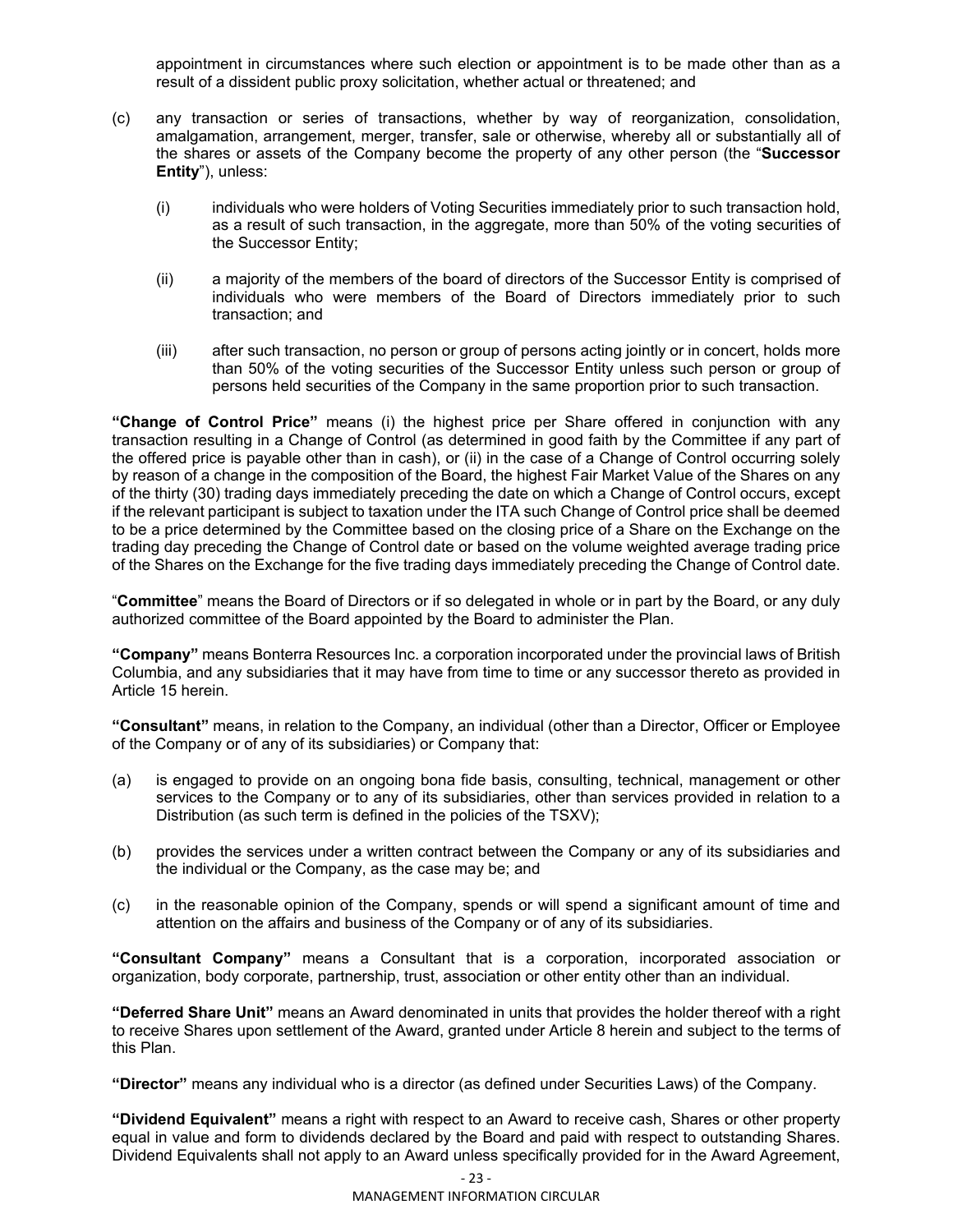appointment in circumstances where such election or appointment is to be made other than as a result of a dissident public proxy solicitation, whether actual or threatened; and

(c) any transaction or series of transactions, whether by way of reorganization, consolidation, amalgamation, arrangement, merger, transfer, sale or otherwise, whereby all or substantially all of the shares or assets of the Company become the property of any other person (the "**Successor Entity**"), unless:

  (i) individuals who were holders of Voting Securities immediately prior to such transaction hold, as a result of such transaction, in the aggregate, more than 50% of the voting securities of the Successor Entity;

  (ii) a majority of the members of the board of directors of the Successor Entity is comprised of individuals who were members of the Board of Directors immediately prior to such transaction; and

  (iii) after such transaction, no person or group of persons acting jointly or in concert, holds more than 50% of the voting securities of the Successor Entity unless such person or group of persons held securities of the Company in the same proportion prior to such transaction.

**"Change of Control Price"** means (i) the highest price per Share offered in conjunction with any transaction resulting in a Change of Control (as determined in good faith by the Committee if any part of the offered price is payable other than in cash), or (ii) in the case of a Change of Control occurring solely by reason of a change in the composition of the Board, the highest Fair Market Value of the Shares on any of the thirty (30) trading days immediately preceding the date on which a Change of Control occurs, except if the relevant participant is subject to taxation under the ITA such Change of Control price shall be deemed to be a price determined by the Committee based on the closing price of a Share on the Exchange on the trading day preceding the Change of Control date or based on the volume weighted average trading price of the Shares on the Exchange for the five trading days immediately preceding the Change of Control date.

"**Committee**" means the Board of Directors or if so delegated in whole or in part by the Board, or any duly authorized committee of the Board appointed by the Board to administer the Plan.

**"Company"** means Bonterra Resources Inc. a corporation incorporated under the provincial laws of British Columbia, and any subsidiaries that it may have from time to time or any successor thereto as provided in Article 15 herein.

**"Consultant"** means, in relation to the Company, an individual (other than a Director, Officer or Employee of the Company or of any of its subsidiaries) or Company that:

(a) is engaged to provide on an ongoing bona fide basis, consulting, technical, management or other services to the Company or to any of its subsidiaries, other than services provided in relation to a Distribution (as such term is defined in the policies of the TSXV);

(b) provides the services under a written contract between the Company or any of its subsidiaries and the individual or the Company, as the case may be; and

(c) in the reasonable opinion of the Company, spends or will spend a significant amount of time and attention on the affairs and business of the Company or of any of its subsidiaries.

**"Consultant Company"** means a Consultant that is a corporation, incorporated association or organization, body corporate, partnership, trust, association or other entity other than an individual.

**"Deferred Share Unit"** means an Award denominated in units that provides the holder thereof with a right to receive Shares upon settlement of the Award, granted under Article 8 herein and subject to the terms of this Plan.

**"Director"** means any individual who is a director (as defined under Securities Laws) of the Company.

**"Dividend Equivalent"** means a right with respect to an Award to receive cash, Shares or other property equal in value and form to dividends declared by the Board and paid with respect to outstanding Shares. Dividend Equivalents shall not apply to an Award unless specifically provided for in the Award Agreement,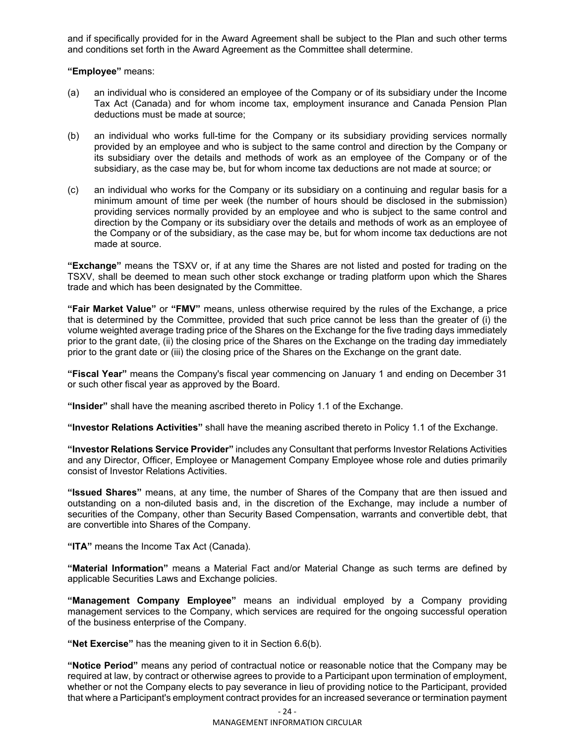and if specifically provided for in the Award Agreement shall be subject to the Plan and such other terms and conditions set forth in the Award Agreement as the Committee shall determine.

**"Employee"** means:

(a) an individual who is considered an employee of the Company or of its subsidiary under the Income Tax Act (Canada) and for whom income tax, employment insurance and Canada Pension Plan deductions must be made at source;

(b) an individual who works full-time for the Company or its subsidiary providing services normally provided by an employee and who is subject to the same control and direction by the Company or its subsidiary over the details and methods of work as an employee of the Company or of the subsidiary, as the case may be, but for whom income tax deductions are not made at source; or

(c) an individual who works for the Company or its subsidiary on a continuing and regular basis for a minimum amount of time per week (the number of hours should be disclosed in the submission) providing services normally provided by an employee and who is subject to the same control and direction by the Company or its subsidiary over the details and methods of work as an employee of the Company or of the subsidiary, as the case may be, but for whom income tax deductions are not made at source.

**"Exchange"** means the TSXV or, if at any time the Shares are not listed and posted for trading on the TSXV, shall be deemed to mean such other stock exchange or trading platform upon which the Shares trade and which has been designated by the Committee.

**"Fair Market Value"** or **"FMV"** means, unless otherwise required by the rules of the Exchange, a price that is determined by the Committee, provided that such price cannot be less than the greater of (i) the volume weighted average trading price of the Shares on the Exchange for the five trading days immediately prior to the grant date, (ii) the closing price of the Shares on the Exchange on the trading day immediately prior to the grant date or (iii) the closing price of the Shares on the Exchange on the grant date.

**"Fiscal Year"** means the Company's fiscal year commencing on January 1 and ending on December 31 or such other fiscal year as approved by the Board.

**"Insider"** shall have the meaning ascribed thereto in Policy 1.1 of the Exchange.

**"Investor Relations Activities"** shall have the meaning ascribed thereto in Policy 1.1 of the Exchange.

**"Investor Relations Service Provider"** includes any Consultant that performs Investor Relations Activities and any Director, Officer, Employee or Management Company Employee whose role and duties primarily consist of Investor Relations Activities.

**"Issued Shares"** means, at any time, the number of Shares of the Company that are then issued and outstanding on a non-diluted basis and, in the discretion of the Exchange, may include a number of securities of the Company, other than Security Based Compensation, warrants and convertible debt, that are convertible into Shares of the Company.

**"ITA"** means the Income Tax Act (Canada).

**"Material Information"** means a Material Fact and/or Material Change as such terms are defined by applicable Securities Laws and Exchange policies.

**"Management Company Employee"** means an individual employed by a Company providing management services to the Company, which services are required for the ongoing successful operation of the business enterprise of the Company.

**"Net Exercise"** has the meaning given to it in Section 6.6(b).

**"Notice Period"** means any period of contractual notice or reasonable notice that the Company may be required at law, by contract or otherwise agrees to provide to a Participant upon termination of employment, whether or not the Company elects to pay severance in lieu of providing notice to the Participant, provided that where a Participant's employment contract provides for an increased severance or termination payment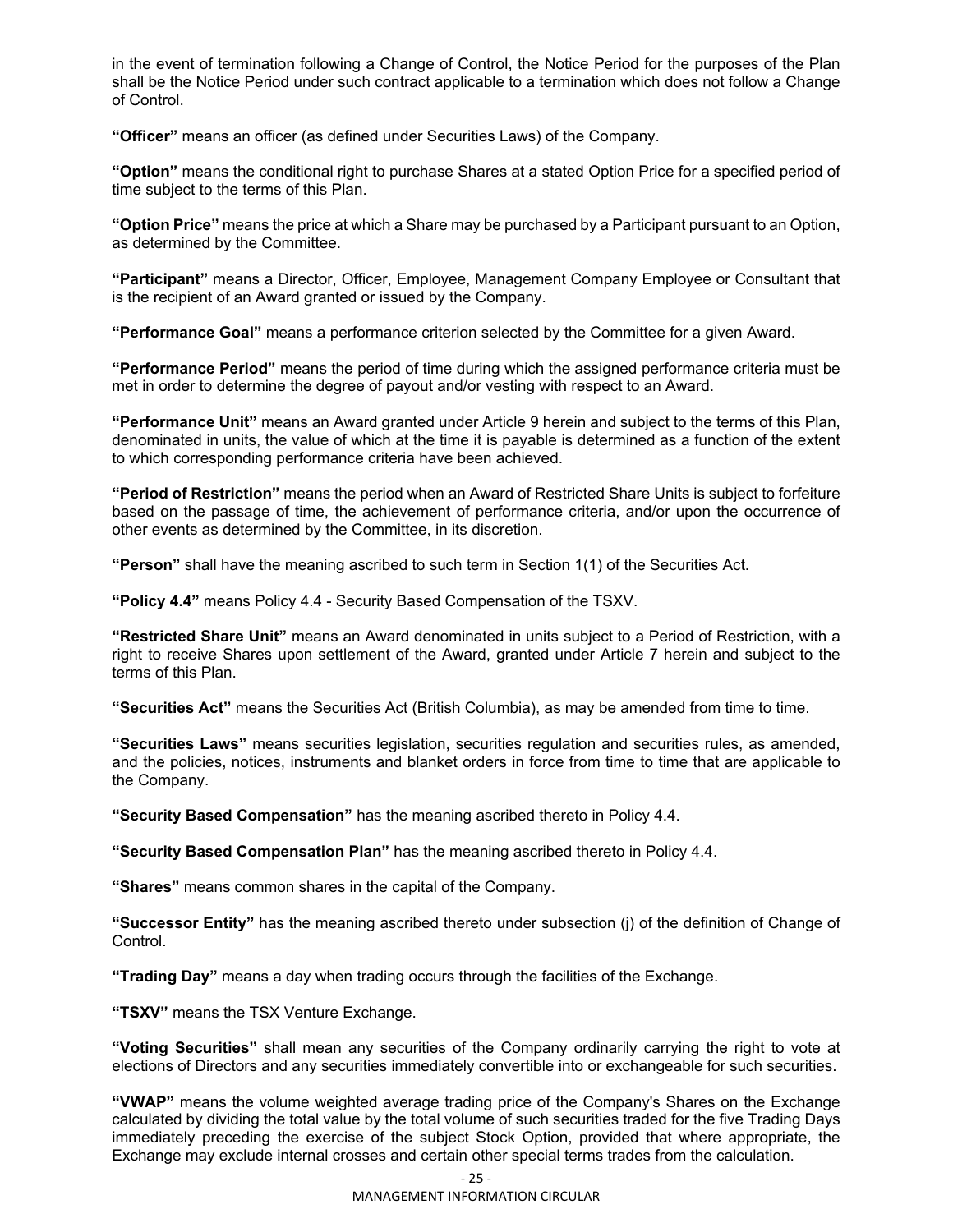in the event of termination following a Change of Control, the Notice Period for the purposes of the Plan shall be the Notice Period under such contract applicable to a termination which does not follow a Change of Control.

**"Officer"** means an officer (as defined under Securities Laws) of the Company.

**"Option"** means the conditional right to purchase Shares at a stated Option Price for a specified period of time subject to the terms of this Plan.

**"Option Price"** means the price at which a Share may be purchased by a Participant pursuant to an Option, as determined by the Committee.

**"Participant"** means a Director, Officer, Employee, Management Company Employee or Consultant that is the recipient of an Award granted or issued by the Company.

**"Performance Goal"** means a performance criterion selected by the Committee for a given Award.

**"Performance Period"** means the period of time during which the assigned performance criteria must be met in order to determine the degree of payout and/or vesting with respect to an Award.

**"Performance Unit"** means an Award granted under Article 9 herein and subject to the terms of this Plan, denominated in units, the value of which at the time it is payable is determined as a function of the extent to which corresponding performance criteria have been achieved.

**"Period of Restriction"** means the period when an Award of Restricted Share Units is subject to forfeiture based on the passage of time, the achievement of performance criteria, and/or upon the occurrence of other events as determined by the Committee, in its discretion.

**"Person"** shall have the meaning ascribed to such term in Section 1(1) of the Securities Act.

**"Policy 4.4"** means Policy 4.4 - Security Based Compensation of the TSXV.

**"Restricted Share Unit"** means an Award denominated in units subject to a Period of Restriction, with a right to receive Shares upon settlement of the Award, granted under Article 7 herein and subject to the terms of this Plan.

**"Securities Act"** means the Securities Act (British Columbia), as may be amended from time to time.

**"Securities Laws"** means securities legislation, securities regulation and securities rules, as amended, and the policies, notices, instruments and blanket orders in force from time to time that are applicable to the Company.

**"Security Based Compensation"** has the meaning ascribed thereto in Policy 4.4.

**"Security Based Compensation Plan"** has the meaning ascribed thereto in Policy 4.4.

**"Shares"** means common shares in the capital of the Company.

**"Successor Entity"** has the meaning ascribed thereto under subsection (j) of the definition of Change of Control.

**"Trading Day"** means a day when trading occurs through the facilities of the Exchange.

**"TSXV"** means the TSX Venture Exchange.

**"Voting Securities"** shall mean any securities of the Company ordinarily carrying the right to vote at elections of Directors and any securities immediately convertible into or exchangeable for such securities.

**"VWAP"** means the volume weighted average trading price of the Company's Shares on the Exchange calculated by dividing the total value by the total volume of such securities traded for the five Trading Days immediately preceding the exercise of the subject Stock Option, provided that where appropriate, the Exchange may exclude internal crosses and certain other special terms trades from the calculation.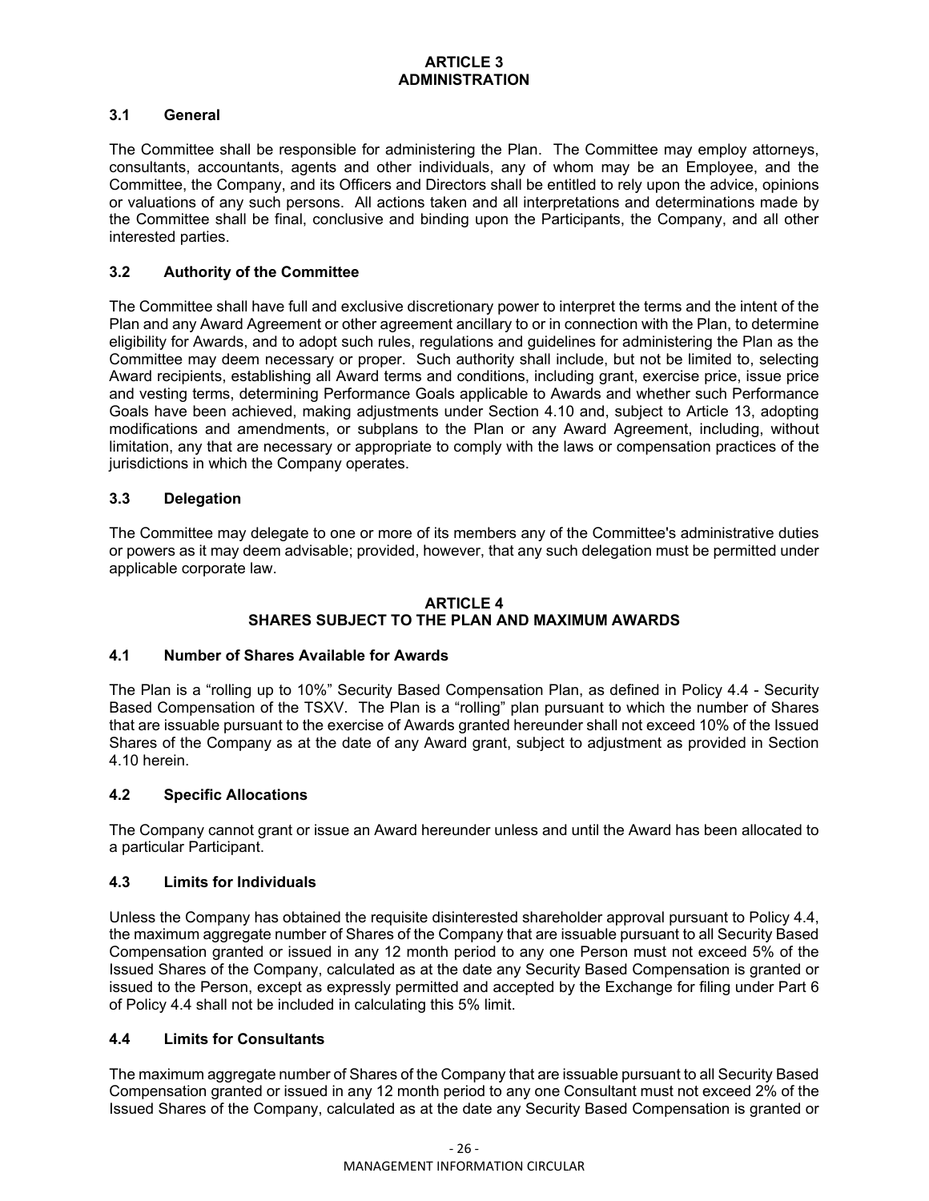## ARTICLE 3
## ADMINISTRATION

### 3.1 General

The Committee shall be responsible for administering the Plan. The Committee may employ attorneys, consultants, accountants, agents and other individuals, any of whom may be an Employee, and the Committee, the Company, and its Officers and Directors shall be entitled to rely upon the advice, opinions or valuations of any such persons. All actions taken and all interpretations and determinations made by the Committee shall be final, conclusive and binding upon the Participants, the Company, and all other interested parties.

### 3.2 Authority of the Committee

The Committee shall have full and exclusive discretionary power to interpret the terms and the intent of the Plan and any Award Agreement or other agreement ancillary to or in connection with the Plan, to determine eligibility for Awards, and to adopt such rules, regulations and guidelines for administering the Plan as the Committee may deem necessary or proper. Such authority shall include, but not be limited to, selecting Award recipients, establishing all Award terms and conditions, including grant, exercise price, issue price and vesting terms, determining Performance Goals applicable to Awards and whether such Performance Goals have been achieved, making adjustments under Section 4.10 and, subject to Article 13, adopting modifications and amendments, or subplans to the Plan or any Award Agreement, including, without limitation, any that are necessary or appropriate to comply with the laws or compensation practices of the jurisdictions in which the Company operates.

### 3.3 Delegation

The Committee may delegate to one or more of its members any of the Committee's administrative duties or powers as it may deem advisable; provided, however, that any such delegation must be permitted under applicable corporate law.

## ARTICLE 4
## SHARES SUBJECT TO THE PLAN AND MAXIMUM AWARDS

### 4.1 Number of Shares Available for Awards

The Plan is a "rolling up to 10%" Security Based Compensation Plan, as defined in Policy 4.4 - Security Based Compensation of the TSXV. The Plan is a "rolling" plan pursuant to which the number of Shares that are issuable pursuant to the exercise of Awards granted hereunder shall not exceed 10% of the Issued Shares of the Company as at the date of any Award grant, subject to adjustment as provided in Section 4.10 herein.

### 4.2 Specific Allocations

The Company cannot grant or issue an Award hereunder unless and until the Award has been allocated to a particular Participant.

### 4.3 Limits for Individuals

Unless the Company has obtained the requisite disinterested shareholder approval pursuant to Policy 4.4, the maximum aggregate number of Shares of the Company that are issuable pursuant to all Security Based Compensation granted or issued in any 12 month period to any one Person must not exceed 5% of the Issued Shares of the Company, calculated as at the date any Security Based Compensation is granted or issued to the Person, except as expressly permitted and accepted by the Exchange for filing under Part 6 of Policy 4.4 shall not be included in calculating this 5% limit.

### 4.4 Limits for Consultants

The maximum aggregate number of Shares of the Company that are issuable pursuant to all Security Based Compensation granted or issued in any 12 month period to any one Consultant must not exceed 2% of the Issued Shares of the Company, calculated as at the date any Security Based Compensation is granted or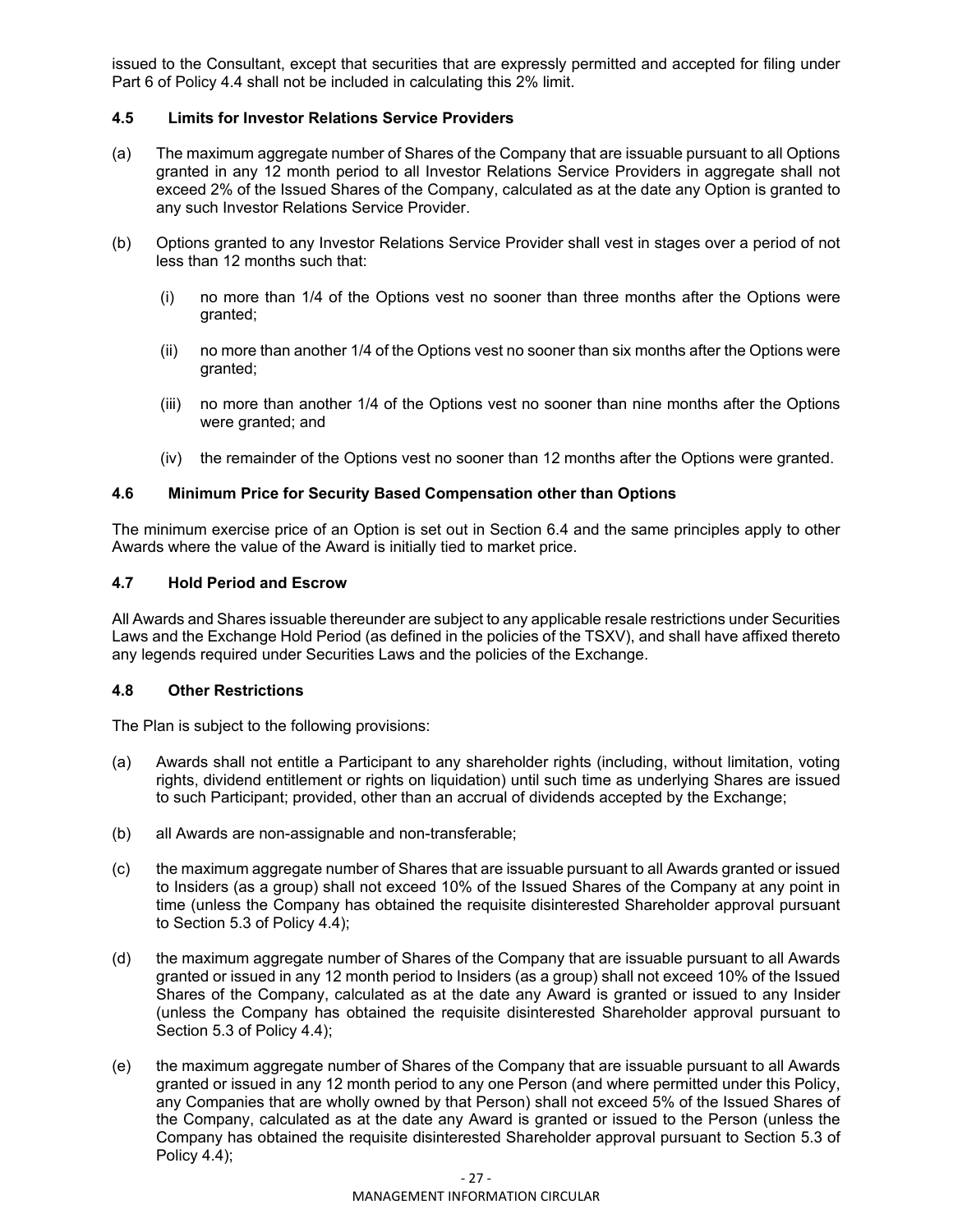issued to the Consultant, except that securities that are expressly permitted and accepted for filing under Part 6 of Policy 4.4 shall not be included in calculating this 2% limit.

### 4.5 Limits for Investor Relations Service Providers

(a) The maximum aggregate number of Shares of the Company that are issuable pursuant to all Options granted in any 12 month period to all Investor Relations Service Providers in aggregate shall not exceed 2% of the Issued Shares of the Company, calculated as at the date any Option is granted to any such Investor Relations Service Provider.

(b) Options granted to any Investor Relations Service Provider shall vest in stages over a period of not less than 12 months such that:

  (i) no more than 1/4 of the Options vest no sooner than three months after the Options were granted;

  (ii) no more than another 1/4 of the Options vest no sooner than six months after the Options were granted;

  (iii) no more than another 1/4 of the Options vest no sooner than nine months after the Options were granted; and

  (iv) the remainder of the Options vest no sooner than 12 months after the Options were granted.

### 4.6 Minimum Price for Security Based Compensation other than Options

The minimum exercise price of an Option is set out in Section 6.4 and the same principles apply to other Awards where the value of the Award is initially tied to market price.

### 4.7 Hold Period and Escrow

All Awards and Shares issuable thereunder are subject to any applicable resale restrictions under Securities Laws and the Exchange Hold Period (as defined in the policies of the TSXV), and shall have affixed thereto any legends required under Securities Laws and the policies of the Exchange.

### 4.8 Other Restrictions

The Plan is subject to the following provisions:

(a) Awards shall not entitle a Participant to any shareholder rights (including, without limitation, voting rights, dividend entitlement or rights on liquidation) until such time as underlying Shares are issued to such Participant; provided, other than an accrual of dividends accepted by the Exchange;

(b) all Awards are non-assignable and non-transferable;

(c) the maximum aggregate number of Shares that are issuable pursuant to all Awards granted or issued to Insiders (as a group) shall not exceed 10% of the Issued Shares of the Company at any point in time (unless the Company has obtained the requisite disinterested Shareholder approval pursuant to Section 5.3 of Policy 4.4);

(d) the maximum aggregate number of Shares of the Company that are issuable pursuant to all Awards granted or issued in any 12 month period to Insiders (as a group) shall not exceed 10% of the Issued Shares of the Company, calculated as at the date any Award is granted or issued to any Insider (unless the Company has obtained the requisite disinterested Shareholder approval pursuant to Section 5.3 of Policy 4.4);

(e) the maximum aggregate number of Shares of the Company that are issuable pursuant to all Awards granted or issued in any 12 month period to any one Person (and where permitted under this Policy, any Companies that are wholly owned by that Person) shall not exceed 5% of the Issued Shares of the Company, calculated as at the date any Award is granted or issued to the Person (unless the Company has obtained the requisite disinterested Shareholder approval pursuant to Section 5.3 of Policy 4.4);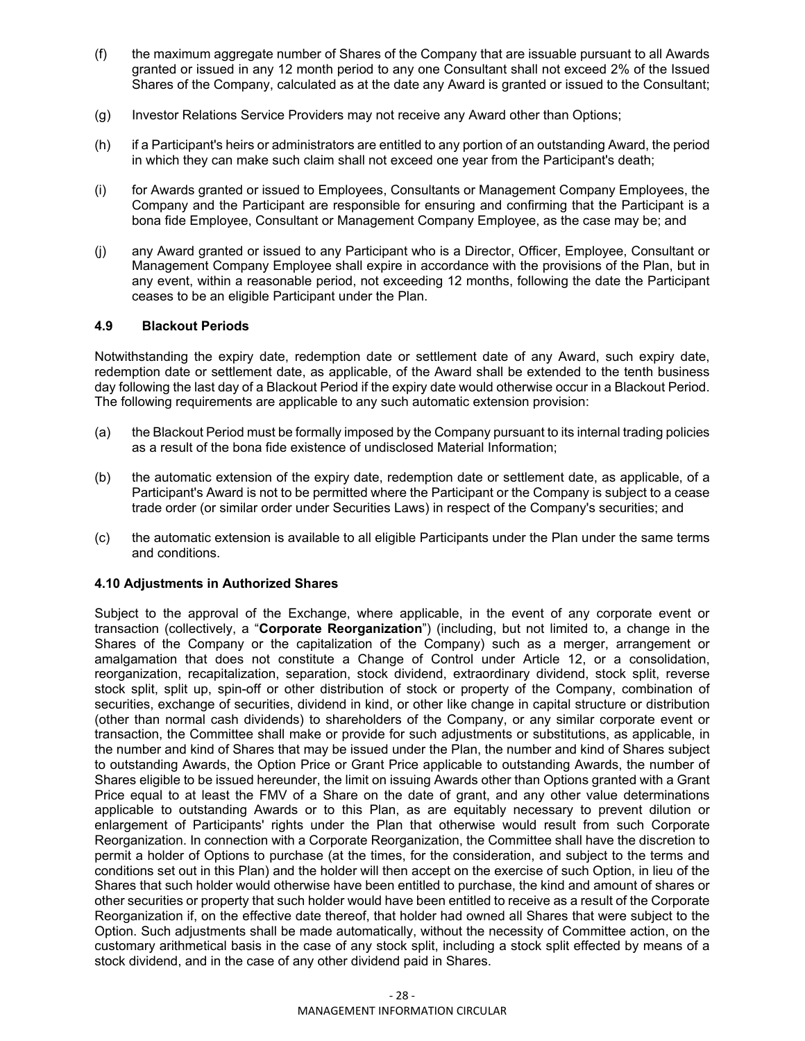(f) the maximum aggregate number of Shares of the Company that are issuable pursuant to all Awards granted or issued in any 12 month period to any one Consultant shall not exceed 2% of the Issued Shares of the Company, calculated as at the date any Award is granted or issued to the Consultant;

(g) Investor Relations Service Providers may not receive any Award other than Options;

(h) if a Participant's heirs or administrators are entitled to any portion of an outstanding Award, the period in which they can make such claim shall not exceed one year from the Participant's death;

(i) for Awards granted or issued to Employees, Consultants or Management Company Employees, the Company and the Participant are responsible for ensuring and confirming that the Participant is a bona fide Employee, Consultant or Management Company Employee, as the case may be; and

(j) any Award granted or issued to any Participant who is a Director, Officer, Employee, Consultant or Management Company Employee shall expire in accordance with the provisions of the Plan, but in any event, within a reasonable period, not exceeding 12 months, following the date the Participant ceases to be an eligible Participant under the Plan.

### 4.9 Blackout Periods

Notwithstanding the expiry date, redemption date or settlement date of any Award, such expiry date, redemption date or settlement date, as applicable, of the Award shall be extended to the tenth business day following the last day of a Blackout Period if the expiry date would otherwise occur in a Blackout Period. The following requirements are applicable to any such automatic extension provision:

(a) the Blackout Period must be formally imposed by the Company pursuant to its internal trading policies as a result of the bona fide existence of undisclosed Material Information;

(b) the automatic extension of the expiry date, redemption date or settlement date, as applicable, of a Participant's Award is not to be permitted where the Participant or the Company is subject to a cease trade order (or similar order under Securities Laws) in respect of the Company's securities; and

(c) the automatic extension is available to all eligible Participants under the Plan under the same terms and conditions.

### 4.10 Adjustments in Authorized Shares

Subject to the approval of the Exchange, where applicable, in the event of any corporate event or transaction (collectively, a "**Corporate Reorganization**") (including, but not limited to, a change in the Shares of the Company or the capitalization of the Company) such as a merger, arrangement or amalgamation that does not constitute a Change of Control under Article 12, or a consolidation, reorganization, recapitalization, separation, stock dividend, extraordinary dividend, stock split, reverse stock split, split up, spin-off or other distribution of stock or property of the Company, combination of securities, exchange of securities, dividend in kind, or other like change in capital structure or distribution (other than normal cash dividends) to shareholders of the Company, or any similar corporate event or transaction, the Committee shall make or provide for such adjustments or substitutions, as applicable, in the number and kind of Shares that may be issued under the Plan, the number and kind of Shares subject to outstanding Awards, the Option Price or Grant Price applicable to outstanding Awards, the number of Shares eligible to be issued hereunder, the limit on issuing Awards other than Options granted with a Grant Price equal to at least the FMV of a Share on the date of grant, and any other value determinations applicable to outstanding Awards or to this Plan, as are equitably necessary to prevent dilution or enlargement of Participants' rights under the Plan that otherwise would result from such Corporate Reorganization. In connection with a Corporate Reorganization, the Committee shall have the discretion to permit a holder of Options to purchase (at the times, for the consideration, and subject to the terms and conditions set out in this Plan) and the holder will then accept on the exercise of such Option, in lieu of the Shares that such holder would otherwise have been entitled to purchase, the kind and amount of shares or other securities or property that such holder would have been entitled to receive as a result of the Corporate Reorganization if, on the effective date thereof, that holder had owned all Shares that were subject to the Option. Such adjustments shall be made automatically, without the necessity of Committee action, on the customary arithmetical basis in the case of any stock split, including a stock split effected by means of a stock dividend, and in the case of any other dividend paid in Shares.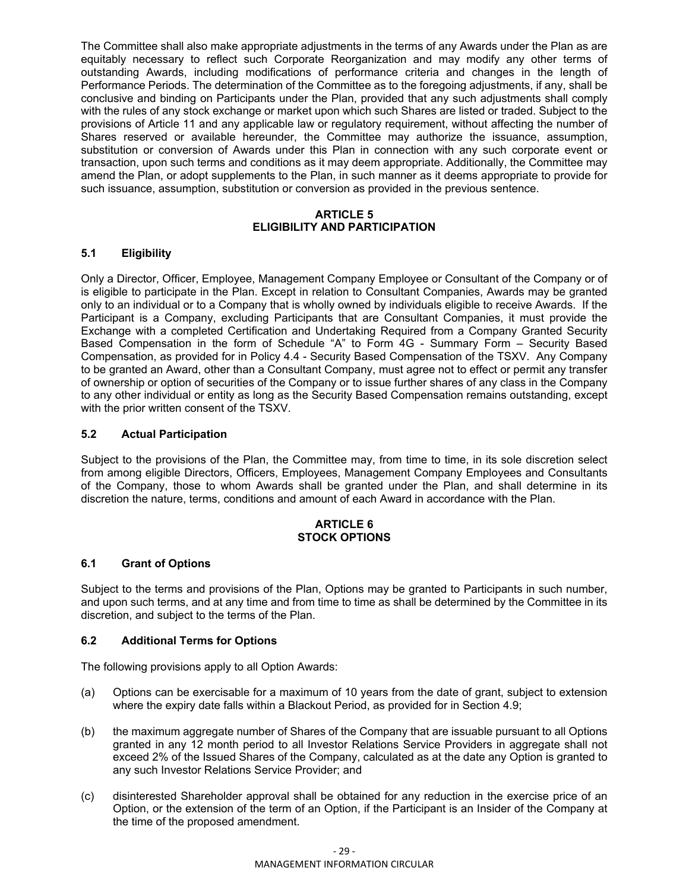The Committee shall also make appropriate adjustments in the terms of any Awards under the Plan as are equitably necessary to reflect such Corporate Reorganization and may modify any other terms of outstanding Awards, including modifications of performance criteria and changes in the length of Performance Periods. The determination of the Committee as to the foregoing adjustments, if any, shall be conclusive and binding on Participants under the Plan, provided that any such adjustments shall comply with the rules of any stock exchange or market upon which such Shares are listed or traded. Subject to the provisions of Article 11 and any applicable law or regulatory requirement, without affecting the number of Shares reserved or available hereunder, the Committee may authorize the issuance, assumption, substitution or conversion of Awards under this Plan in connection with any such corporate event or transaction, upon such terms and conditions as it may deem appropriate. Additionally, the Committee may amend the Plan, or adopt supplements to the Plan, in such manner as it deems appropriate to provide for such issuance, assumption, substitution or conversion as provided in the previous sentence.

## ARTICLE 5
## ELIGIBILITY AND PARTICIPATION

### 5.1 Eligibility

Only a Director, Officer, Employee, Management Company Employee or Consultant of the Company or of is eligible to participate in the Plan. Except in relation to Consultant Companies, Awards may be granted only to an individual or to a Company that is wholly owned by individuals eligible to receive Awards. If the Participant is a Company, excluding Participants that are Consultant Companies, it must provide the Exchange with a completed Certification and Undertaking Required from a Company Granted Security Based Compensation in the form of Schedule "A" to Form 4G - Summary Form – Security Based Compensation, as provided for in Policy 4.4 - Security Based Compensation of the TSXV. Any Company to be granted an Award, other than a Consultant Company, must agree not to effect or permit any transfer of ownership or option of securities of the Company or to issue further shares of any class in the Company to any other individual or entity as long as the Security Based Compensation remains outstanding, except with the prior written consent of the TSXV.

### 5.2 Actual Participation

Subject to the provisions of the Plan, the Committee may, from time to time, in its sole discretion select from among eligible Directors, Officers, Employees, Management Company Employees and Consultants of the Company, those to whom Awards shall be granted under the Plan, and shall determine in its discretion the nature, terms, conditions and amount of each Award in accordance with the Plan.

## ARTICLE 6
## STOCK OPTIONS

### 6.1 Grant of Options

Subject to the terms and provisions of the Plan, Options may be granted to Participants in such number, and upon such terms, and at any time and from time to time as shall be determined by the Committee in its discretion, and subject to the terms of the Plan.

### 6.2 Additional Terms for Options

The following provisions apply to all Option Awards:

(a) Options can be exercisable for a maximum of 10 years from the date of grant, subject to extension where the expiry date falls within a Blackout Period, as provided for in Section 4.9;

(b) the maximum aggregate number of Shares of the Company that are issuable pursuant to all Options granted in any 12 month period to all Investor Relations Service Providers in aggregate shall not exceed 2% of the Issued Shares of the Company, calculated as at the date any Option is granted to any such Investor Relations Service Provider; and

(c) disinterested Shareholder approval shall be obtained for any reduction in the exercise price of an Option, or the extension of the term of an Option, if the Participant is an Insider of the Company at the time of the proposed amendment.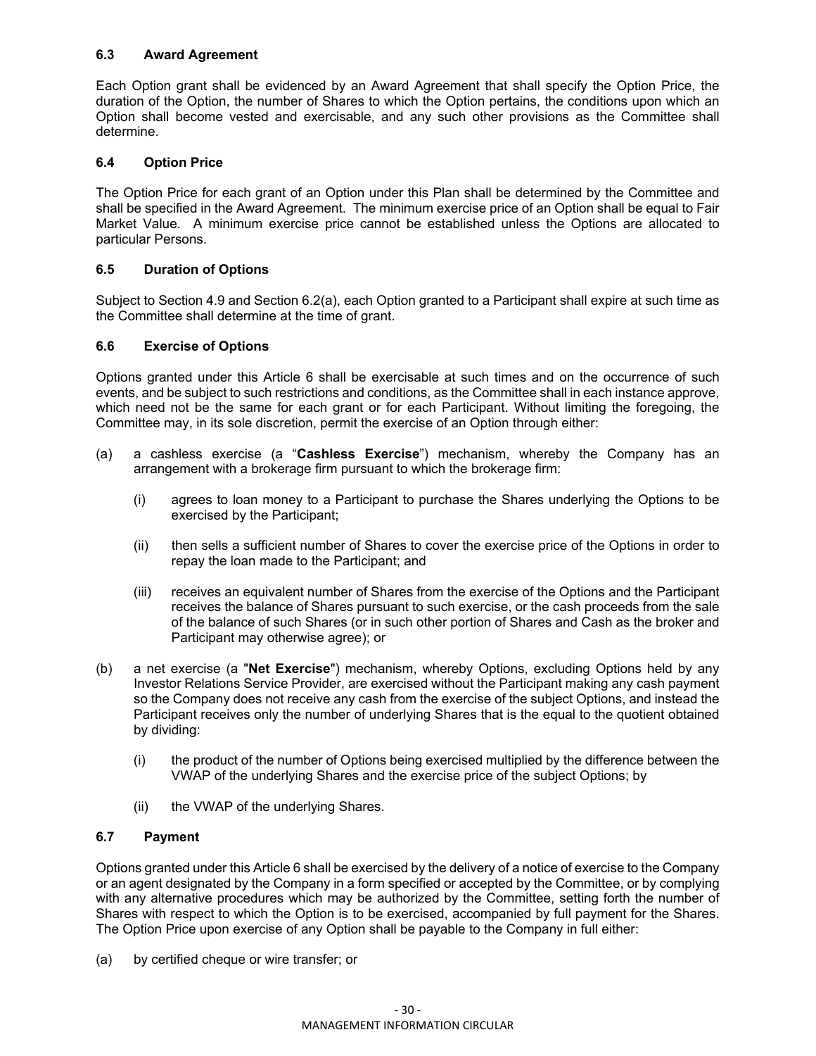### 6.3 Award Agreement

Each Option grant shall be evidenced by an Award Agreement that shall specify the Option Price, the duration of the Option, the number of Shares to which the Option pertains, the conditions upon which an Option shall become vested and exercisable, and any such other provisions as the Committee shall determine.

### 6.4 Option Price

The Option Price for each grant of an Option under this Plan shall be determined by the Committee and shall be specified in the Award Agreement. The minimum exercise price of an Option shall be equal to Fair Market Value. A minimum exercise price cannot be established unless the Options are allocated to particular Persons.

### 6.5 Duration of Options

Subject to Section 4.9 and Section 6.2(a), each Option granted to a Participant shall expire at such time as the Committee shall determine at the time of grant.

### 6.6 Exercise of Options

Options granted under this Article 6 shall be exercisable at such times and on the occurrence of such events, and be subject to such restrictions and conditions, as the Committee shall in each instance approve, which need not be the same for each grant or for each Participant. Without limiting the foregoing, the Committee may, in its sole discretion, permit the exercise of an Option through either:

(a) a cashless exercise (a "**Cashless Exercise**") mechanism, whereby the Company has an arrangement with a brokerage firm pursuant to which the brokerage firm:

   (i) agrees to loan money to a Participant to purchase the Shares underlying the Options to be exercised by the Participant;

   (ii) then sells a sufficient number of Shares to cover the exercise price of the Options in order to repay the loan made to the Participant; and

   (iii) receives an equivalent number of Shares from the exercise of the Options and the Participant receives the balance of Shares pursuant to such exercise, or the cash proceeds from the sale of the balance of such Shares (or in such other portion of Shares and Cash as the broker and Participant may otherwise agree); or

(b) a net exercise (a "**Net Exercise**") mechanism, whereby Options, excluding Options held by any Investor Relations Service Provider, are exercised without the Participant making any cash payment so the Company does not receive any cash from the exercise of the subject Options, and instead the Participant receives only the number of underlying Shares that is the equal to the quotient obtained by dividing:

   (i) the product of the number of Options being exercised multiplied by the difference between the VWAP of the underlying Shares and the exercise price of the subject Options; by

   (ii) the VWAP of the underlying Shares.

### 6.7 Payment

Options granted under this Article 6 shall be exercised by the delivery of a notice of exercise to the Company or an agent designated by the Company in a form specified or accepted by the Committee, or by complying with any alternative procedures which may be authorized by the Committee, setting forth the number of Shares with respect to which the Option is to be exercised, accompanied by full payment for the Shares. The Option Price upon exercise of any Option shall be payable to the Company in full either:

(a) by certified cheque or wire transfer; or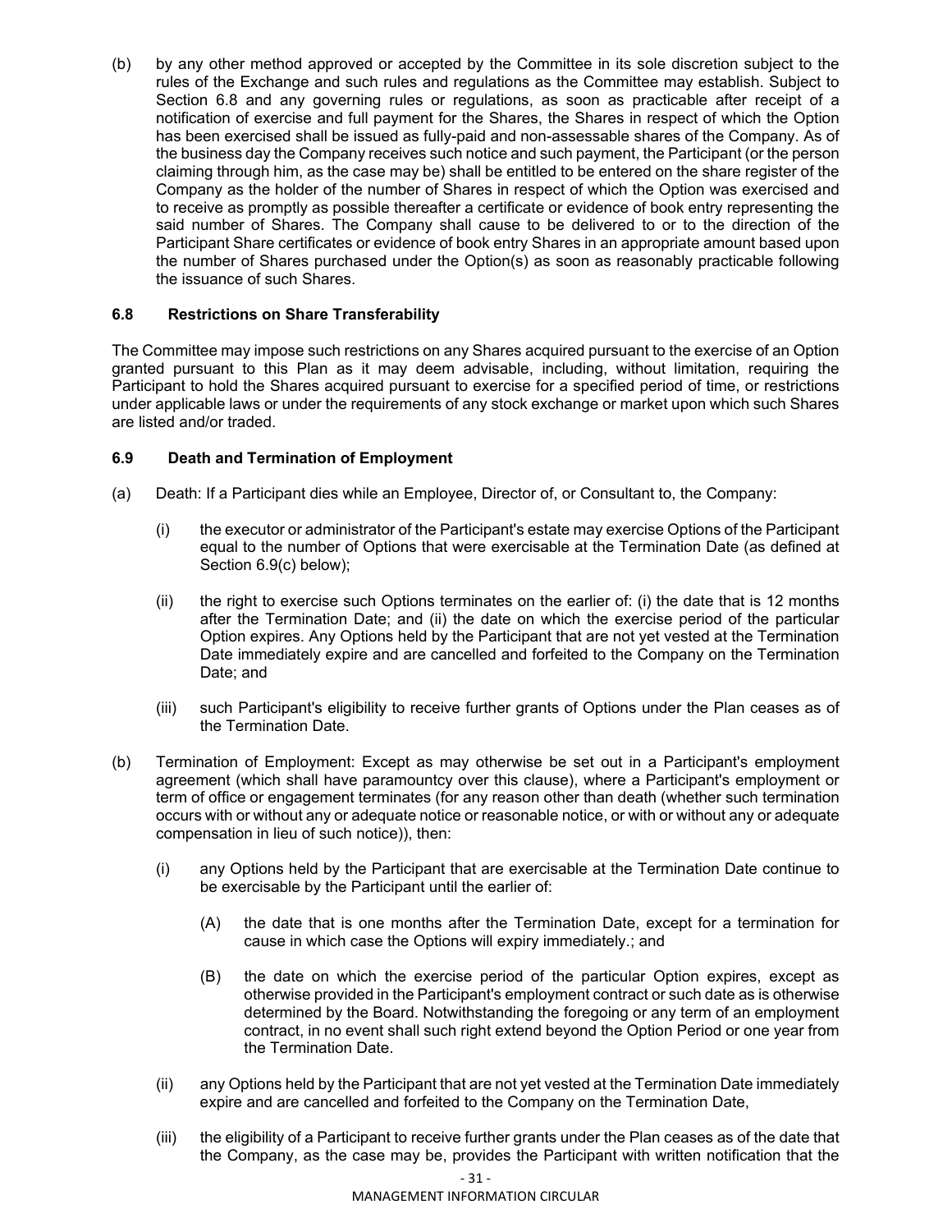(b) by any other method approved or accepted by the Committee in its sole discretion subject to the rules of the Exchange and such rules and regulations as the Committee may establish. Subject to Section 6.8 and any governing rules or regulations, as soon as practicable after receipt of a notification of exercise and full payment for the Shares, the Shares in respect of which the Option has been exercised shall be issued as fully-paid and non-assessable shares of the Company. As of the business day the Company receives such notice and such payment, the Participant (or the person claiming through him, as the case may be) shall be entitled to be entered on the share register of the Company as the holder of the number of Shares in respect of which the Option was exercised and to receive as promptly as possible thereafter a certificate or evidence of book entry representing the said number of Shares. The Company shall cause to be delivered to or to the direction of the Participant Share certificates or evidence of book entry Shares in an appropriate amount based upon the number of Shares purchased under the Option(s) as soon as reasonably practicable following the issuance of such Shares.

### 6.8 Restrictions on Share Transferability

The Committee may impose such restrictions on any Shares acquired pursuant to the exercise of an Option granted pursuant to this Plan as it may deem advisable, including, without limitation, requiring the Participant to hold the Shares acquired pursuant to exercise for a specified period of time, or restrictions under applicable laws or under the requirements of any stock exchange or market upon which such Shares are listed and/or traded.

### 6.9 Death and Termination of Employment

(a) Death: If a Participant dies while an Employee, Director of, or Consultant to, the Company:

  (i) the executor or administrator of the Participant's estate may exercise Options of the Participant equal to the number of Options that were exercisable at the Termination Date (as defined at Section 6.9(c) below);

  (ii) the right to exercise such Options terminates on the earlier of: (i) the date that is 12 months after the Termination Date; and (ii) the date on which the exercise period of the particular Option expires. Any Options held by the Participant that are not yet vested at the Termination Date immediately expire and are cancelled and forfeited to the Company on the Termination Date; and

  (iii) such Participant's eligibility to receive further grants of Options under the Plan ceases as of the Termination Date.

(b) Termination of Employment: Except as may otherwise be set out in a Participant's employment agreement (which shall have paramountcy over this clause), where a Participant's employment or term of office or engagement terminates (for any reason other than death (whether such termination occurs with or without any or adequate notice or reasonable notice, or with or without any or adequate compensation in lieu of such notice)), then:

  (i) any Options held by the Participant that are exercisable at the Termination Date continue to be exercisable by the Participant until the earlier of:

    (A) the date that is one months after the Termination Date, except for a termination for cause in which case the Options will expiry immediately.; and

    (B) the date on which the exercise period of the particular Option expires, except as otherwise provided in the Participant's employment contract or such date as is otherwise determined by the Board. Notwithstanding the foregoing or any term of an employment contract, in no event shall such right extend beyond the Option Period or one year from the Termination Date.

  (ii) any Options held by the Participant that are not yet vested at the Termination Date immediately expire and are cancelled and forfeited to the Company on the Termination Date,

  (iii) the eligibility of a Participant to receive further grants under the Plan ceases as of the date that the Company, as the case may be, provides the Participant with written notification that the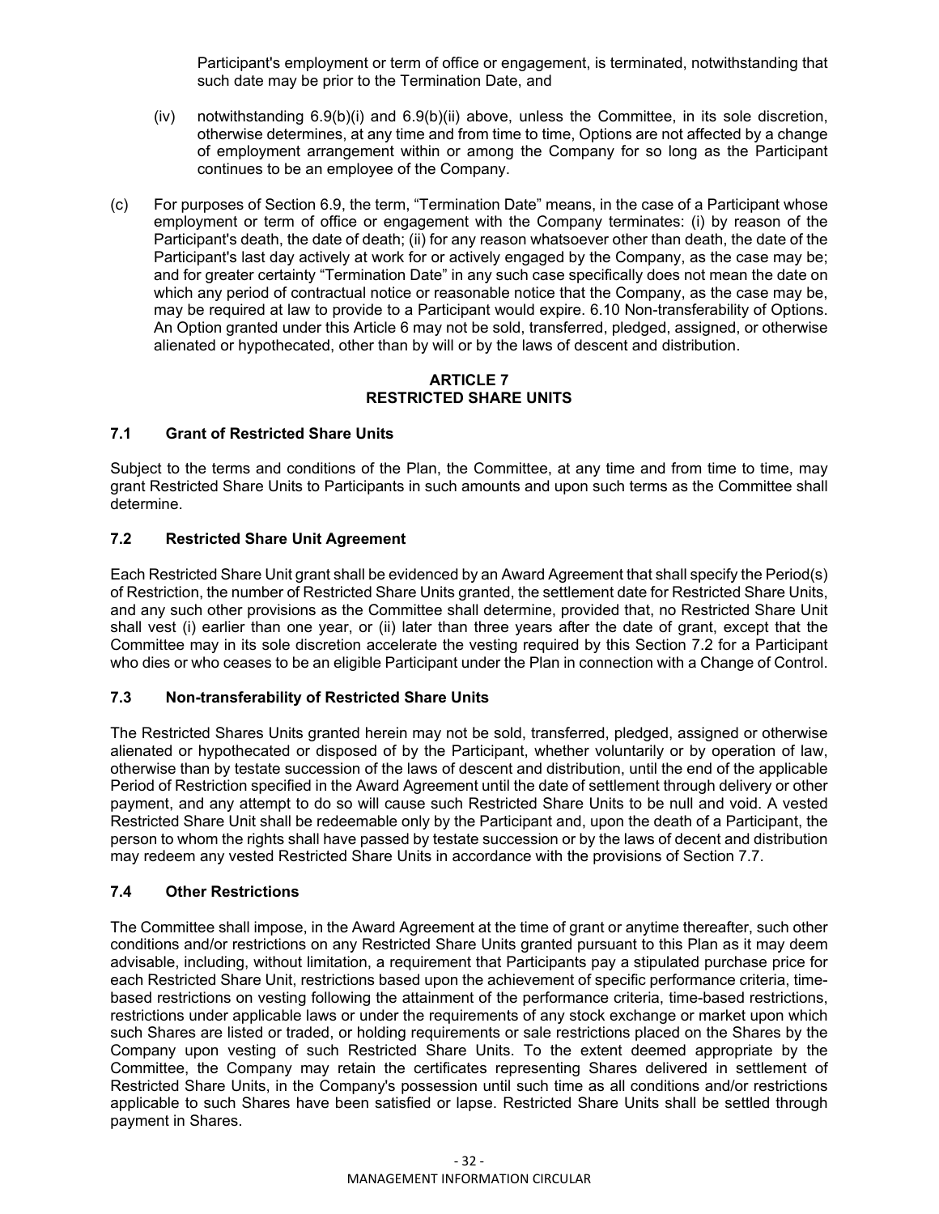Participant's employment or term of office or engagement, is terminated, notwithstanding that such date may be prior to the Termination Date, and

(iv) notwithstanding 6.9(b)(i) and 6.9(b)(ii) above, unless the Committee, in its sole discretion, otherwise determines, at any time and from time to time, Options are not affected by a change of employment arrangement within or among the Company for so long as the Participant continues to be an employee of the Company.

(c) For purposes of Section 6.9, the term, "Termination Date" means, in the case of a Participant whose employment or term of office or engagement with the Company terminates: (i) by reason of the Participant's death, the date of death; (ii) for any reason whatsoever other than death, the date of the Participant's last day actively at work for or actively engaged by the Company, as the case may be; and for greater certainty "Termination Date" in any such case specifically does not mean the date on which any period of contractual notice or reasonable notice that the Company, as the case may be, may be required at law to provide to a Participant would expire. 6.10 Non-transferability of Options. An Option granted under this Article 6 may not be sold, transferred, pledged, assigned, or otherwise alienated or hypothecated, other than by will or by the laws of descent and distribution.

## ARTICLE 7
## RESTRICTED SHARE UNITS

### 7.1 Grant of Restricted Share Units

Subject to the terms and conditions of the Plan, the Committee, at any time and from time to time, may grant Restricted Share Units to Participants in such amounts and upon such terms as the Committee shall determine.

### 7.2 Restricted Share Unit Agreement

Each Restricted Share Unit grant shall be evidenced by an Award Agreement that shall specify the Period(s) of Restriction, the number of Restricted Share Units granted, the settlement date for Restricted Share Units, and any such other provisions as the Committee shall determine, provided that, no Restricted Share Unit shall vest (i) earlier than one year, or (ii) later than three years after the date of grant, except that the Committee may in its sole discretion accelerate the vesting required by this Section 7.2 for a Participant who dies or who ceases to be an eligible Participant under the Plan in connection with a Change of Control.

### 7.3 Non-transferability of Restricted Share Units

The Restricted Shares Units granted herein may not be sold, transferred, pledged, assigned or otherwise alienated or hypothecated or disposed of by the Participant, whether voluntarily or by operation of law, otherwise than by testate succession of the laws of descent and distribution, until the end of the applicable Period of Restriction specified in the Award Agreement until the date of settlement through delivery or other payment, and any attempt to do so will cause such Restricted Share Units to be null and void. A vested Restricted Share Unit shall be redeemable only by the Participant and, upon the death of a Participant, the person to whom the rights shall have passed by testate succession or by the laws of decent and distribution may redeem any vested Restricted Share Units in accordance with the provisions of Section 7.7.

### 7.4 Other Restrictions

The Committee shall impose, in the Award Agreement at the time of grant or anytime thereafter, such other conditions and/or restrictions on any Restricted Share Units granted pursuant to this Plan as it may deem advisable, including, without limitation, a requirement that Participants pay a stipulated purchase price for each Restricted Share Unit, restrictions based upon the achievement of specific performance criteria, time-based restrictions on vesting following the attainment of the performance criteria, time-based restrictions, restrictions under applicable laws or under the requirements of any stock exchange or market upon which such Shares are listed or traded, or holding requirements or sale restrictions placed on the Shares by the Company upon vesting of such Restricted Share Units. To the extent deemed appropriate by the Committee, the Company may retain the certificates representing Shares delivered in settlement of Restricted Share Units, in the Company's possession until such time as all conditions and/or restrictions applicable to such Shares have been satisfied or lapse. Restricted Share Units shall be settled through payment in Shares.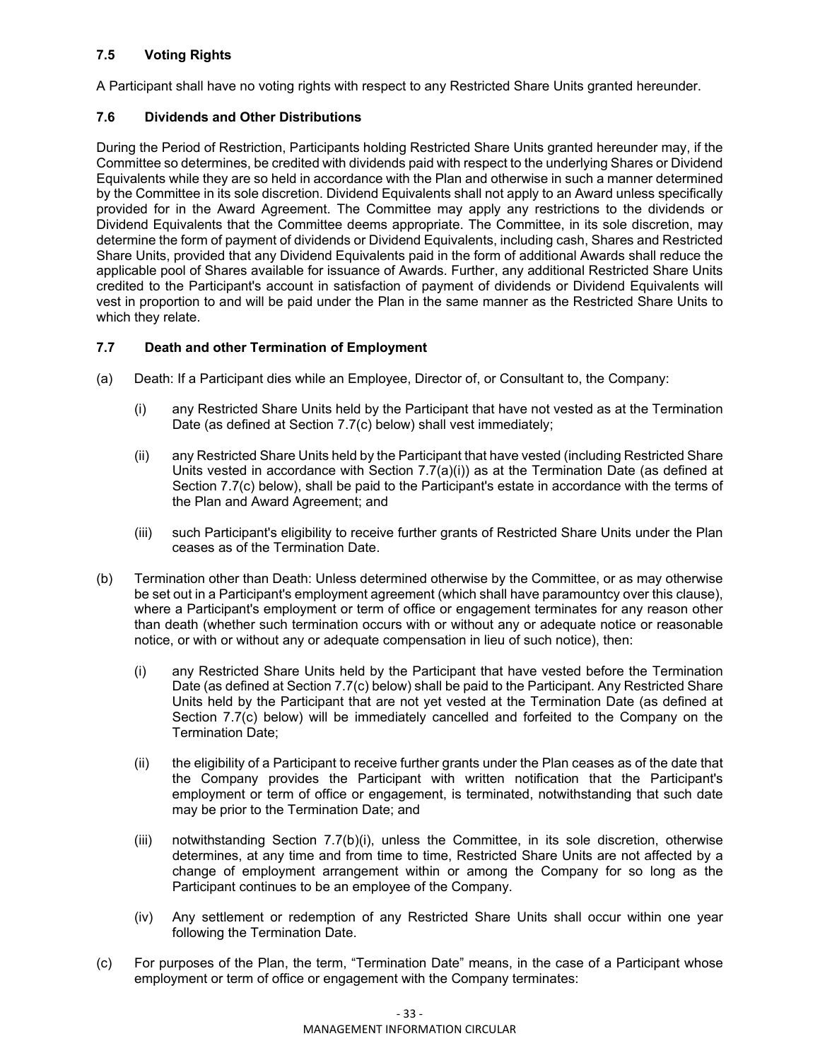### 7.5 Voting Rights

A Participant shall have no voting rights with respect to any Restricted Share Units granted hereunder.

### 7.6 Dividends and Other Distributions

During the Period of Restriction, Participants holding Restricted Share Units granted hereunder may, if the Committee so determines, be credited with dividends paid with respect to the underlying Shares or Dividend Equivalents while they are so held in accordance with the Plan and otherwise in such a manner determined by the Committee in its sole discretion. Dividend Equivalents shall not apply to an Award unless specifically provided for in the Award Agreement. The Committee may apply any restrictions to the dividends or Dividend Equivalents that the Committee deems appropriate. The Committee, in its sole discretion, may determine the form of payment of dividends or Dividend Equivalents, including cash, Shares and Restricted Share Units, provided that any Dividend Equivalents paid in the form of additional Awards shall reduce the applicable pool of Shares available for issuance of Awards. Further, any additional Restricted Share Units credited to the Participant's account in satisfaction of payment of dividends or Dividend Equivalents will vest in proportion to and will be paid under the Plan in the same manner as the Restricted Share Units to which they relate.

### 7.7 Death and other Termination of Employment

(a) Death: If a Participant dies while an Employee, Director of, or Consultant to, the Company:

- (i) any Restricted Share Units held by the Participant that have not vested as at the Termination Date (as defined at Section 7.7(c) below) shall vest immediately;
- (ii) any Restricted Share Units held by the Participant that have vested (including Restricted Share Units vested in accordance with Section 7.7(a)(i)) as at the Termination Date (as defined at Section 7.7(c) below), shall be paid to the Participant's estate in accordance with the terms of the Plan and Award Agreement; and
- (iii) such Participant's eligibility to receive further grants of Restricted Share Units under the Plan ceases as of the Termination Date.

(b) Termination other than Death: Unless determined otherwise by the Committee, or as may otherwise be set out in a Participant's employment agreement (which shall have paramountcy over this clause), where a Participant's employment or term of office or engagement terminates for any reason other than death (whether such termination occurs with or without any or adequate notice or reasonable notice, or with or without any or adequate compensation in lieu of such notice), then:

- (i) any Restricted Share Units held by the Participant that have vested before the Termination Date (as defined at Section 7.7(c) below) shall be paid to the Participant. Any Restricted Share Units held by the Participant that are not yet vested at the Termination Date (as defined at Section 7.7(c) below) will be immediately cancelled and forfeited to the Company on the Termination Date;
- (ii) the eligibility of a Participant to receive further grants under the Plan ceases as of the date that the Company provides the Participant with written notification that the Participant's employment or term of office or engagement, is terminated, notwithstanding that such date may be prior to the Termination Date; and
- (iii) notwithstanding Section 7.7(b)(i), unless the Committee, in its sole discretion, otherwise determines, at any time and from time to time, Restricted Share Units are not affected by a change of employment arrangement within or among the Company for so long as the Participant continues to be an employee of the Company.
- (iv) Any settlement or redemption of any Restricted Share Units shall occur within one year following the Termination Date.

(c) For purposes of the Plan, the term, "Termination Date" means, in the case of a Participant whose employment or term of office or engagement with the Company terminates: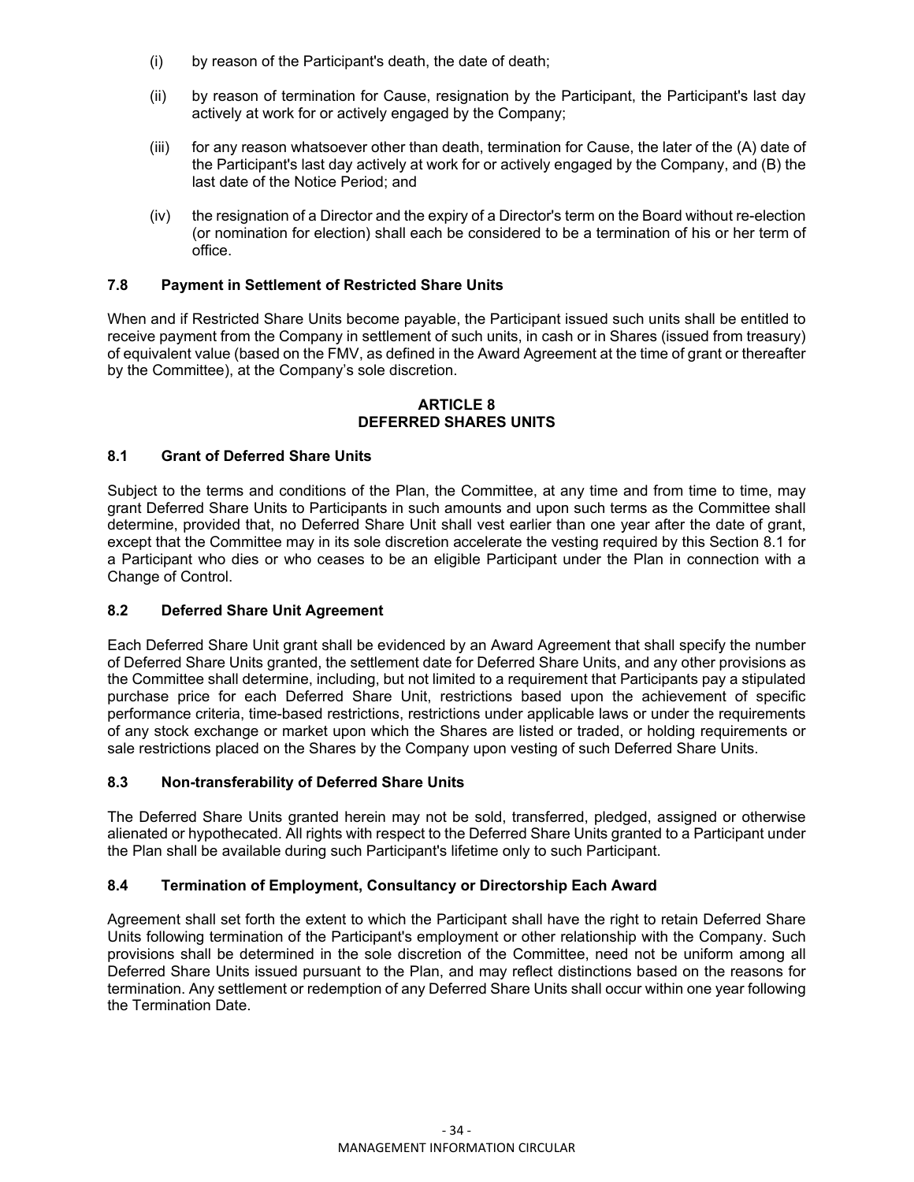(i) by reason of the Participant's death, the date of death;

(ii) by reason of termination for Cause, resignation by the Participant, the Participant's last day actively at work for or actively engaged by the Company;

(iii) for any reason whatsoever other than death, termination for Cause, the later of the (A) date of the Participant's last day actively at work for or actively engaged by the Company, and (B) the last date of the Notice Period; and

(iv) the resignation of a Director and the expiry of a Director's term on the Board without re-election (or nomination for election) shall each be considered to be a termination of his or her term of office.

### 7.8 Payment in Settlement of Restricted Share Units

When and if Restricted Share Units become payable, the Participant issued such units shall be entitled to receive payment from the Company in settlement of such units, in cash or in Shares (issued from treasury) of equivalent value (based on the FMV, as defined in the Award Agreement at the time of grant or thereafter by the Committee), at the Company's sole discretion.

## ARTICLE 8
## DEFERRED SHARES UNITS

### 8.1 Grant of Deferred Share Units

Subject to the terms and conditions of the Plan, the Committee, at any time and from time to time, may grant Deferred Share Units to Participants in such amounts and upon such terms as the Committee shall determine, provided that, no Deferred Share Unit shall vest earlier than one year after the date of grant, except that the Committee may in its sole discretion accelerate the vesting required by this Section 8.1 for a Participant who dies or who ceases to be an eligible Participant under the Plan in connection with a Change of Control.

### 8.2 Deferred Share Unit Agreement

Each Deferred Share Unit grant shall be evidenced by an Award Agreement that shall specify the number of Deferred Share Units granted, the settlement date for Deferred Share Units, and any other provisions as the Committee shall determine, including, but not limited to a requirement that Participants pay a stipulated purchase price for each Deferred Share Unit, restrictions based upon the achievement of specific performance criteria, time-based restrictions, restrictions under applicable laws or under the requirements of any stock exchange or market upon which the Shares are listed or traded, or holding requirements or sale restrictions placed on the Shares by the Company upon vesting of such Deferred Share Units.

### 8.3 Non-transferability of Deferred Share Units

The Deferred Share Units granted herein may not be sold, transferred, pledged, assigned or otherwise alienated or hypothecated. All rights with respect to the Deferred Share Units granted to a Participant under the Plan shall be available during such Participant's lifetime only to such Participant.

### 8.4 Termination of Employment, Consultancy or Directorship Each Award

Agreement shall set forth the extent to which the Participant shall have the right to retain Deferred Share Units following termination of the Participant's employment or other relationship with the Company. Such provisions shall be determined in the sole discretion of the Committee, need not be uniform among all Deferred Share Units issued pursuant to the Plan, and may reflect distinctions based on the reasons for termination. Any settlement or redemption of any Deferred Share Units shall occur within one year following the Termination Date.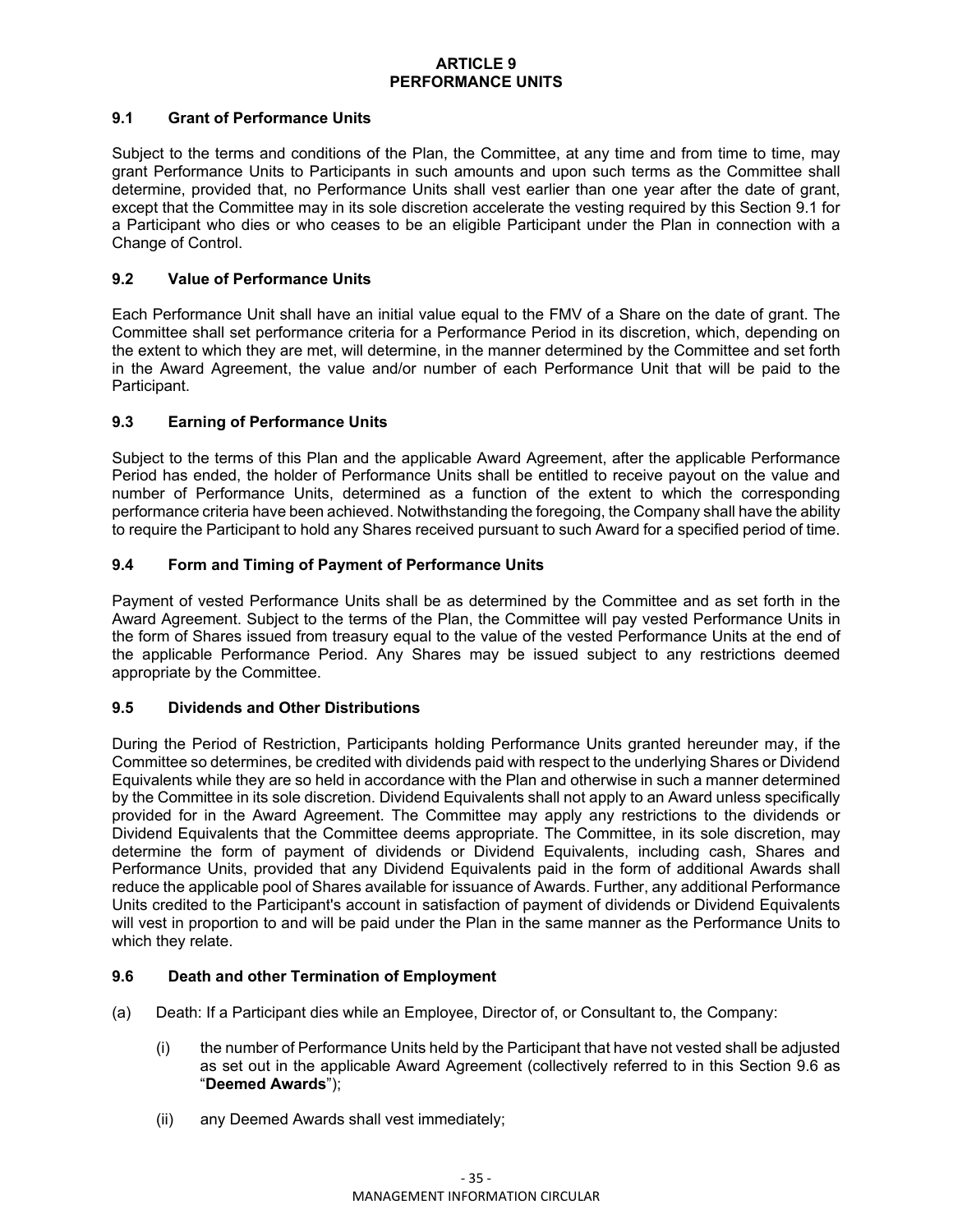## ARTICLE 9
## PERFORMANCE UNITS

### 9.1 Grant of Performance Units

Subject to the terms and conditions of the Plan, the Committee, at any time and from time to time, may grant Performance Units to Participants in such amounts and upon such terms as the Committee shall determine, provided that, no Performance Units shall vest earlier than one year after the date of grant, except that the Committee may in its sole discretion accelerate the vesting required by this Section 9.1 for a Participant who dies or who ceases to be an eligible Participant under the Plan in connection with a Change of Control.

### 9.2 Value of Performance Units

Each Performance Unit shall have an initial value equal to the FMV of a Share on the date of grant. The Committee shall set performance criteria for a Performance Period in its discretion, which, depending on the extent to which they are met, will determine, in the manner determined by the Committee and set forth in the Award Agreement, the value and/or number of each Performance Unit that will be paid to the Participant.

### 9.3 Earning of Performance Units

Subject to the terms of this Plan and the applicable Award Agreement, after the applicable Performance Period has ended, the holder of Performance Units shall be entitled to receive payout on the value and number of Performance Units, determined as a function of the extent to which the corresponding performance criteria have been achieved. Notwithstanding the foregoing, the Company shall have the ability to require the Participant to hold any Shares received pursuant to such Award for a specified period of time.

### 9.4 Form and Timing of Payment of Performance Units

Payment of vested Performance Units shall be as determined by the Committee and as set forth in the Award Agreement. Subject to the terms of the Plan, the Committee will pay vested Performance Units in the form of Shares issued from treasury equal to the value of the vested Performance Units at the end of the applicable Performance Period. Any Shares may be issued subject to any restrictions deemed appropriate by the Committee.

### 9.5 Dividends and Other Distributions

During the Period of Restriction, Participants holding Performance Units granted hereunder may, if the Committee so determines, be credited with dividends paid with respect to the underlying Shares or Dividend Equivalents while they are so held in accordance with the Plan and otherwise in such a manner determined by the Committee in its sole discretion. Dividend Equivalents shall not apply to an Award unless specifically provided for in the Award Agreement. The Committee may apply any restrictions to the dividends or Dividend Equivalents that the Committee deems appropriate. The Committee, in its sole discretion, may determine the form of payment of dividends or Dividend Equivalents, including cash, Shares and Performance Units, provided that any Dividend Equivalents paid in the form of additional Awards shall reduce the applicable pool of Shares available for issuance of Awards. Further, any additional Performance Units credited to the Participant's account in satisfaction of payment of dividends or Dividend Equivalents will vest in proportion to and will be paid under the Plan in the same manner as the Performance Units to which they relate.

### 9.6 Death and other Termination of Employment

(a) Death: If a Participant dies while an Employee, Director of, or Consultant to, the Company:

  (i) the number of Performance Units held by the Participant that have not vested shall be adjusted as set out in the applicable Award Agreement (collectively referred to in this Section 9.6 as "**Deemed Awards**");

  (ii) any Deemed Awards shall vest immediately;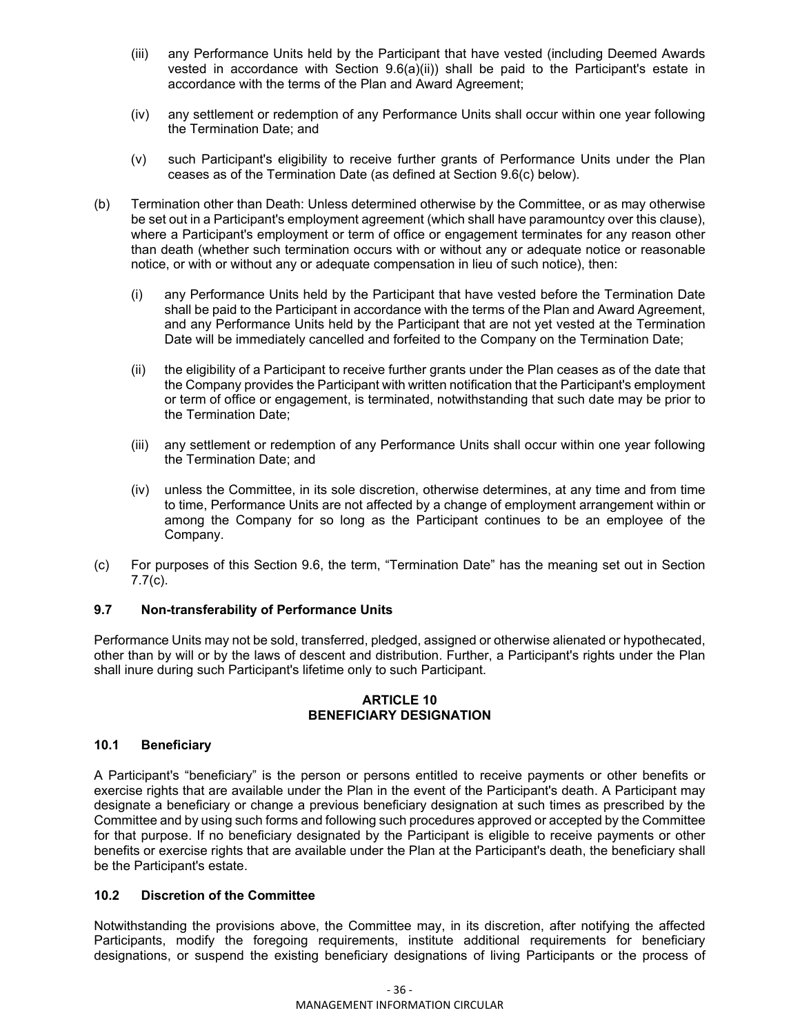(iii) any Performance Units held by the Participant that have vested (including Deemed Awards vested in accordance with Section 9.6(a)(ii)) shall be paid to the Participant's estate in accordance with the terms of the Plan and Award Agreement;

(iv) any settlement or redemption of any Performance Units shall occur within one year following the Termination Date; and

(v) such Participant's eligibility to receive further grants of Performance Units under the Plan ceases as of the Termination Date (as defined at Section 9.6(c) below).

(b) Termination other than Death: Unless determined otherwise by the Committee, or as may otherwise be set out in a Participant's employment agreement (which shall have paramountcy over this clause), where a Participant's employment or term of office or engagement terminates for any reason other than death (whether such termination occurs with or without any or adequate notice or reasonable notice, or with or without any or adequate compensation in lieu of such notice), then:

(i) any Performance Units held by the Participant that have vested before the Termination Date shall be paid to the Participant in accordance with the terms of the Plan and Award Agreement, and any Performance Units held by the Participant that are not yet vested at the Termination Date will be immediately cancelled and forfeited to the Company on the Termination Date;

(ii) the eligibility of a Participant to receive further grants under the Plan ceases as of the date that the Company provides the Participant with written notification that the Participant's employment or term of office or engagement, is terminated, notwithstanding that such date may be prior to the Termination Date;

(iii) any settlement or redemption of any Performance Units shall occur within one year following the Termination Date; and

(iv) unless the Committee, in its sole discretion, otherwise determines, at any time and from time to time, Performance Units are not affected by a change of employment arrangement within or among the Company for so long as the Participant continues to be an employee of the Company.

(c) For purposes of this Section 9.6, the term, "Termination Date" has the meaning set out in Section 7.7(c).

### 9.7 Non-transferability of Performance Units

Performance Units may not be sold, transferred, pledged, assigned or otherwise alienated or hypothecated, other than by will or by the laws of descent and distribution. Further, a Participant's rights under the Plan shall inure during such Participant's lifetime only to such Participant.

## ARTICLE 10
## BENEFICIARY DESIGNATION

### 10.1 Beneficiary

A Participant's "beneficiary" is the person or persons entitled to receive payments or other benefits or exercise rights that are available under the Plan in the event of the Participant's death. A Participant may designate a beneficiary or change a previous beneficiary designation at such times as prescribed by the Committee and by using such forms and following such procedures approved or accepted by the Committee for that purpose. If no beneficiary designated by the Participant is eligible to receive payments or other benefits or exercise rights that are available under the Plan at the Participant's death, the beneficiary shall be the Participant's estate.

### 10.2 Discretion of the Committee

Notwithstanding the provisions above, the Committee may, in its discretion, after notifying the affected Participants, modify the foregoing requirements, institute additional requirements for beneficiary designations, or suspend the existing beneficiary designations of living Participants or the process of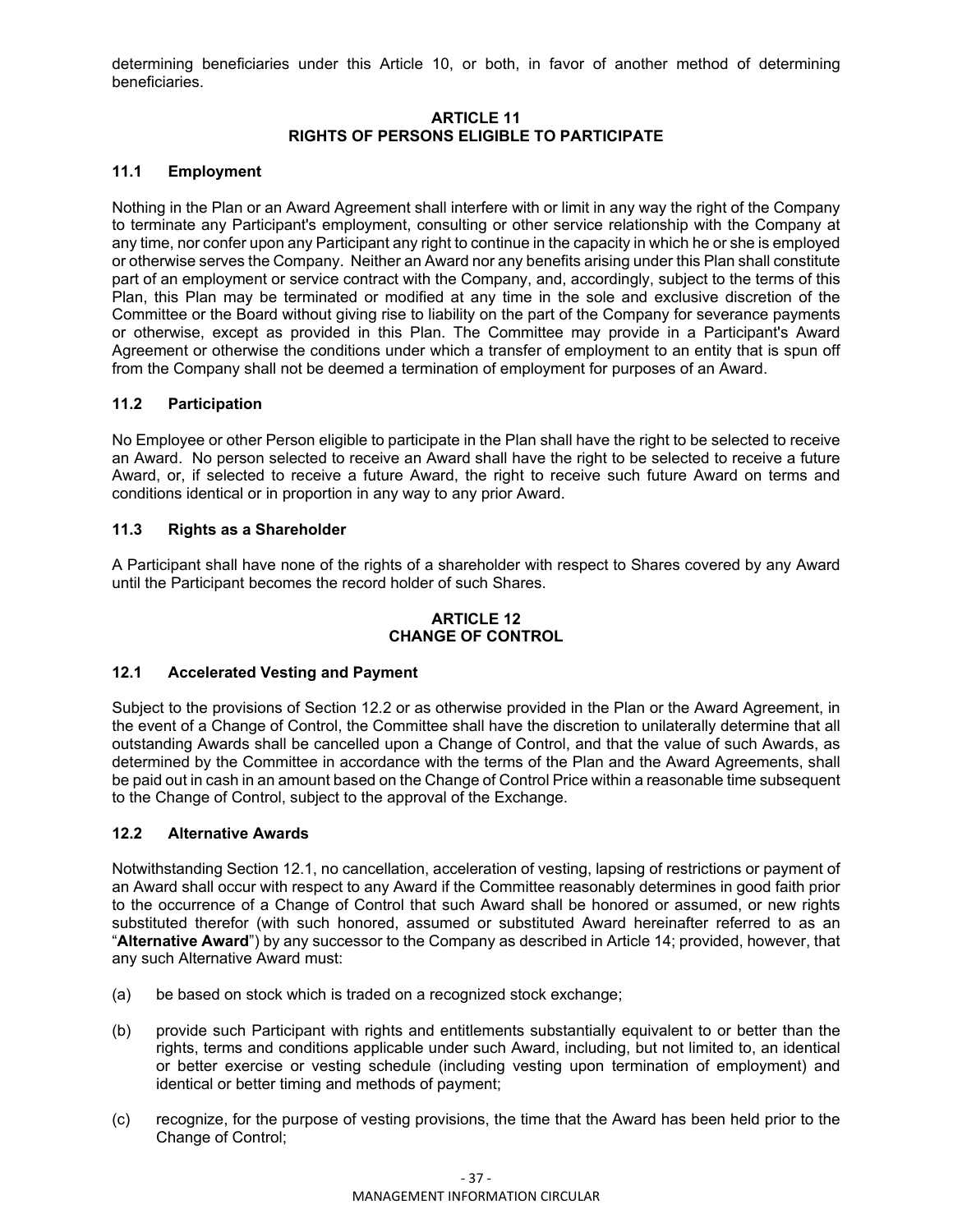determining beneficiaries under this Article 10, or both, in favor of another method of determining beneficiaries.

## ARTICLE 11
## RIGHTS OF PERSONS ELIGIBLE TO PARTICIPATE

### 11.1 Employment

Nothing in the Plan or an Award Agreement shall interfere with or limit in any way the right of the Company to terminate any Participant's employment, consulting or other service relationship with the Company at any time, nor confer upon any Participant any right to continue in the capacity in which he or she is employed or otherwise serves the Company. Neither an Award nor any benefits arising under this Plan shall constitute part of an employment or service contract with the Company, and, accordingly, subject to the terms of this Plan, this Plan may be terminated or modified at any time in the sole and exclusive discretion of the Committee or the Board without giving rise to liability on the part of the Company for severance payments or otherwise, except as provided in this Plan. The Committee may provide in a Participant's Award Agreement or otherwise the conditions under which a transfer of employment to an entity that is spun off from the Company shall not be deemed a termination of employment for purposes of an Award.

### 11.2 Participation

No Employee or other Person eligible to participate in the Plan shall have the right to be selected to receive an Award. No person selected to receive an Award shall have the right to be selected to receive a future Award, or, if selected to receive a future Award, the right to receive such future Award on terms and conditions identical or in proportion in any way to any prior Award.

### 11.3 Rights as a Shareholder

A Participant shall have none of the rights of a shareholder with respect to Shares covered by any Award until the Participant becomes the record holder of such Shares.

## ARTICLE 12
## CHANGE OF CONTROL

### 12.1 Accelerated Vesting and Payment

Subject to the provisions of Section 12.2 or as otherwise provided in the Plan or the Award Agreement, in the event of a Change of Control, the Committee shall have the discretion to unilaterally determine that all outstanding Awards shall be cancelled upon a Change of Control, and that the value of such Awards, as determined by the Committee in accordance with the terms of the Plan and the Award Agreements, shall be paid out in cash in an amount based on the Change of Control Price within a reasonable time subsequent to the Change of Control, subject to the approval of the Exchange.

### 12.2 Alternative Awards

Notwithstanding Section 12.1, no cancellation, acceleration of vesting, lapsing of restrictions or payment of an Award shall occur with respect to any Award if the Committee reasonably determines in good faith prior to the occurrence of a Change of Control that such Award shall be honored or assumed, or new rights substituted therefor (with such honored, assumed or substituted Award hereinafter referred to as an "**Alternative Award**") by any successor to the Company as described in Article 14; provided, however, that any such Alternative Award must:

(a) be based on stock which is traded on a recognized stock exchange;

(b) provide such Participant with rights and entitlements substantially equivalent to or better than the rights, terms and conditions applicable under such Award, including, but not limited to, an identical or better exercise or vesting schedule (including vesting upon termination of employment) and identical or better timing and methods of payment;

(c) recognize, for the purpose of vesting provisions, the time that the Award has been held prior to the Change of Control;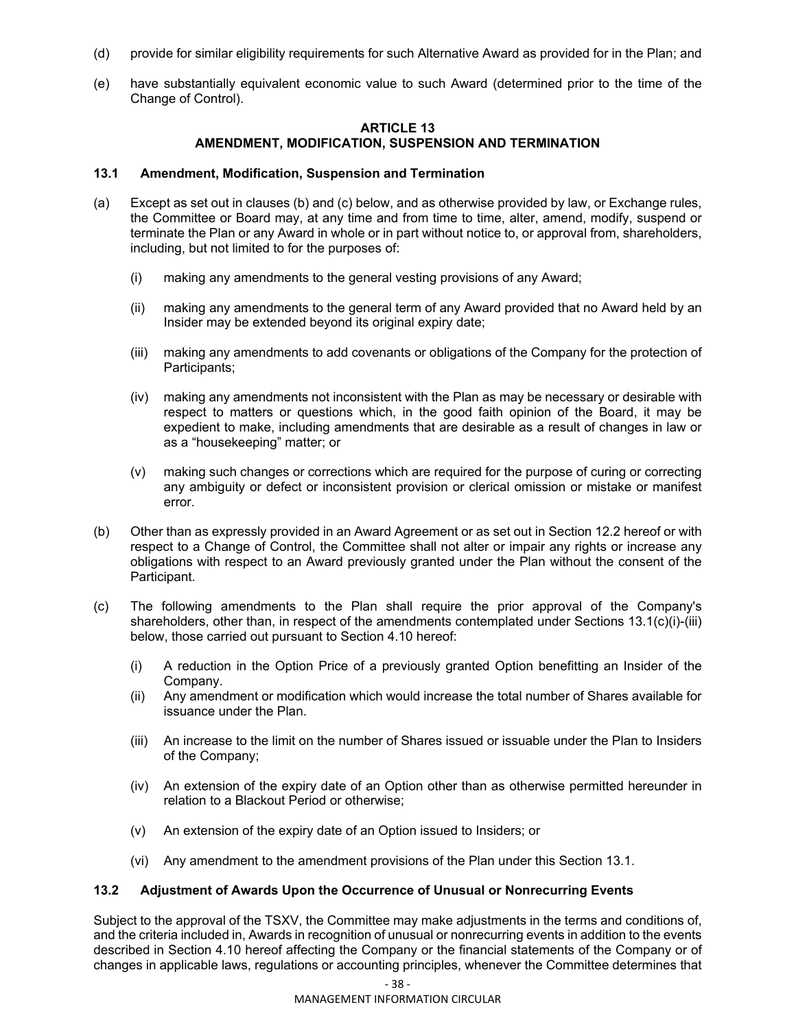(d) provide for similar eligibility requirements for such Alternative Award as provided for in the Plan; and

(e) have substantially equivalent economic value to such Award (determined prior to the time of the Change of Control).

## ARTICLE 13
## AMENDMENT, MODIFICATION, SUSPENSION AND TERMINATION

### 13.1 Amendment, Modification, Suspension and Termination

(a) Except as set out in clauses (b) and (c) below, and as otherwise provided by law, or Exchange rules, the Committee or Board may, at any time and from time to time, alter, amend, modify, suspend or terminate the Plan or any Award in whole or in part without notice to, or approval from, shareholders, including, but not limited to for the purposes of:

  (i) making any amendments to the general vesting provisions of any Award;

  (ii) making any amendments to the general term of any Award provided that no Award held by an Insider may be extended beyond its original expiry date;

  (iii) making any amendments to add covenants or obligations of the Company for the protection of Participants;

  (iv) making any amendments not inconsistent with the Plan as may be necessary or desirable with respect to matters or questions which, in the good faith opinion of the Board, it may be expedient to make, including amendments that are desirable as a result of changes in law or as a "housekeeping" matter; or

  (v) making such changes or corrections which are required for the purpose of curing or correcting any ambiguity or defect or inconsistent provision or clerical omission or mistake or manifest error.

(b) Other than as expressly provided in an Award Agreement or as set out in Section 12.2 hereof or with respect to a Change of Control, the Committee shall not alter or impair any rights or increase any obligations with respect to an Award previously granted under the Plan without the consent of the Participant.

(c) The following amendments to the Plan shall require the prior approval of the Company's shareholders, other than, in respect of the amendments contemplated under Sections 13.1(c)(i)-(iii) below, those carried out pursuant to Section 4.10 hereof:

  (i) A reduction in the Option Price of a previously granted Option benefitting an Insider of the Company.

  (ii) Any amendment or modification which would increase the total number of Shares available for issuance under the Plan.

  (iii) An increase to the limit on the number of Shares issued or issuable under the Plan to Insiders of the Company;

  (iv) An extension of the expiry date of an Option other than as otherwise permitted hereunder in relation to a Blackout Period or otherwise;

  (v) An extension of the expiry date of an Option issued to Insiders; or

  (vi) Any amendment to the amendment provisions of the Plan under this Section 13.1.

### 13.2 Adjustment of Awards Upon the Occurrence of Unusual or Nonrecurring Events

Subject to the approval of the TSXV, the Committee may make adjustments in the terms and conditions of, and the criteria included in, Awards in recognition of unusual or nonrecurring events in addition to the events described in Section 4.10 hereof affecting the Company or the financial statements of the Company or of changes in applicable laws, regulations or accounting principles, whenever the Committee determines that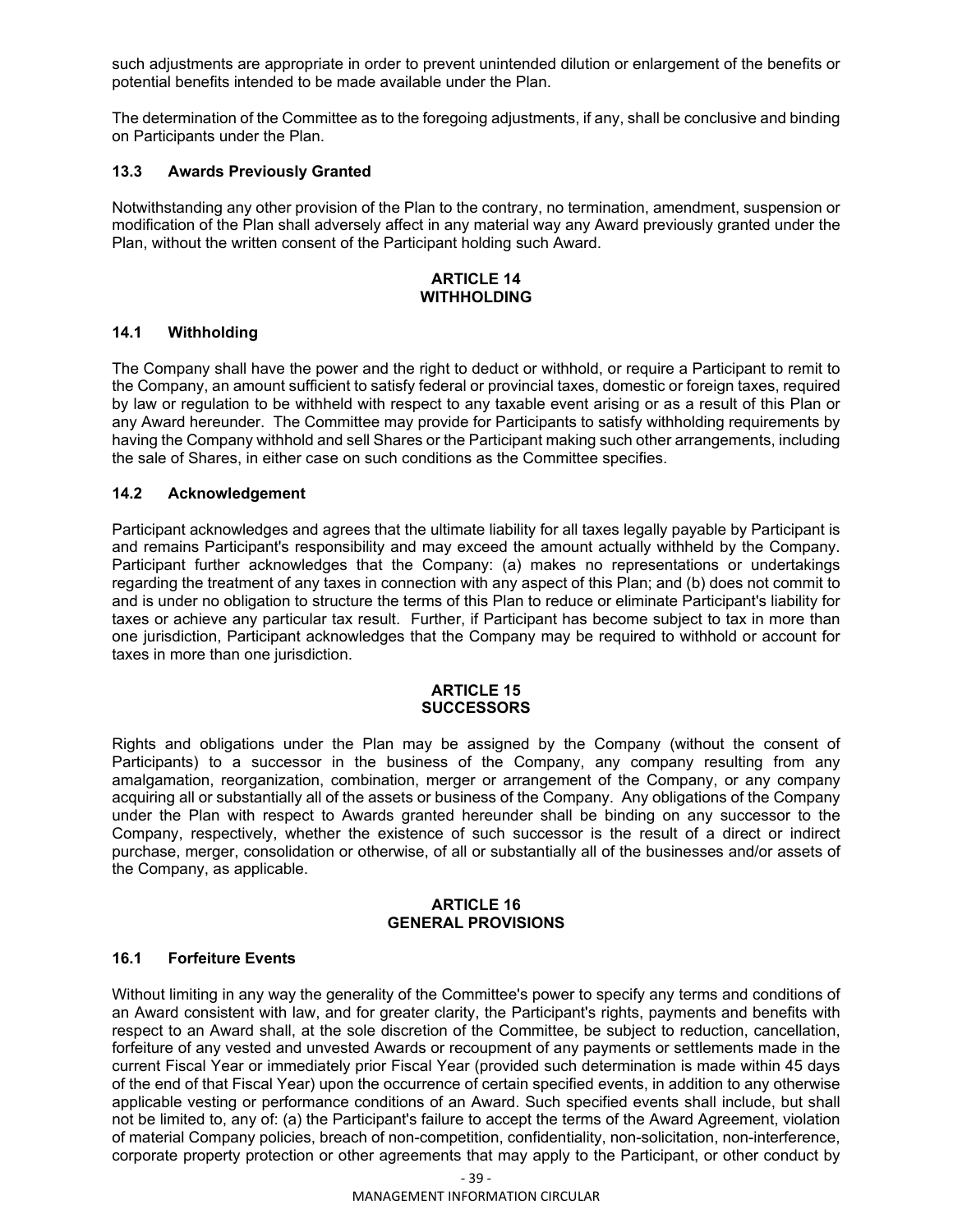such adjustments are appropriate in order to prevent unintended dilution or enlargement of the benefits or potential benefits intended to be made available under the Plan.

The determination of the Committee as to the foregoing adjustments, if any, shall be conclusive and binding on Participants under the Plan.

### 13.3 Awards Previously Granted

Notwithstanding any other provision of the Plan to the contrary, no termination, amendment, suspension or modification of the Plan shall adversely affect in any material way any Award previously granted under the Plan, without the written consent of the Participant holding such Award.

## ARTICLE 14
## WITHHOLDING

### 14.1 Withholding

The Company shall have the power and the right to deduct or withhold, or require a Participant to remit to the Company, an amount sufficient to satisfy federal or provincial taxes, domestic or foreign taxes, required by law or regulation to be withheld with respect to any taxable event arising or as a result of this Plan or any Award hereunder. The Committee may provide for Participants to satisfy withholding requirements by having the Company withhold and sell Shares or the Participant making such other arrangements, including the sale of Shares, in either case on such conditions as the Committee specifies.

### 14.2 Acknowledgement

Participant acknowledges and agrees that the ultimate liability for all taxes legally payable by Participant is and remains Participant's responsibility and may exceed the amount actually withheld by the Company. Participant further acknowledges that the Company: (a) makes no representations or undertakings regarding the treatment of any taxes in connection with any aspect of this Plan; and (b) does not commit to and is under no obligation to structure the terms of this Plan to reduce or eliminate Participant's liability for taxes or achieve any particular tax result. Further, if Participant has become subject to tax in more than one jurisdiction, Participant acknowledges that the Company may be required to withhold or account for taxes in more than one jurisdiction.

## ARTICLE 15
## SUCCESSORS

Rights and obligations under the Plan may be assigned by the Company (without the consent of Participants) to a successor in the business of the Company, any company resulting from any amalgamation, reorganization, combination, merger or arrangement of the Company, or any company acquiring all or substantially all of the assets or business of the Company. Any obligations of the Company under the Plan with respect to Awards granted hereunder shall be binding on any successor to the Company, respectively, whether the existence of such successor is the result of a direct or indirect purchase, merger, consolidation or otherwise, of all or substantially all of the businesses and/or assets of the Company, as applicable.

## ARTICLE 16
## GENERAL PROVISIONS

### 16.1 Forfeiture Events

Without limiting in any way the generality of the Committee's power to specify any terms and conditions of an Award consistent with law, and for greater clarity, the Participant's rights, payments and benefits with respect to an Award shall, at the sole discretion of the Committee, be subject to reduction, cancellation, forfeiture of any vested and unvested Awards or recoupment of any payments or settlements made in the current Fiscal Year or immediately prior Fiscal Year (provided such determination is made within 45 days of the end of that Fiscal Year) upon the occurrence of certain specified events, in addition to any otherwise applicable vesting or performance conditions of an Award. Such specified events shall include, but shall not be limited to, any of: (a) the Participant's failure to accept the terms of the Award Agreement, violation of material Company policies, breach of non-competition, confidentiality, non-solicitation, non-interference, corporate property protection or other agreements that may apply to the Participant, or other conduct by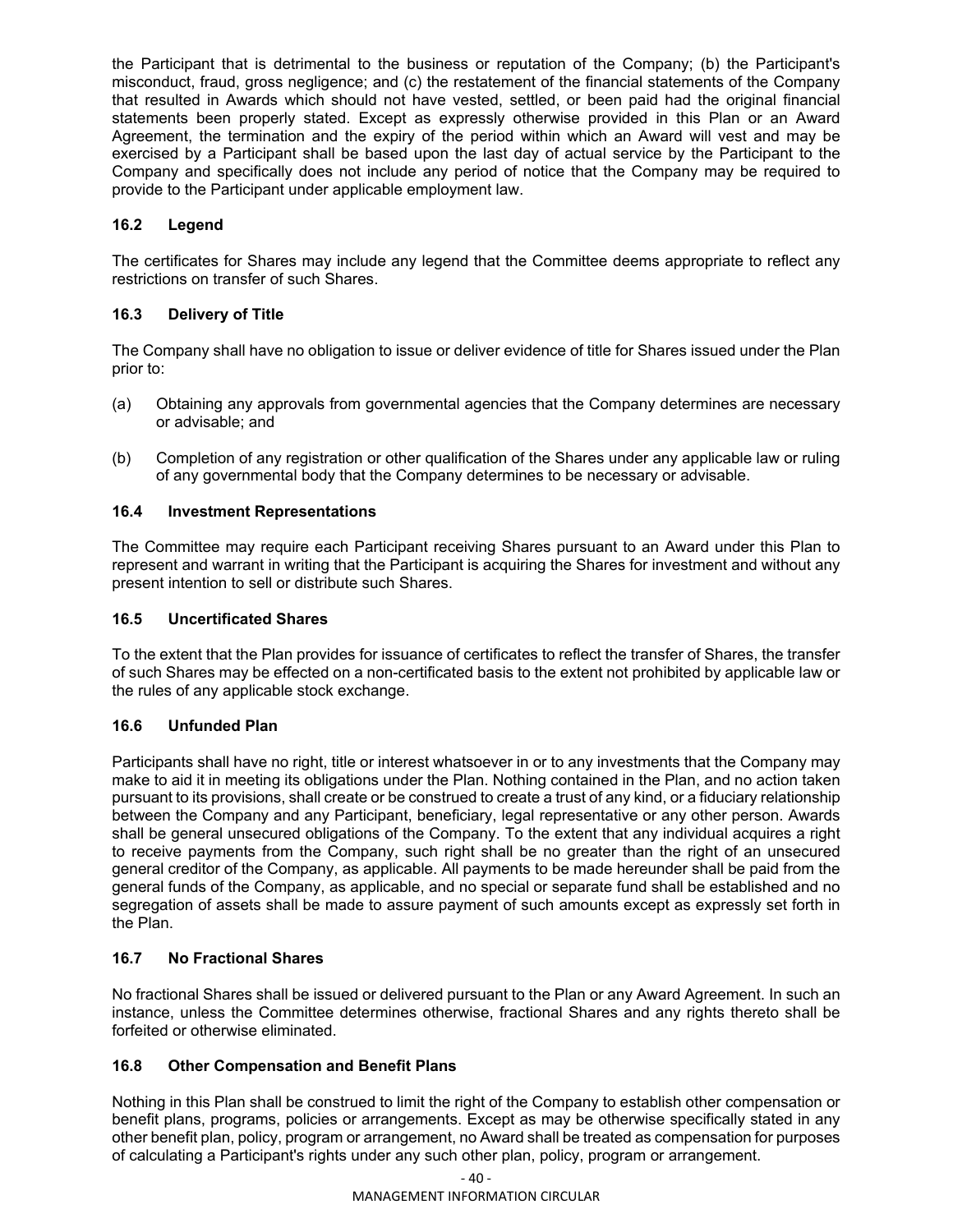the Participant that is detrimental to the business or reputation of the Company; (b) the Participant's misconduct, fraud, gross negligence; and (c) the restatement of the financial statements of the Company that resulted in Awards which should not have vested, settled, or been paid had the original financial statements been properly stated. Except as expressly otherwise provided in this Plan or an Award Agreement, the termination and the expiry of the period within which an Award will vest and may be exercised by a Participant shall be based upon the last day of actual service by the Participant to the Company and specifically does not include any period of notice that the Company may be required to provide to the Participant under applicable employment law.

### 16.2 Legend

The certificates for Shares may include any legend that the Committee deems appropriate to reflect any restrictions on transfer of such Shares.

### 16.3 Delivery of Title

The Company shall have no obligation to issue or deliver evidence of title for Shares issued under the Plan prior to:

(a) Obtaining any approvals from governmental agencies that the Company determines are necessary or advisable; and

(b) Completion of any registration or other qualification of the Shares under any applicable law or ruling of any governmental body that the Company determines to be necessary or advisable.

### 16.4 Investment Representations

The Committee may require each Participant receiving Shares pursuant to an Award under this Plan to represent and warrant in writing that the Participant is acquiring the Shares for investment and without any present intention to sell or distribute such Shares.

### 16.5 Uncertificated Shares

To the extent that the Plan provides for issuance of certificates to reflect the transfer of Shares, the transfer of such Shares may be effected on a non-certificated basis to the extent not prohibited by applicable law or the rules of any applicable stock exchange.

### 16.6 Unfunded Plan

Participants shall have no right, title or interest whatsoever in or to any investments that the Company may make to aid it in meeting its obligations under the Plan. Nothing contained in the Plan, and no action taken pursuant to its provisions, shall create or be construed to create a trust of any kind, or a fiduciary relationship between the Company and any Participant, beneficiary, legal representative or any other person. Awards shall be general unsecured obligations of the Company. To the extent that any individual acquires a right to receive payments from the Company, such right shall be no greater than the right of an unsecured general creditor of the Company, as applicable. All payments to be made hereunder shall be paid from the general funds of the Company, as applicable, and no special or separate fund shall be established and no segregation of assets shall be made to assure payment of such amounts except as expressly set forth in the Plan.

### 16.7 No Fractional Shares

No fractional Shares shall be issued or delivered pursuant to the Plan or any Award Agreement. In such an instance, unless the Committee determines otherwise, fractional Shares and any rights thereto shall be forfeited or otherwise eliminated.

### 16.8 Other Compensation and Benefit Plans

Nothing in this Plan shall be construed to limit the right of the Company to establish other compensation or benefit plans, programs, policies or arrangements. Except as may be otherwise specifically stated in any other benefit plan, policy, program or arrangement, no Award shall be treated as compensation for purposes of calculating a Participant's rights under any such other plan, policy, program or arrangement.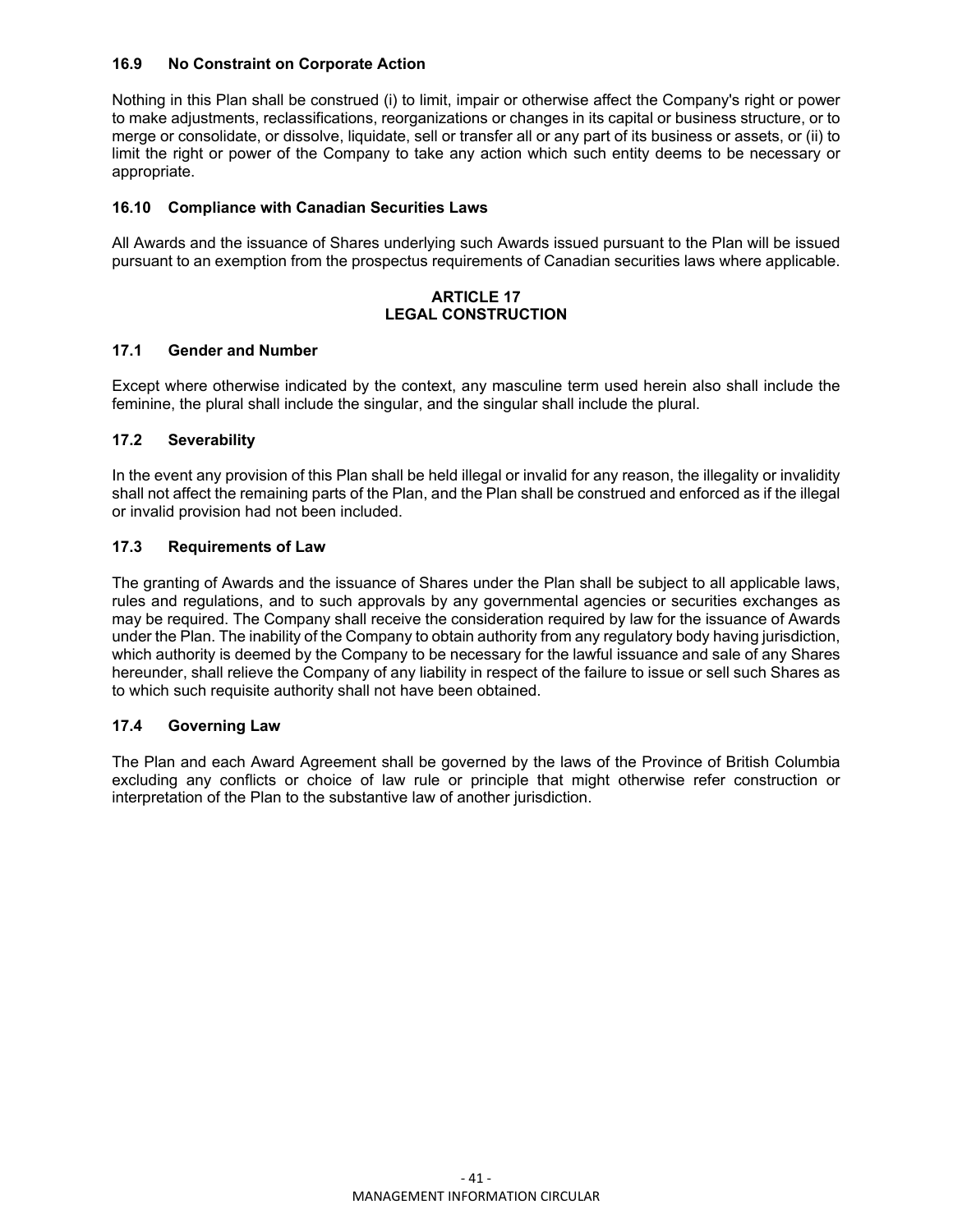### 16.9 No Constraint on Corporate Action

Nothing in this Plan shall be construed (i) to limit, impair or otherwise affect the Company's right or power to make adjustments, reclassifications, reorganizations or changes in its capital or business structure, or to merge or consolidate, or dissolve, liquidate, sell or transfer all or any part of its business or assets, or (ii) to limit the right or power of the Company to take any action which such entity deems to be necessary or appropriate.

### 16.10 Compliance with Canadian Securities Laws

All Awards and the issuance of Shares underlying such Awards issued pursuant to the Plan will be issued pursuant to an exemption from the prospectus requirements of Canadian securities laws where applicable.

## ARTICLE 17
## LEGAL CONSTRUCTION

### 17.1 Gender and Number

Except where otherwise indicated by the context, any masculine term used herein also shall include the feminine, the plural shall include the singular, and the singular shall include the plural.

### 17.2 Severability

In the event any provision of this Plan shall be held illegal or invalid for any reason, the illegality or invalidity shall not affect the remaining parts of the Plan, and the Plan shall be construed and enforced as if the illegal or invalid provision had not been included.

### 17.3 Requirements of Law

The granting of Awards and the issuance of Shares under the Plan shall be subject to all applicable laws, rules and regulations, and to such approvals by any governmental agencies or securities exchanges as may be required. The Company shall receive the consideration required by law for the issuance of Awards under the Plan. The inability of the Company to obtain authority from any regulatory body having jurisdiction, which authority is deemed by the Company to be necessary for the lawful issuance and sale of any Shares hereunder, shall relieve the Company of any liability in respect of the failure to issue or sell such Shares as to which such requisite authority shall not have been obtained.

### 17.4 Governing Law

The Plan and each Award Agreement shall be governed by the laws of the Province of British Columbia excluding any conflicts or choice of law rule or principle that might otherwise refer construction or interpretation of the Plan to the substantive law of another jurisdiction.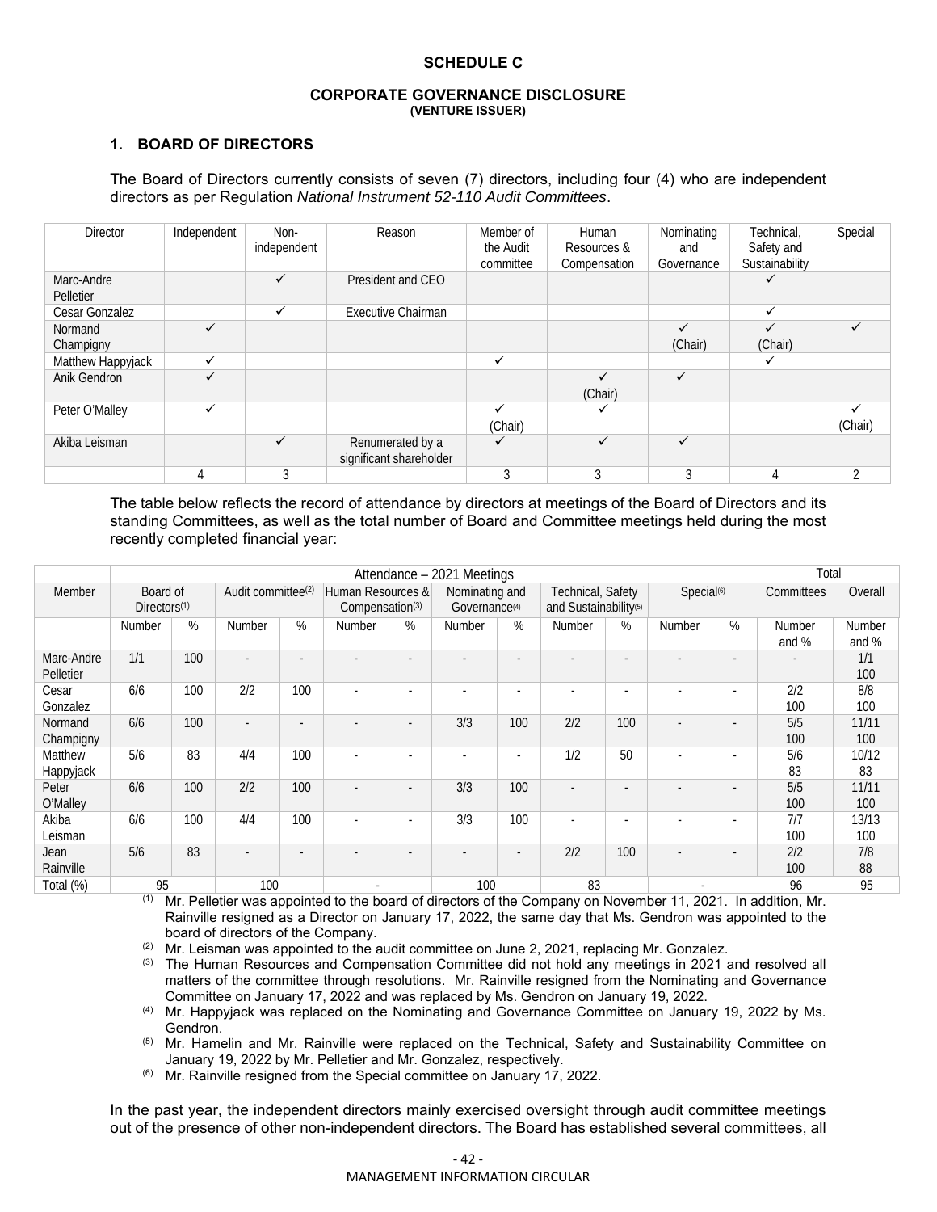## SCHEDULE C

### CORPORATE GOVERNANCE DISCLOSURE
**(VENTURE ISSUER)**

### 1. BOARD OF DIRECTORS

The Board of Directors currently consists of seven (7) directors, including four (4) who are independent directors as per Regulation *National Instrument 52-110 Audit Committees*.

| Director | Independent | Non-independent | Reason | Member of the Audit committee | Human Resources & Compensation | Nominating and Governance | Technical, Safety and Sustainability | Special |
|---|---|---|---|---|---|---|---|---|
| Marc-Andre Pelletier | | ✓ | President and CEO | | | | ✓ | |
| Cesar Gonzalez | | ✓ | Executive Chairman | | | | ✓ | |
| Normand Champigny | ✓ | | | | | ✓ (Chair) | ✓ (Chair) | ✓ |
| Matthew Happyjack | ✓ | | | ✓ | | | ✓ | |
| Anik Gendron | ✓ | | | | ✓ (Chair) | ✓ | | |
| Peter O'Malley | ✓ | | | ✓ (Chair) | ✓ | | | ✓ (Chair) |
| Akiba Leisman | | ✓ | Renumerated by a significant shareholder | ✓ | ✓ | ✓ | | |
| | 4 | 3 | | 3 | 3 | 3 | 4 | 2 |

The table below reflects the record of attendance by directors at meetings of the Board of Directors and its standing Committees, as well as the total number of Board and Committee meetings held during the most recently completed financial year:

| | Attendance – 2021 Meetings | | | | | | | | | | | | Total | |
|---|---|---|---|---|---|---|---|---|---|---|---|---|---|---|
| Member | Board of Directors[(1)] | | Audit committee[(2)] | | Human Resources & Compensation[(3)] | | Nominating and Governance[(4)] | | Technical, Safety and Sustainability[(5)] | | Special[(6)] | | Committees | Overall |
| | Number | % | Number | % | Number | % | Number | % | Number | % | Number | % | Number and % | Number and % |
| Marc-Andre Pelletier | 1/1 | 100 | - | - | - | - | - | - | - | - | - | - | - | 1/1 100 |
| Cesar Gonzalez | 6/6 | 100 | 2/2 | 100 | - | - | - | - | - | - | - | - | 2/2 100 | 8/8 100 |
| Normand Champigny | 6/6 | 100 | - | - | - | - | 3/3 | 100 | 2/2 | 100 | - | - | 5/5 100 | 11/11 100 |
| Matthew Happyjack | 5/6 | 83 | 4/4 | 100 | - | - | - | - | 1/2 | 50 | - | - | 5/6 83 | 10/12 83 |
| Peter O'Malley | 6/6 | 100 | 2/2 | 100 | - | - | 3/3 | 100 | - | - | - | - | 5/5 100 | 11/11 100 |
| Akiba Leisman | 6/6 | 100 | 4/4 | 100 | - | - | 3/3 | 100 | - | - | - | - | 7/7 100 | 13/13 100 |
| Jean Rainville | 5/6 | 83 | - | - | - | - | - | - | 2/2 | 100 | - | - | 2/2 100 | 7/8 88 |
| Total (%) | 95 | | 100 | | - | | 100 | | 83 | | - | | 96 | 95 |

(1) Mr. Pelletier was appointed to the board of directors of the Company on November 11, 2021. In addition, Mr. Rainville resigned as a Director on January 17, 2022, the same day that Ms. Gendron was appointed to the board of directors of the Company.

(2) Mr. Leisman was appointed to the audit committee on June 2, 2021, replacing Mr. Gonzalez.

(3) The Human Resources and Compensation Committee did not hold any meetings in 2021 and resolved all matters of the committee through resolutions. Mr. Rainville resigned from the Nominating and Governance Committee on January 17, 2022 and was replaced by Ms. Gendron on January 19, 2022.

(4) Mr. Happyjack was replaced on the Nominating and Governance Committee on January 19, 2022 by Ms. Gendron.

(5) Mr. Hamelin and Mr. Rainville were replaced on the Technical, Safety and Sustainability Committee on January 19, 2022 by Mr. Pelletier and Mr. Gonzalez, respectively.

(6) Mr. Rainville resigned from the Special committee on January 17, 2022.

In the past year, the independent directors mainly exercised oversight through audit committee meetings out of the presence of other non-independent directors. The Board has established several committees, all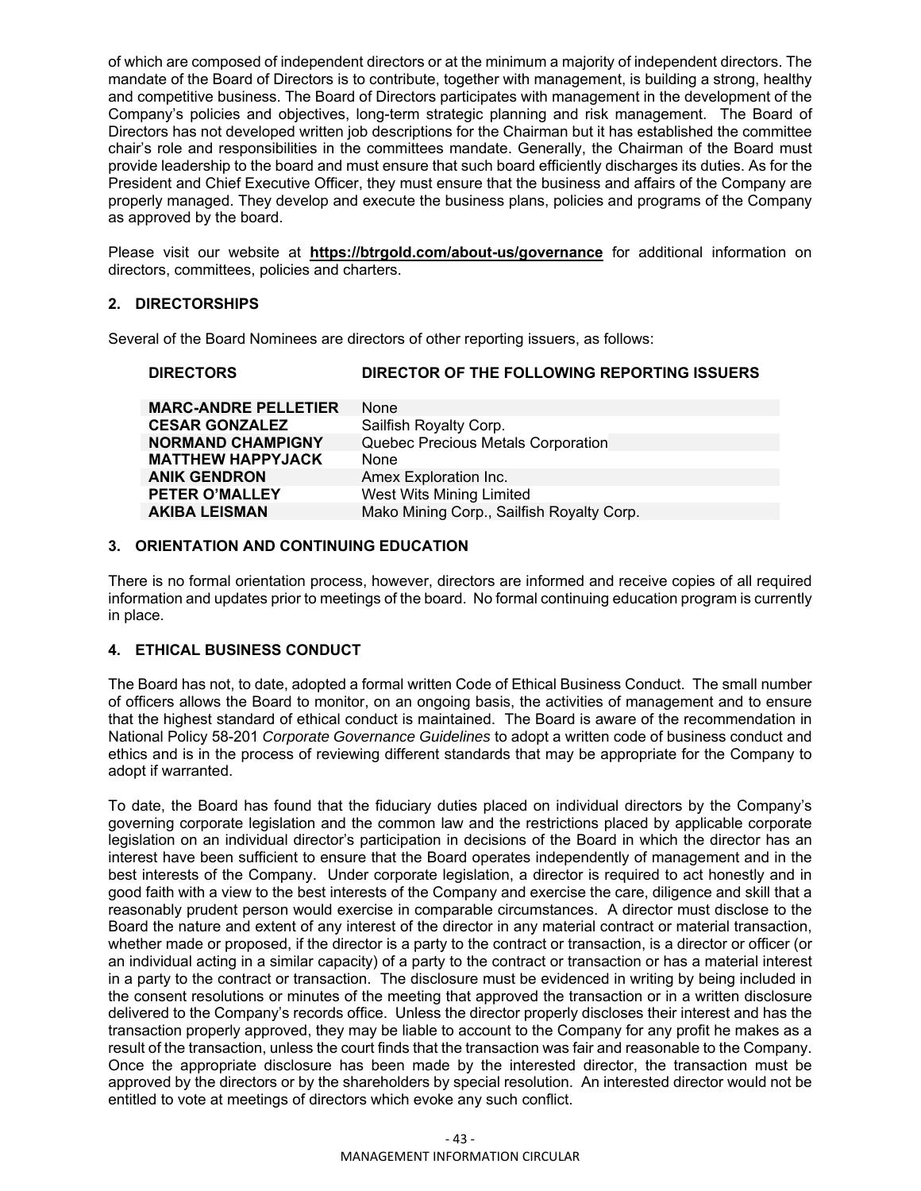of which are composed of independent directors or at the minimum a majority of independent directors. The mandate of the Board of Directors is to contribute, together with management, is building a strong, healthy and competitive business. The Board of Directors participates with management in the development of the Company's policies and objectives, long-term strategic planning and risk management. The Board of Directors has not developed written job descriptions for the Chairman but it has established the committee chair's role and responsibilities in the committees mandate. Generally, the Chairman of the Board must provide leadership to the board and must ensure that such board efficiently discharges its duties. As for the President and Chief Executive Officer, they must ensure that the business and affairs of the Company are properly managed. They develop and execute the business plans, policies and programs of the Company as approved by the board.

Please visit our website at **https://btrgold.com/about-us/governance** for additional information on directors, committees, policies and charters.

## 2. DIRECTORSHIPS

Several of the Board Nominees are directors of other reporting issuers, as follows:

| DIRECTORS | DIRECTOR OF THE FOLLOWING REPORTING ISSUERS |
|---|---|
| **MARC-ANDRE PELLETIER** | None |
| **CESAR GONZALEZ** | Sailfish Royalty Corp. |
| **NORMAND CHAMPIGNY** | Quebec Precious Metals Corporation |
| **MATTHEW HAPPYJACK** | None |
| **ANIK GENDRON** | Amex Exploration Inc. |
| **PETER O'MALLEY** | West Wits Mining Limited |
| **AKIBA LEISMAN** | Mako Mining Corp., Sailfish Royalty Corp. |

## 3. ORIENTATION AND CONTINUING EDUCATION

There is no formal orientation process, however, directors are informed and receive copies of all required information and updates prior to meetings of the board. No formal continuing education program is currently in place.

## 4. ETHICAL BUSINESS CONDUCT

The Board has not, to date, adopted a formal written Code of Ethical Business Conduct. The small number of officers allows the Board to monitor, on an ongoing basis, the activities of management and to ensure that the highest standard of ethical conduct is maintained. The Board is aware of the recommendation in National Policy 58-201 *Corporate Governance Guidelines* to adopt a written code of business conduct and ethics and is in the process of reviewing different standards that may be appropriate for the Company to adopt if warranted.

To date, the Board has found that the fiduciary duties placed on individual directors by the Company's governing corporate legislation and the common law and the restrictions placed by applicable corporate legislation on an individual director's participation in decisions of the Board in which the director has an interest have been sufficient to ensure that the Board operates independently of management and in the best interests of the Company. Under corporate legislation, a director is required to act honestly and in good faith with a view to the best interests of the Company and exercise the care, diligence and skill that a reasonably prudent person would exercise in comparable circumstances. A director must disclose to the Board the nature and extent of any interest of the director in any material contract or material transaction, whether made or proposed, if the director is a party to the contract or transaction, is a director or officer (or an individual acting in a similar capacity) of a party to the contract or transaction or has a material interest in a party to the contract or transaction. The disclosure must be evidenced in writing by being included in the consent resolutions or minutes of the meeting that approved the transaction or in a written disclosure delivered to the Company's records office. Unless the director properly discloses their interest and has the transaction properly approved, they may be liable to account to the Company for any profit he makes as a result of the transaction, unless the court finds that the transaction was fair and reasonable to the Company. Once the appropriate disclosure has been made by the interested director, the transaction must be approved by the directors or by the shareholders by special resolution. An interested director would not be entitled to vote at meetings of directors which evoke any such conflict.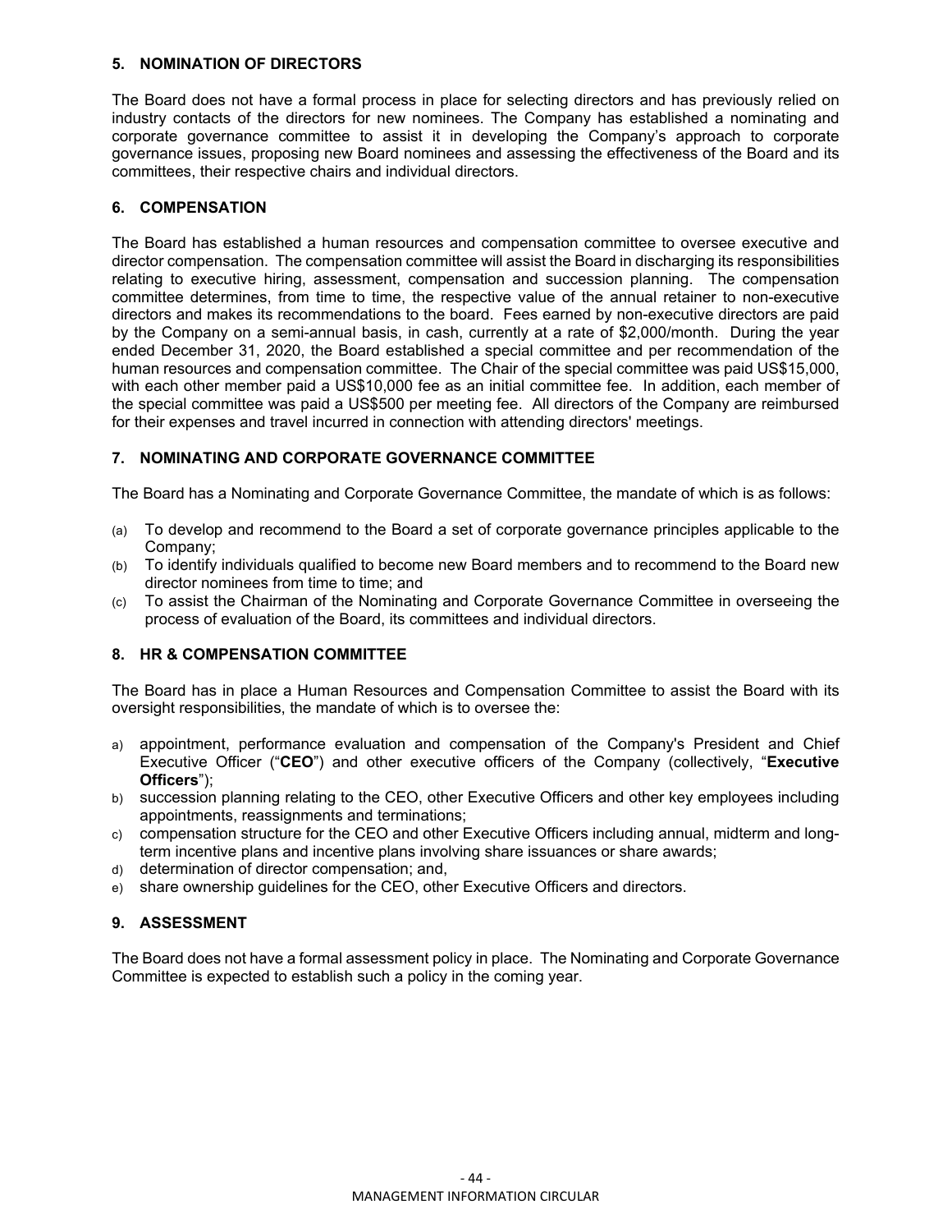## 5. NOMINATION OF DIRECTORS

The Board does not have a formal process in place for selecting directors and has previously relied on industry contacts of the directors for new nominees. The Company has established a nominating and corporate governance committee to assist it in developing the Company's approach to corporate governance issues, proposing new Board nominees and assessing the effectiveness of the Board and its committees, their respective chairs and individual directors.

## 6. COMPENSATION

The Board has established a human resources and compensation committee to oversee executive and director compensation. The compensation committee will assist the Board in discharging its responsibilities relating to executive hiring, assessment, compensation and succession planning. The compensation committee determines, from time to time, the respective value of the annual retainer to non-executive directors and makes its recommendations to the board. Fees earned by non-executive directors are paid by the Company on a semi-annual basis, in cash, currently at a rate of $2,000/month. During the year ended December 31, 2020, the Board established a special committee and per recommendation of the human resources and compensation committee. The Chair of the special committee was paid US$15,000, with each other member paid a US$10,000 fee as an initial committee fee. In addition, each member of the special committee was paid a US$500 per meeting fee. All directors of the Company are reimbursed for their expenses and travel incurred in connection with attending directors' meetings.

## 7. NOMINATING AND CORPORATE GOVERNANCE COMMITTEE

The Board has a Nominating and Corporate Governance Committee, the mandate of which is as follows:

(a) To develop and recommend to the Board a set of corporate governance principles applicable to the Company;
(b) To identify individuals qualified to become new Board members and to recommend to the Board new director nominees from time to time; and
(c) To assist the Chairman of the Nominating and Corporate Governance Committee in overseeing the process of evaluation of the Board, its committees and individual directors.

## 8. HR & COMPENSATION COMMITTEE

The Board has in place a Human Resources and Compensation Committee to assist the Board with its oversight responsibilities, the mandate of which is to oversee the:

a) appointment, performance evaluation and compensation of the Company's President and Chief Executive Officer ("**CEO**") and other executive officers of the Company (collectively, "**Executive Officers**");
b) succession planning relating to the CEO, other Executive Officers and other key employees including appointments, reassignments and terminations;
c) compensation structure for the CEO and other Executive Officers including annual, midterm and long-term incentive plans and incentive plans involving share issuances or share awards;
d) determination of director compensation; and,
e) share ownership guidelines for the CEO, other Executive Officers and directors.

## 9. ASSESSMENT

The Board does not have a formal assessment policy in place. The Nominating and Corporate Governance Committee is expected to establish such a policy in the coming year.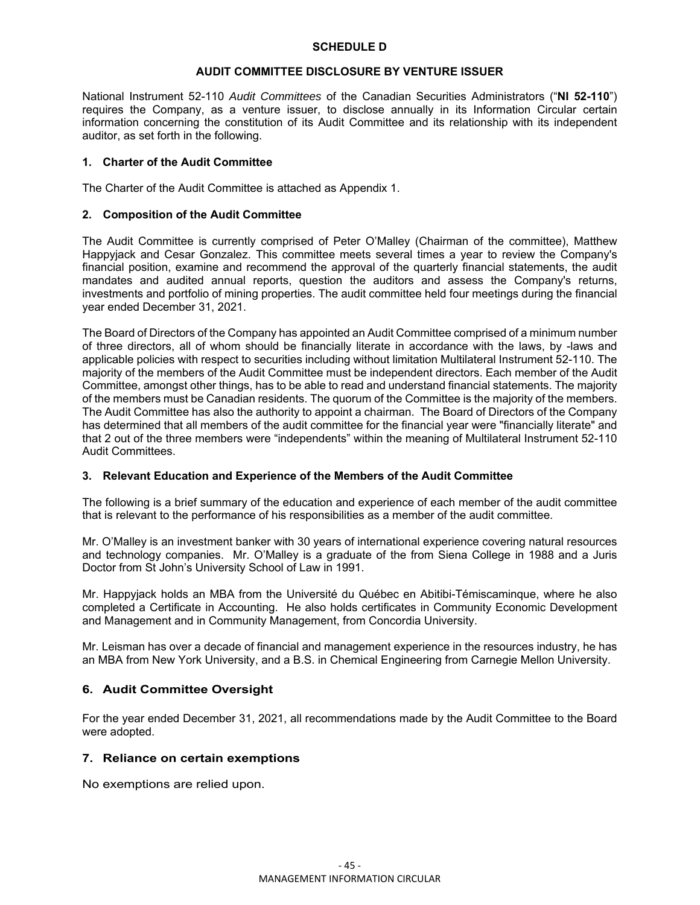**SCHEDULE D**

**AUDIT COMMITTEE DISCLOSURE BY VENTURE ISSUER**

National Instrument 52-110 *Audit Committees* of the Canadian Securities Administrators ("**NI 52-110**") requires the Company, as a venture issuer, to disclose annually in its Information Circular certain information concerning the constitution of its Audit Committee and its relationship with its independent auditor, as set forth in the following.

**1. Charter of the Audit Committee**

The Charter of the Audit Committee is attached as Appendix 1.

**2. Composition of the Audit Committee**

The Audit Committee is currently comprised of Peter O'Malley (Chairman of the committee), Matthew Happyjack and Cesar Gonzalez. This committee meets several times a year to review the Company's financial position, examine and recommend the approval of the quarterly financial statements, the audit mandates and audited annual reports, question the auditors and assess the Company's returns, investments and portfolio of mining properties. The audit committee held four meetings during the financial year ended December 31, 2021.

The Board of Directors of the Company has appointed an Audit Committee comprised of a minimum number of three directors, all of whom should be financially literate in accordance with the laws, by -laws and applicable policies with respect to securities including without limitation Multilateral Instrument 52-110. The majority of the members of the Audit Committee must be independent directors. Each member of the Audit Committee, amongst other things, has to be able to read and understand financial statements. The majority of the members must be Canadian residents. The quorum of the Committee is the majority of the members. The Audit Committee has also the authority to appoint a chairman. The Board of Directors of the Company has determined that all members of the audit committee for the financial year were "financially literate" and that 2 out of the three members were "independents" within the meaning of Multilateral Instrument 52-110 Audit Committees.

**3. Relevant Education and Experience of the Members of the Audit Committee**

The following is a brief summary of the education and experience of each member of the audit committee that is relevant to the performance of his responsibilities as a member of the audit committee.

Mr. O'Malley is an investment banker with 30 years of international experience covering natural resources and technology companies. Mr. O'Malley is a graduate of the from Siena College in 1988 and a Juris Doctor from St John's University School of Law in 1991.

Mr. Happyjack holds an MBA from the Université du Québec en Abitibi-Témiscaminque, where he also completed a Certificate in Accounting. He also holds certificates in Community Economic Development and Management and in Community Management, from Concordia University.

Mr. Leisman has over a decade of financial and management experience in the resources industry, he has an MBA from New York University, and a B.S. in Chemical Engineering from Carnegie Mellon University.

## 6. Audit Committee Oversight

For the year ended December 31, 2021, all recommendations made by the Audit Committee to the Board were adopted.

## 7. Reliance on certain exemptions

No exemptions are relied upon.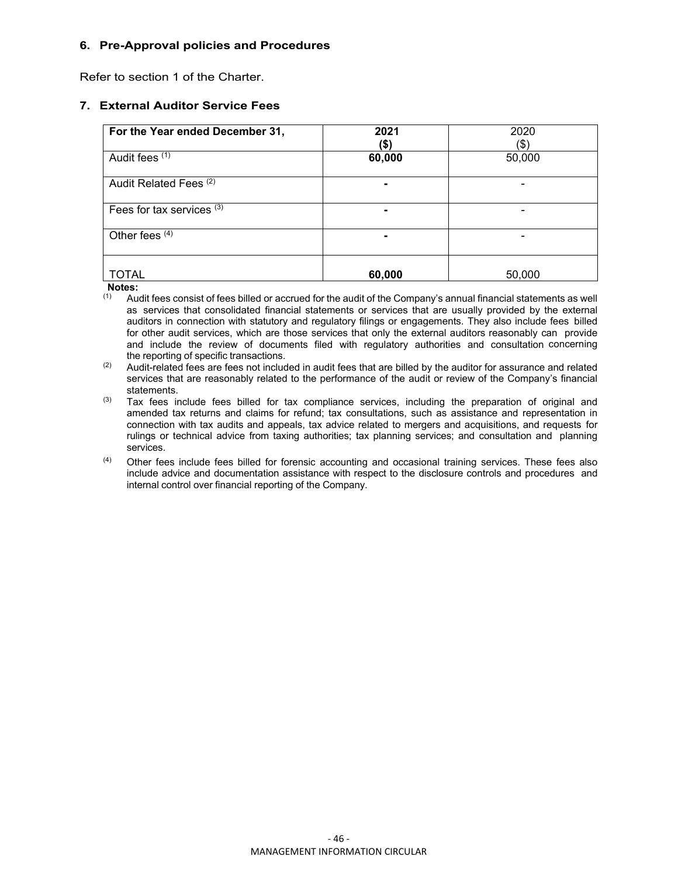### 6. Pre-Approval policies and Procedures

Refer to section 1 of the Charter.

### 7. External Auditor Service Fees

| For the Year ended December 31, | **2021 ($)** | 2020 ($) |
|---|---|---|
| Audit fees [(1)] | **60,000** | 50,000 |
| Audit Related Fees [(2)] | **-** | - |
| Fees for tax services [(3)] | **-** | - |
| Other fees [(4)] | **-** | - |
| TOTAL | **60,000** | 50,000 |

**Notes:**

(1) Audit fees consist of fees billed or accrued for the audit of the Company's annual financial statements as well as services that consolidated financial statements or services that are usually provided by the external auditors in connection with statutory and regulatory filings or engagements. They also include fees billed for other audit services, which are those services that only the external auditors reasonably can provide and include the review of documents filed with regulatory authorities and consultation concerning the reporting of specific transactions.

(2) Audit-related fees are fees not included in audit fees that are billed by the auditor for assurance and related services that are reasonably related to the performance of the audit or review of the Company's financial statements.

(3) Tax fees include fees billed for tax compliance services, including the preparation of original and amended tax returns and claims for refund; tax consultations, such as assistance and representation in connection with tax audits and appeals, tax advice related to mergers and acquisitions, and requests for rulings or technical advice from taxing authorities; tax planning services; and consultation and planning services.

(4) Other fees include fees billed for forensic accounting and occasional training services. These fees also include advice and documentation assistance with respect to the disclosure controls and procedures and internal control over financial reporting of the Company.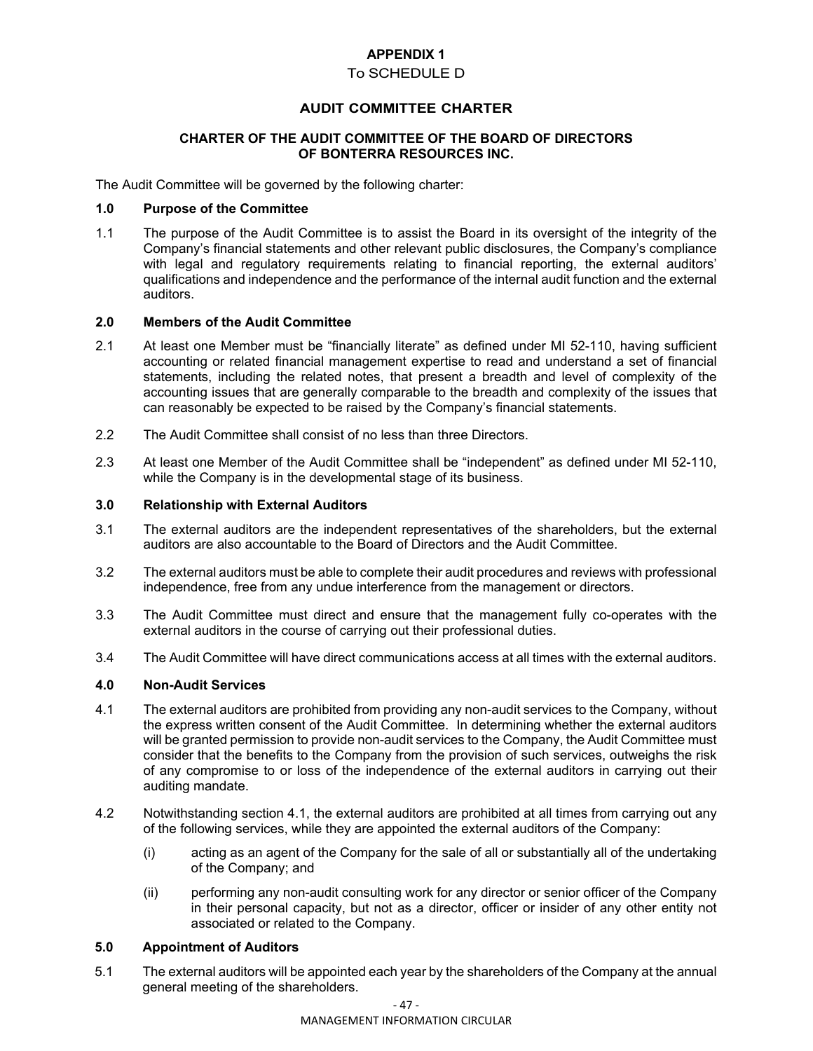**APPENDIX 1**

To SCHEDULE D

## AUDIT COMMITTEE CHARTER

### CHARTER OF THE AUDIT COMMITTEE OF THE BOARD OF DIRECTORS OF BONTERRA RESOURCES INC.

The Audit Committee will be governed by the following charter:

**1.0 Purpose of the Committee**

1.1 The purpose of the Audit Committee is to assist the Board in its oversight of the integrity of the Company's financial statements and other relevant public disclosures, the Company's compliance with legal and regulatory requirements relating to financial reporting, the external auditors' qualifications and independence and the performance of the internal audit function and the external auditors.

**2.0 Members of the Audit Committee**

2.1 At least one Member must be "financially literate" as defined under MI 52-110, having sufficient accounting or related financial management expertise to read and understand a set of financial statements, including the related notes, that present a breadth and level of complexity of the accounting issues that are generally comparable to the breadth and complexity of the issues that can reasonably be expected to be raised by the Company's financial statements.

2.2 The Audit Committee shall consist of no less than three Directors.

2.3 At least one Member of the Audit Committee shall be "independent" as defined under MI 52-110, while the Company is in the developmental stage of its business.

**3.0 Relationship with External Auditors**

3.1 The external auditors are the independent representatives of the shareholders, but the external auditors are also accountable to the Board of Directors and the Audit Committee.

3.2 The external auditors must be able to complete their audit procedures and reviews with professional independence, free from any undue interference from the management or directors.

3.3 The Audit Committee must direct and ensure that the management fully co-operates with the external auditors in the course of carrying out their professional duties.

3.4 The Audit Committee will have direct communications access at all times with the external auditors.

**4.0 Non-Audit Services**

4.1 The external auditors are prohibited from providing any non-audit services to the Company, without the express written consent of the Audit Committee. In determining whether the external auditors will be granted permission to provide non-audit services to the Company, the Audit Committee must consider that the benefits to the Company from the provision of such services, outweighs the risk of any compromise to or loss of the independence of the external auditors in carrying out their auditing mandate.

4.2 Notwithstanding section 4.1, the external auditors are prohibited at all times from carrying out any of the following services, while they are appointed the external auditors of the Company:

(i) acting as an agent of the Company for the sale of all or substantially all of the undertaking of the Company; and

(ii) performing any non-audit consulting work for any director or senior officer of the Company in their personal capacity, but not as a director, officer or insider of any other entity not associated or related to the Company.

**5.0 Appointment of Auditors**

5.1 The external auditors will be appointed each year by the shareholders of the Company at the annual general meeting of the shareholders.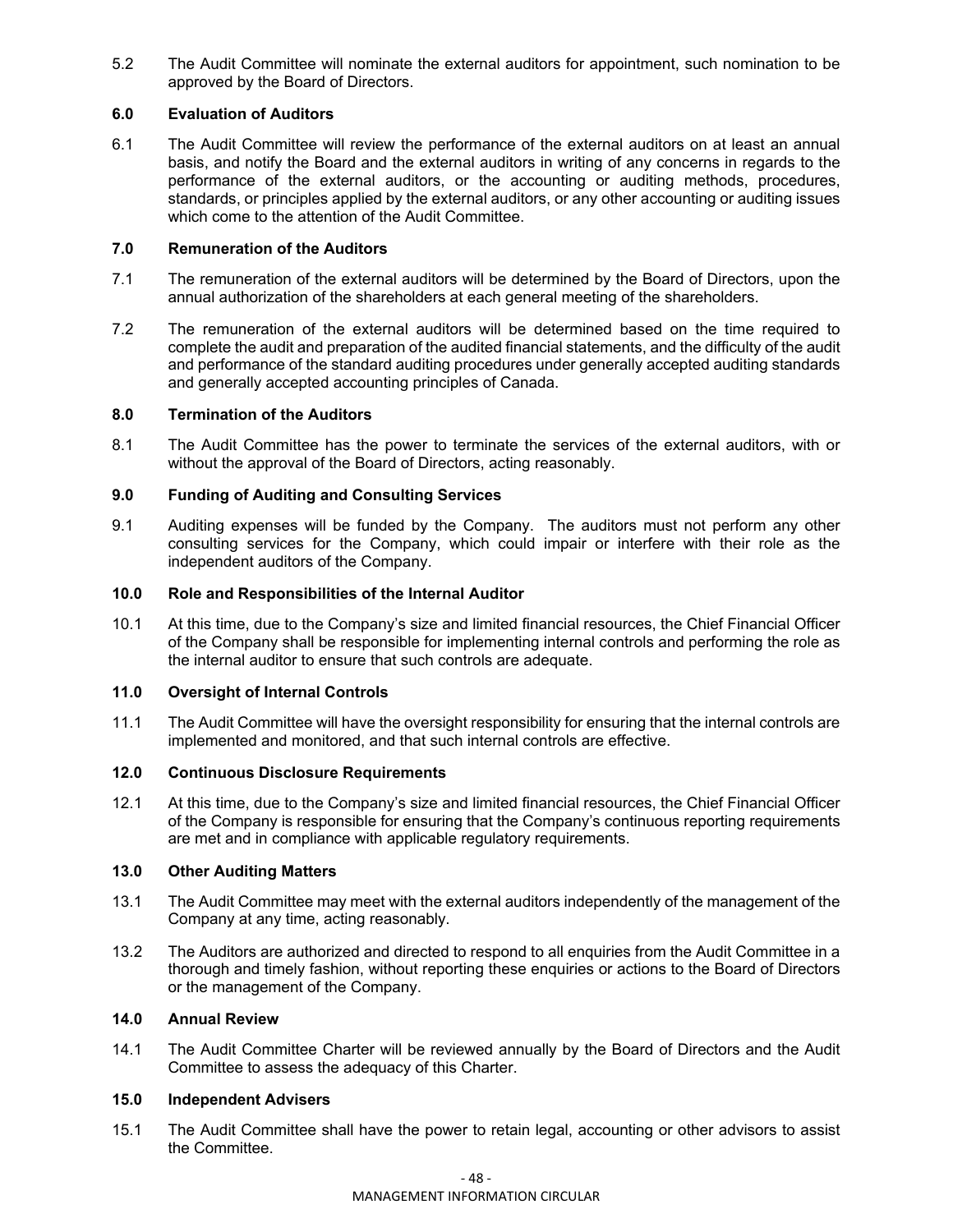5.2 The Audit Committee will nominate the external auditors for appointment, such nomination to be approved by the Board of Directors.

### 6.0 Evaluation of Auditors

6.1 The Audit Committee will review the performance of the external auditors on at least an annual basis, and notify the Board and the external auditors in writing of any concerns in regards to the performance of the external auditors, or the accounting or auditing methods, procedures, standards, or principles applied by the external auditors, or any other accounting or auditing issues which come to the attention of the Audit Committee.

### 7.0 Remuneration of the Auditors

7.1 The remuneration of the external auditors will be determined by the Board of Directors, upon the annual authorization of the shareholders at each general meeting of the shareholders.

7.2 The remuneration of the external auditors will be determined based on the time required to complete the audit and preparation of the audited financial statements, and the difficulty of the audit and performance of the standard auditing procedures under generally accepted auditing standards and generally accepted accounting principles of Canada.

### 8.0 Termination of the Auditors

8.1 The Audit Committee has the power to terminate the services of the external auditors, with or without the approval of the Board of Directors, acting reasonably.

### 9.0 Funding of Auditing and Consulting Services

9.1 Auditing expenses will be funded by the Company. The auditors must not perform any other consulting services for the Company, which could impair or interfere with their role as the independent auditors of the Company.

### 10.0 Role and Responsibilities of the Internal Auditor

10.1 At this time, due to the Company's size and limited financial resources, the Chief Financial Officer of the Company shall be responsible for implementing internal controls and performing the role as the internal auditor to ensure that such controls are adequate.

### 11.0 Oversight of Internal Controls

11.1 The Audit Committee will have the oversight responsibility for ensuring that the internal controls are implemented and monitored, and that such internal controls are effective.

### 12.0 Continuous Disclosure Requirements

12.1 At this time, due to the Company's size and limited financial resources, the Chief Financial Officer of the Company is responsible for ensuring that the Company's continuous reporting requirements are met and in compliance with applicable regulatory requirements.

### 13.0 Other Auditing Matters

13.1 The Audit Committee may meet with the external auditors independently of the management of the Company at any time, acting reasonably.

13.2 The Auditors are authorized and directed to respond to all enquiries from the Audit Committee in a thorough and timely fashion, without reporting these enquiries or actions to the Board of Directors or the management of the Company.

### 14.0 Annual Review

14.1 The Audit Committee Charter will be reviewed annually by the Board of Directors and the Audit Committee to assess the adequacy of this Charter.

### 15.0 Independent Advisers

15.1 The Audit Committee shall have the power to retain legal, accounting or other advisors to assist the Committee.